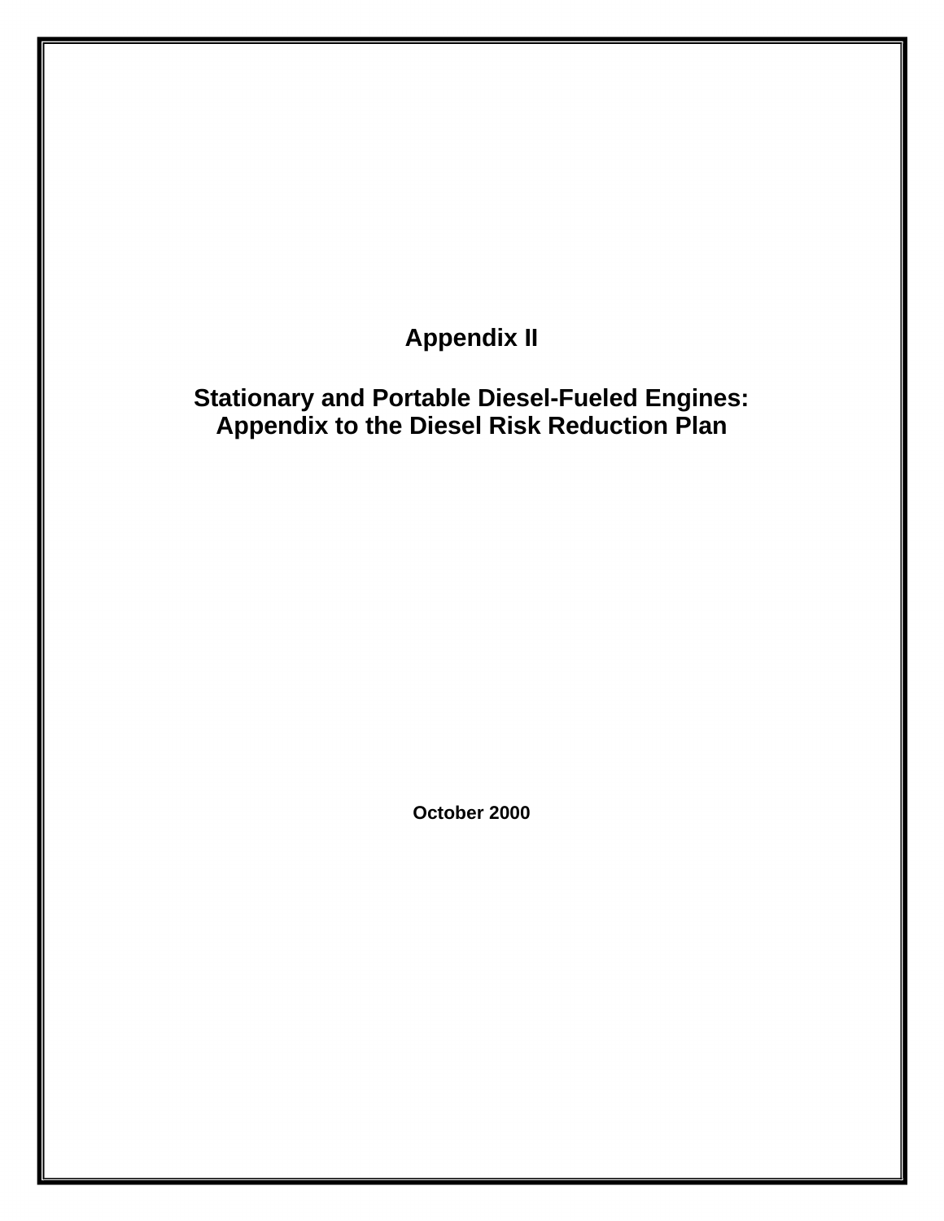# Appendix II

# Stationary and Portable Diesel-Fueled Engines: Appendix to the Diesel Risk Reduction Plan

**October 2000**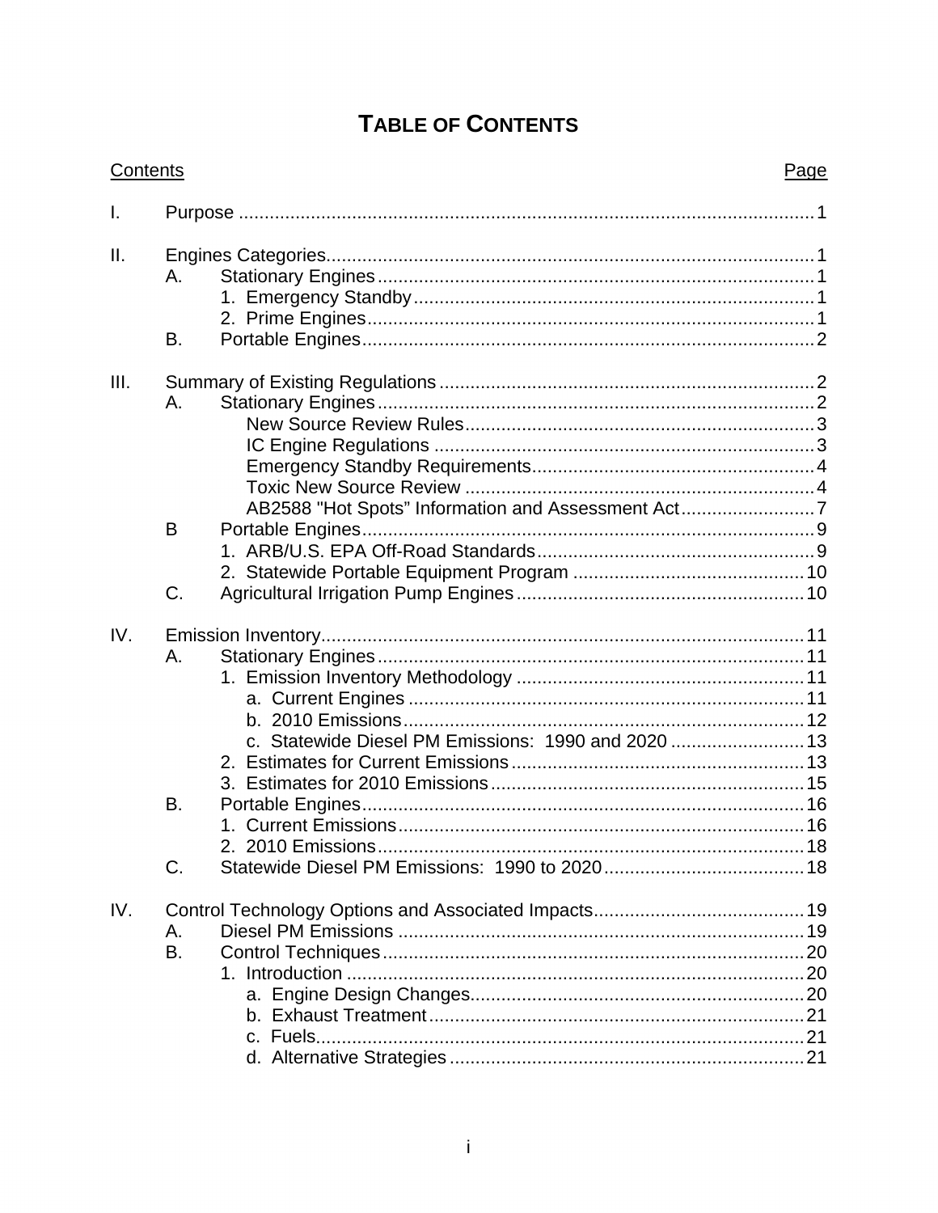# TABLE OF CONTENTS

| Contents | | | Page |
|---|---|---|---|
| I. | Purpose | | 1 |
| II. | Engines Categories | | 1 |
| | A. | Stationary Engines | 1 |
| | | 1. Emergency Standby | 1 |
| | | 2. Prime Engines | 1 |
| | B. | Portable Engines | 2 |
| III. | Summary of Existing Regulations | | 2 |
| | A. | Stationary Engines | 2 |
| | | New Source Review Rules | 3 |
| | | IC Engine Regulations | 3 |
| | | Emergency Standby Requirements | 4 |
| | | Toxic New Source Review | 4 |
| | | AB2588 "Hot Spots" Information and Assessment Act | 7 |
| | B | Portable Engines | 9 |
| | | 1. ARB/U.S. EPA Off-Road Standards | 9 |
| | | 2. Statewide Portable Equipment Program | 10 |
| | C. | Agricultural Irrigation Pump Engines | 10 |
| IV. | Emission Inventory | | 11 |
| | A. | Stationary Engines | 11 |
| | | 1. Emission Inventory Methodology | 11 |
| | | a. Current Engines | 11 |
| | | b. 2010 Emissions | 12 |
| | | c. Statewide Diesel PM Emissions: 1990 and 2020 | 13 |
| | | 2. Estimates for Current Emissions | 13 |
| | | 3. Estimates for 2010 Emissions | 15 |
| | B. | Portable Engines | 16 |
| | | 1. Current Emissions | 16 |
| | | 2. 2010 Emissions | 18 |
| | C. | Statewide Diesel PM Emissions: 1990 to 2020 | 18 |
| IV. | Control Technology Options and Associated Impacts | | 19 |
| | A. | Diesel PM Emissions | 19 |
| | B. | Control Techniques | 20 |
| | | 1. Introduction | 20 |
| | | a. Engine Design Changes | 20 |
| | | b. Exhaust Treatment | 21 |
| | | c. Fuels | 21 |
| | | d. Alternative Strategies | 21 |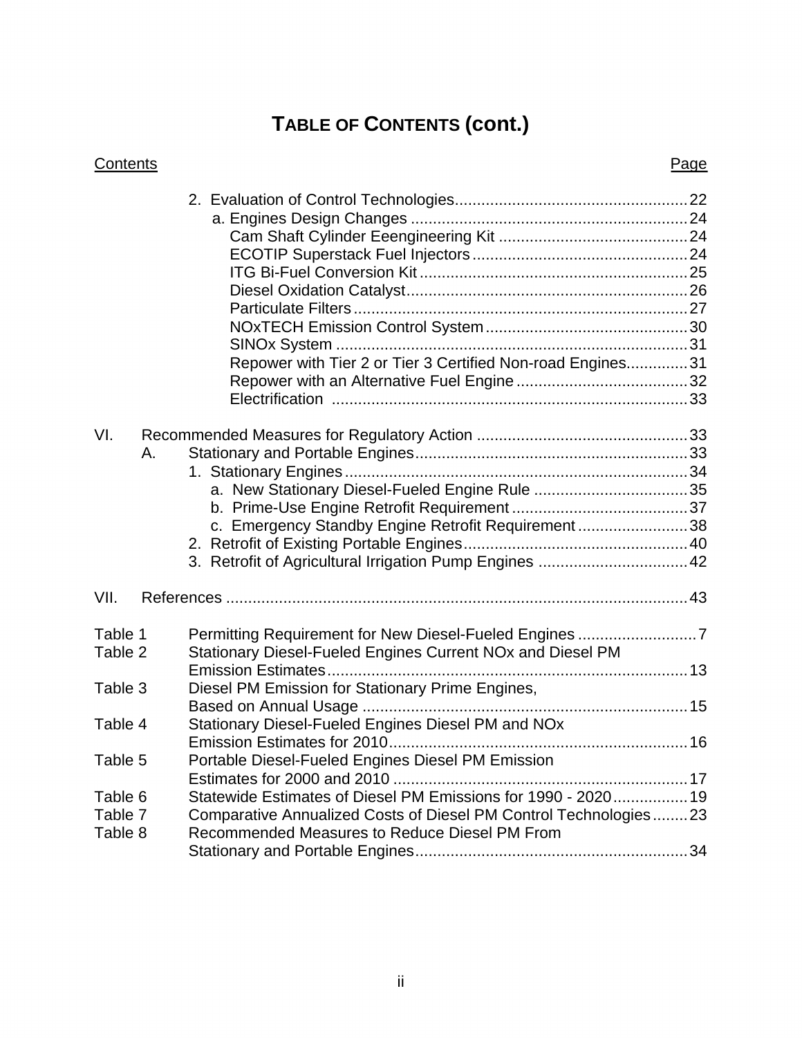# TABLE OF CONTENTS (cont.)

| Contents | Page |
|---|---|
| 2. Evaluation of Control Technologies | 22 |
| a. Engines Design Changes | 24 |
| Cam Shaft Cylinder Eeengineering Kit | 24 |
| ECOTIP Superstack Fuel Injectors | 24 |
| ITG Bi-Fuel Conversion Kit | 25 |
| Diesel Oxidation Catalyst | 26 |
| Particulate Filters | 27 |
| NOxTECH Emission Control System | 30 |
| SINOx System | 31 |
| Repower with Tier 2 or Tier 3 Certified Non-road Engines | 31 |
| Repower with an Alternative Fuel Engine | 32 |
| Electrification | 33 |
| VI. Recommended Measures for Regulatory Action | 33 |
| A. Stationary and Portable Engines | 33 |
| 1. Stationary Engines | 34 |
| a. New Stationary Diesel-Fueled Engine Rule | 35 |
| b. Prime-Use Engine Retrofit Requirement | 37 |
| c. Emergency Standby Engine Retrofit Requirement | 38 |
| 2. Retrofit of Existing Portable Engines | 40 |
| 3. Retrofit of Agricultural Irrigation Pump Engines | 42 |
| VII. References | 43 |
| Table 1 Permitting Requirement for New Diesel-Fueled Engines | 7 |
| Table 2 Stationary Diesel-Fueled Engines Current NOx and Diesel PM Emission Estimates | 13 |
| Table 3 Diesel PM Emission for Stationary Prime Engines, Based on Annual Usage | 15 |
| Table 4 Stationary Diesel-Fueled Engines Diesel PM and NOx Emission Estimates for 2010 | 16 |
| Table 5 Portable Diesel-Fueled Engines Diesel PM Emission Estimates for 2000 and 2010 | 17 |
| Table 6 Statewide Estimates of Diesel PM Emissions for 1990 - 2020 | 19 |
| Table 7 Comparative Annualized Costs of Diesel PM Control Technologies | 23 |
| Table 8 Recommended Measures to Reduce Diesel PM From Stationary and Portable Engines | 34 |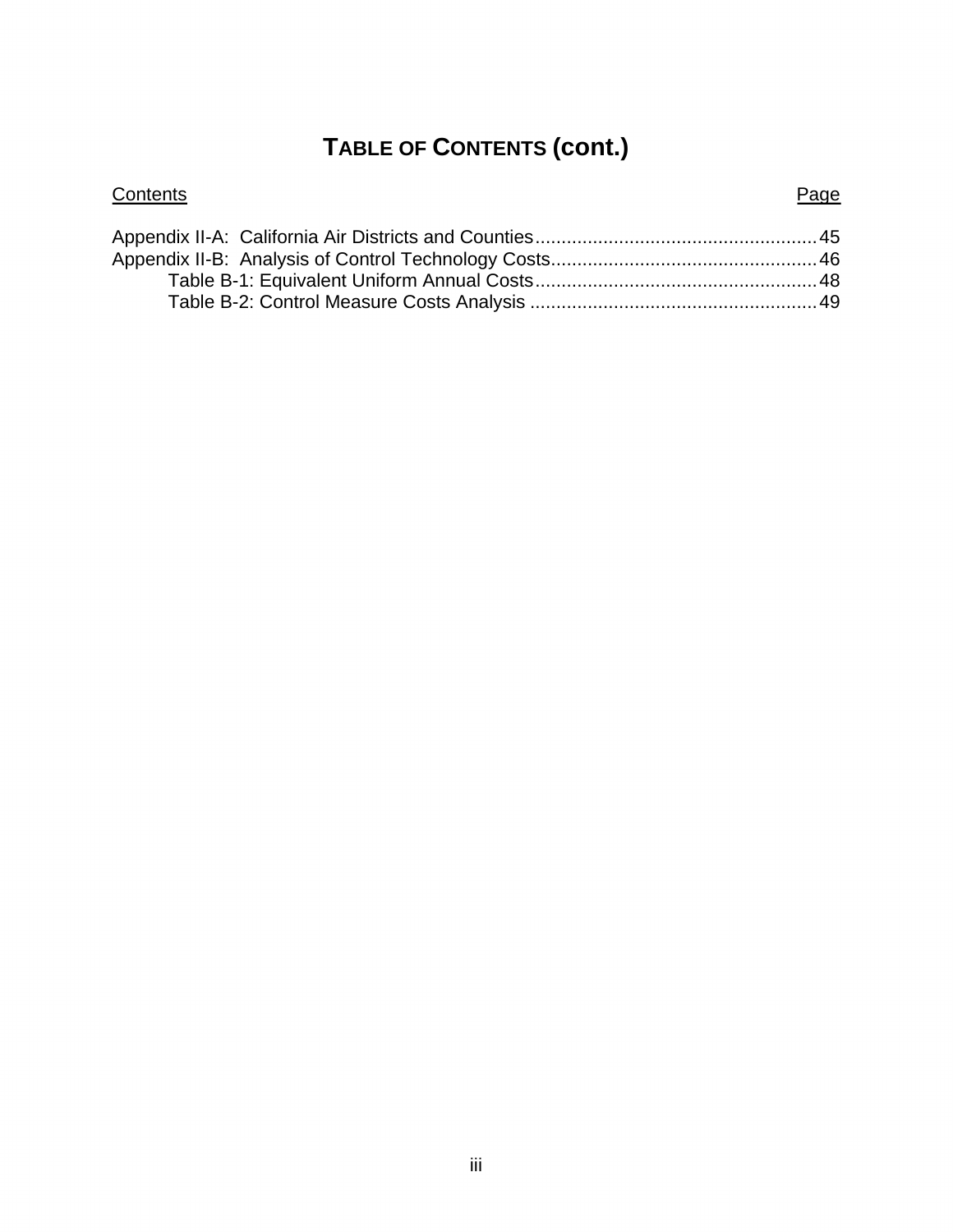# TABLE OF CONTENTS (cont.)

| Contents | Page |
|---|---|
| Appendix II-A: California Air Districts and Counties | 45 |
| Appendix II-B: Analysis of Control Technology Costs | 46 |
| Table B-1: Equivalent Uniform Annual Costs | 48 |
| Table B-2: Control Measure Costs Analysis | 49 |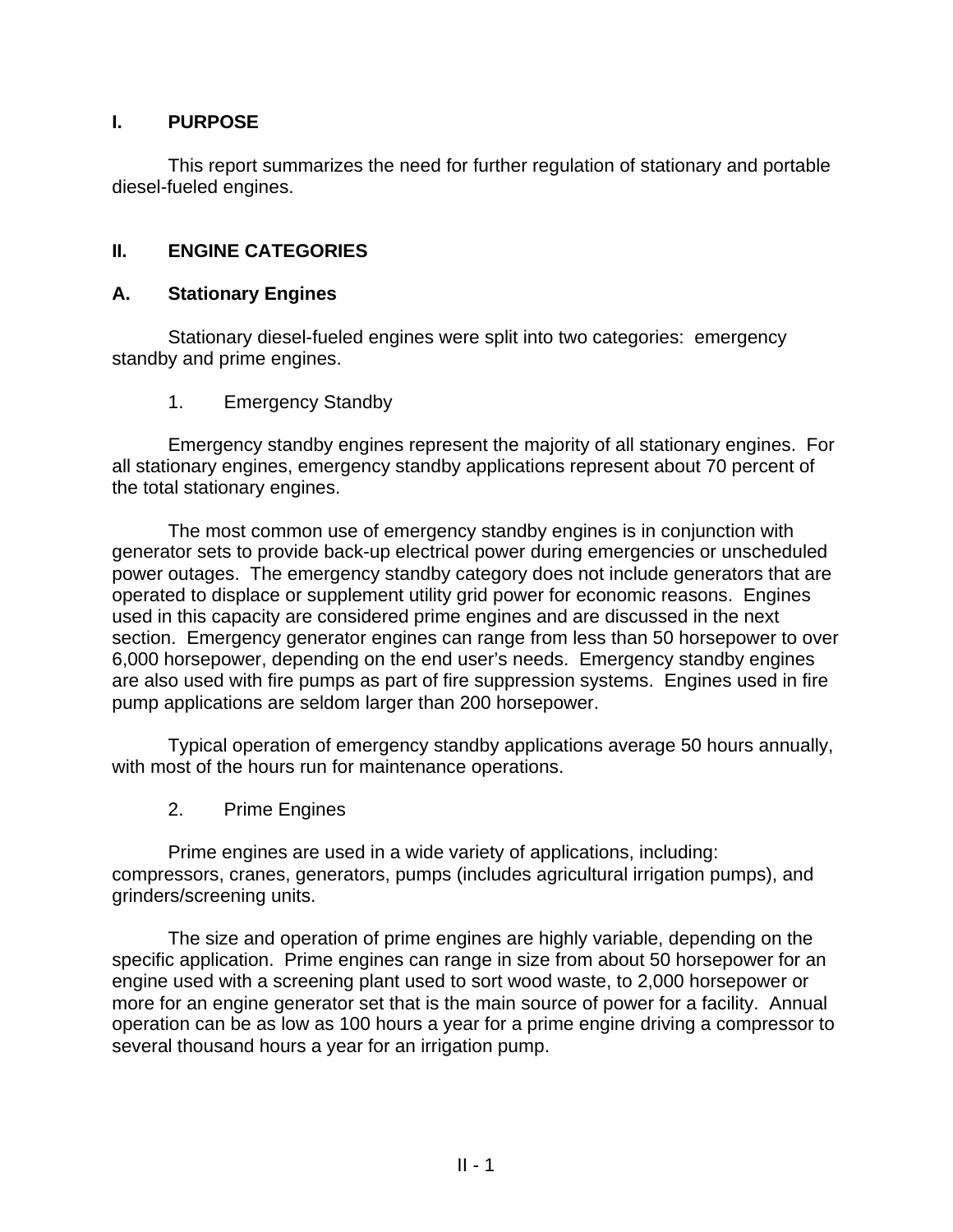# I. PURPOSE

This report summarizes the need for further regulation of stationary and portable diesel-fueled engines.

# II. ENGINE CATEGORIES

## A. Stationary Engines

Stationary diesel-fueled engines were split into two categories: emergency standby and prime engines.

### 1. Emergency Standby

Emergency standby engines represent the majority of all stationary engines. For all stationary engines, emergency standby applications represent about 70 percent of the total stationary engines.

The most common use of emergency standby engines is in conjunction with generator sets to provide back-up electrical power during emergencies or unscheduled power outages. The emergency standby category does not include generators that are operated to displace or supplement utility grid power for economic reasons. Engines used in this capacity are considered prime engines and are discussed in the next section. Emergency generator engines can range from less than 50 horsepower to over 6,000 horsepower, depending on the end user's needs. Emergency standby engines are also used with fire pumps as part of fire suppression systems. Engines used in fire pump applications are seldom larger than 200 horsepower.

Typical operation of emergency standby applications average 50 hours annually, with most of the hours run for maintenance operations.

### 2. Prime Engines

Prime engines are used in a wide variety of applications, including: compressors, cranes, generators, pumps (includes agricultural irrigation pumps), and grinders/screening units.

The size and operation of prime engines are highly variable, depending on the specific application. Prime engines can range in size from about 50 horsepower for an engine used with a screening plant used to sort wood waste, to 2,000 horsepower or more for an engine generator set that is the main source of power for a facility. Annual operation can be as low as 100 hours a year for a prime engine driving a compressor to several thousand hours a year for an irrigation pump.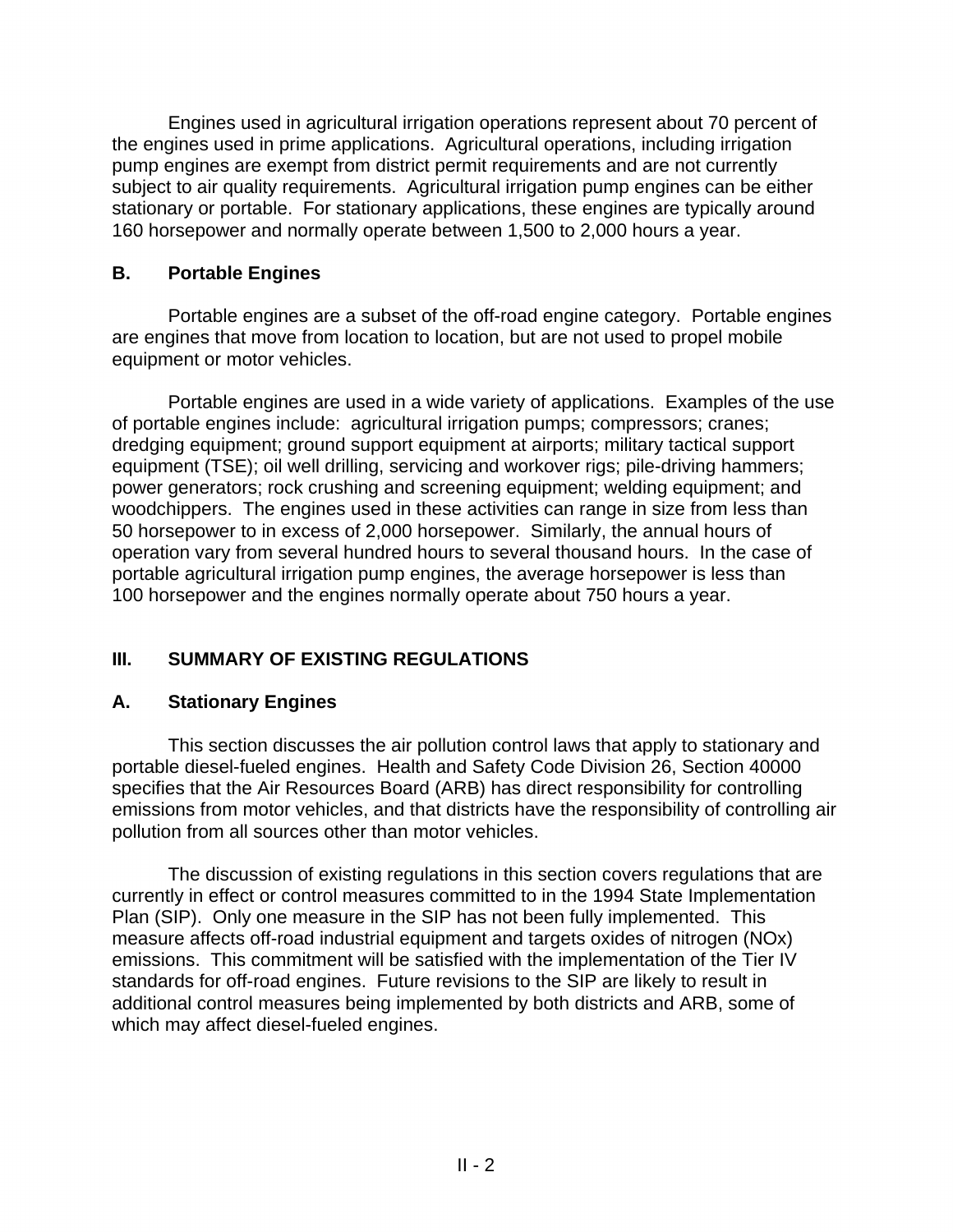Engines used in agricultural irrigation operations represent about 70 percent of the engines used in prime applications. Agricultural operations, including irrigation pump engines are exempt from district permit requirements and are not currently subject to air quality requirements. Agricultural irrigation pump engines can be either stationary or portable. For stationary applications, these engines are typically around 160 horsepower and normally operate between 1,500 to 2,000 hours a year.

### B. Portable Engines

Portable engines are a subset of the off-road engine category. Portable engines are engines that move from location to location, but are not used to propel mobile equipment or motor vehicles.

Portable engines are used in a wide variety of applications. Examples of the use of portable engines include: agricultural irrigation pumps; compressors; cranes; dredging equipment; ground support equipment at airports; military tactical support equipment (TSE); oil well drilling, servicing and workover rigs; pile-driving hammers; power generators; rock crushing and screening equipment; welding equipment; and woodchippers. The engines used in these activities can range in size from less than 50 horsepower to in excess of 2,000 horsepower. Similarly, the annual hours of operation vary from several hundred hours to several thousand hours. In the case of portable agricultural irrigation pump engines, the average horsepower is less than 100 horsepower and the engines normally operate about 750 hours a year.

## III. SUMMARY OF EXISTING REGULATIONS

### A. Stationary Engines

This section discusses the air pollution control laws that apply to stationary and portable diesel-fueled engines. Health and Safety Code Division 26, Section 40000 specifies that the Air Resources Board (ARB) has direct responsibility for controlling emissions from motor vehicles, and that districts have the responsibility of controlling air pollution from all sources other than motor vehicles.

The discussion of existing regulations in this section covers regulations that are currently in effect or control measures committed to in the 1994 State Implementation Plan (SIP). Only one measure in the SIP has not been fully implemented. This measure affects off-road industrial equipment and targets oxides of nitrogen (NOx) emissions. This commitment will be satisfied with the implementation of the Tier IV standards for off-road engines. Future revisions to the SIP are likely to result in additional control measures being implemented by both districts and ARB, some of which may affect diesel-fueled engines.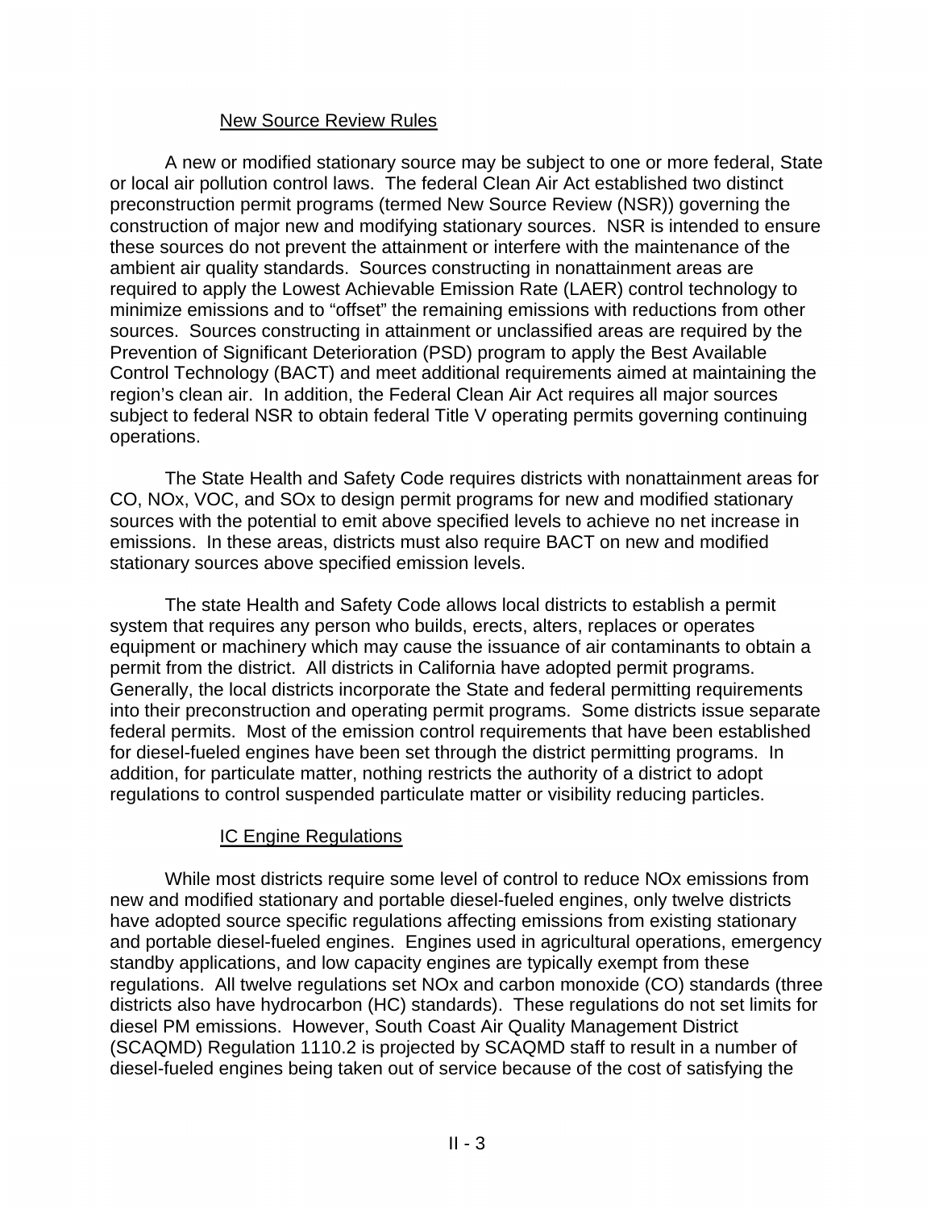### New Source Review Rules

A new or modified stationary source may be subject to one or more federal, State or local air pollution control laws. The federal Clean Air Act established two distinct preconstruction permit programs (termed New Source Review (NSR)) governing the construction of major new and modifying stationary sources. NSR is intended to ensure these sources do not prevent the attainment or interfere with the maintenance of the ambient air quality standards. Sources constructing in nonattainment areas are required to apply the Lowest Achievable Emission Rate (LAER) control technology to minimize emissions and to "offset" the remaining emissions with reductions from other sources. Sources constructing in attainment or unclassified areas are required by the Prevention of Significant Deterioration (PSD) program to apply the Best Available Control Technology (BACT) and meet additional requirements aimed at maintaining the region's clean air. In addition, the Federal Clean Air Act requires all major sources subject to federal NSR to obtain federal Title V operating permits governing continuing operations.

The State Health and Safety Code requires districts with nonattainment areas for CO, NOx, VOC, and SOx to design permit programs for new and modified stationary sources with the potential to emit above specified levels to achieve no net increase in emissions. In these areas, districts must also require BACT on new and modified stationary sources above specified emission levels.

The state Health and Safety Code allows local districts to establish a permit system that requires any person who builds, erects, alters, replaces or operates equipment or machinery which may cause the issuance of air contaminants to obtain a permit from the district. All districts in California have adopted permit programs. Generally, the local districts incorporate the State and federal permitting requirements into their preconstruction and operating permit programs. Some districts issue separate federal permits. Most of the emission control requirements that have been established for diesel-fueled engines have been set through the district permitting programs. In addition, for particulate matter, nothing restricts the authority of a district to adopt regulations to control suspended particulate matter or visibility reducing particles.

### IC Engine Regulations

While most districts require some level of control to reduce NOx emissions from new and modified stationary and portable diesel-fueled engines, only twelve districts have adopted source specific regulations affecting emissions from existing stationary and portable diesel-fueled engines. Engines used in agricultural operations, emergency standby applications, and low capacity engines are typically exempt from these regulations. All twelve regulations set NOx and carbon monoxide (CO) standards (three districts also have hydrocarbon (HC) standards). These regulations do not set limits for diesel PM emissions. However, South Coast Air Quality Management District (SCAQMD) Regulation 1110.2 is projected by SCAQMD staff to result in a number of diesel-fueled engines being taken out of service because of the cost of satisfying the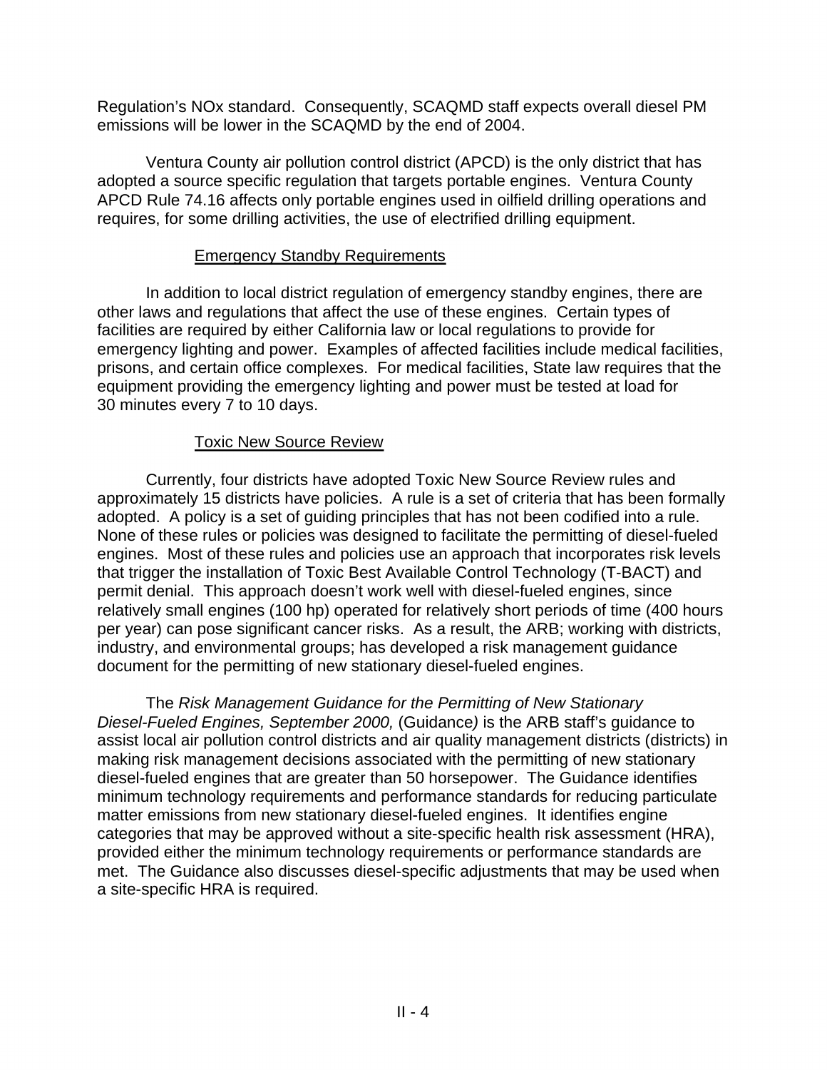Regulation's NOx standard. Consequently, SCAQMD staff expects overall diesel PM emissions will be lower in the SCAQMD by the end of 2004.

Ventura County air pollution control district (APCD) is the only district that has adopted a source specific regulation that targets portable engines. Ventura County APCD Rule 74.16 affects only portable engines used in oilfield drilling operations and requires, for some drilling activities, the use of electrified drilling equipment.

### Emergency Standby Requirements

In addition to local district regulation of emergency standby engines, there are other laws and regulations that affect the use of these engines. Certain types of facilities are required by either California law or local regulations to provide for emergency lighting and power. Examples of affected facilities include medical facilities, prisons, and certain office complexes. For medical facilities, State law requires that the equipment providing the emergency lighting and power must be tested at load for 30 minutes every 7 to 10 days.

### Toxic New Source Review

Currently, four districts have adopted Toxic New Source Review rules and approximately 15 districts have policies. A rule is a set of criteria that has been formally adopted. A policy is a set of guiding principles that has not been codified into a rule. None of these rules or policies was designed to facilitate the permitting of diesel-fueled engines. Most of these rules and policies use an approach that incorporates risk levels that trigger the installation of Toxic Best Available Control Technology (T-BACT) and permit denial. This approach doesn't work well with diesel-fueled engines, since relatively small engines (100 hp) operated for relatively short periods of time (400 hours per year) can pose significant cancer risks. As a result, the ARB; working with districts, industry, and environmental groups; has developed a risk management guidance document for the permitting of new stationary diesel-fueled engines.

The *Risk Management Guidance for the Permitting of New Stationary Diesel-Fueled Engines, September 2000,* (Guidance*)* is the ARB staff's guidance to assist local air pollution control districts and air quality management districts (districts) in making risk management decisions associated with the permitting of new stationary diesel-fueled engines that are greater than 50 horsepower. The Guidance identifies minimum technology requirements and performance standards for reducing particulate matter emissions from new stationary diesel-fueled engines. It identifies engine categories that may be approved without a site-specific health risk assessment (HRA), provided either the minimum technology requirements or performance standards are met. The Guidance also discusses diesel-specific adjustments that may be used when a site-specific HRA is required.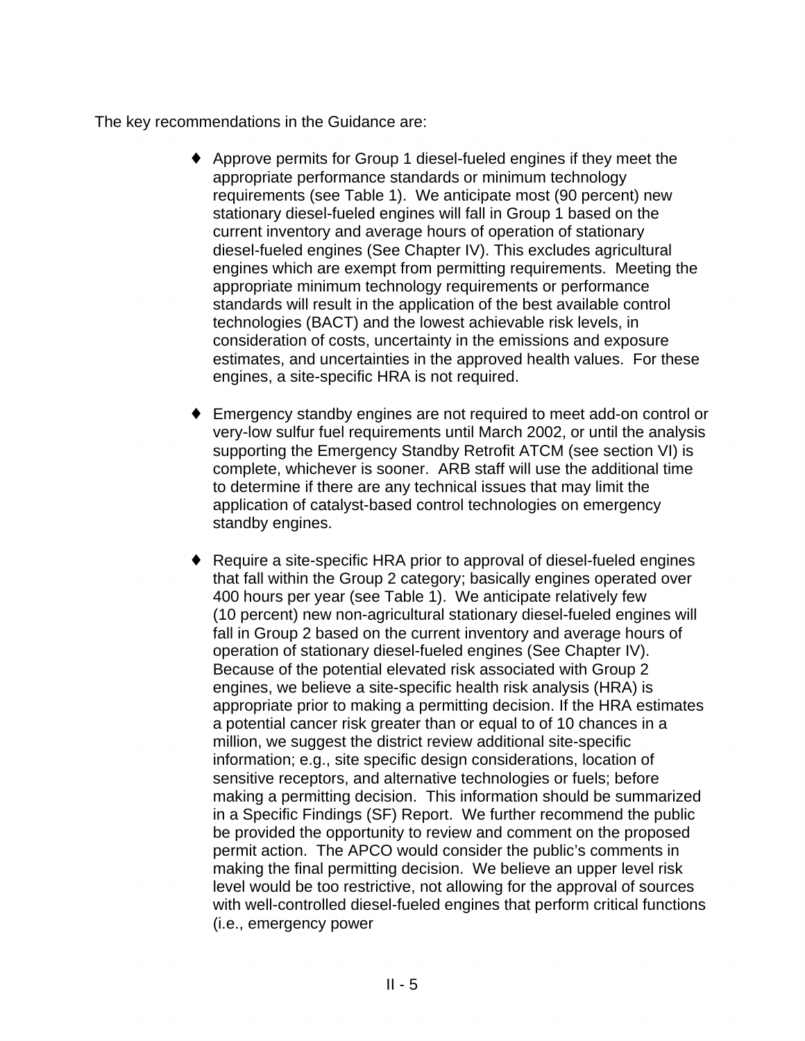The key recommendations in the Guidance are:

- Approve permits for Group 1 diesel-fueled engines if they meet the appropriate performance standards or minimum technology requirements (see Table 1). We anticipate most (90 percent) new stationary diesel-fueled engines will fall in Group 1 based on the current inventory and average hours of operation of stationary diesel-fueled engines (See Chapter IV). This excludes agricultural engines which are exempt from permitting requirements. Meeting the appropriate minimum technology requirements or performance standards will result in the application of the best available control technologies (BACT) and the lowest achievable risk levels, in consideration of costs, uncertainty in the emissions and exposure estimates, and uncertainties in the approved health values. For these engines, a site-specific HRA is not required.

- Emergency standby engines are not required to meet add-on control or very-low sulfur fuel requirements until March 2002, or until the analysis supporting the Emergency Standby Retrofit ATCM (see section VI) is complete, whichever is sooner. ARB staff will use the additional time to determine if there are any technical issues that may limit the application of catalyst-based control technologies on emergency standby engines.

- Require a site-specific HRA prior to approval of diesel-fueled engines that fall within the Group 2 category; basically engines operated over 400 hours per year (see Table 1). We anticipate relatively few (10 percent) new non-agricultural stationary diesel-fueled engines will fall in Group 2 based on the current inventory and average hours of operation of stationary diesel-fueled engines (See Chapter IV). Because of the potential elevated risk associated with Group 2 engines, we believe a site-specific health risk analysis (HRA) is appropriate prior to making a permitting decision. If the HRA estimates a potential cancer risk greater than or equal to of 10 chances in a million, we suggest the district review additional site-specific information; e.g., site specific design considerations, location of sensitive receptors, and alternative technologies or fuels; before making a permitting decision. This information should be summarized in a Specific Findings (SF) Report. We further recommend the public be provided the opportunity to review and comment on the proposed permit action. The APCO would consider the public's comments in making the final permitting decision. We believe an upper level risk level would be too restrictive, not allowing for the approval of sources with well-controlled diesel-fueled engines that perform critical functions (i.e., emergency power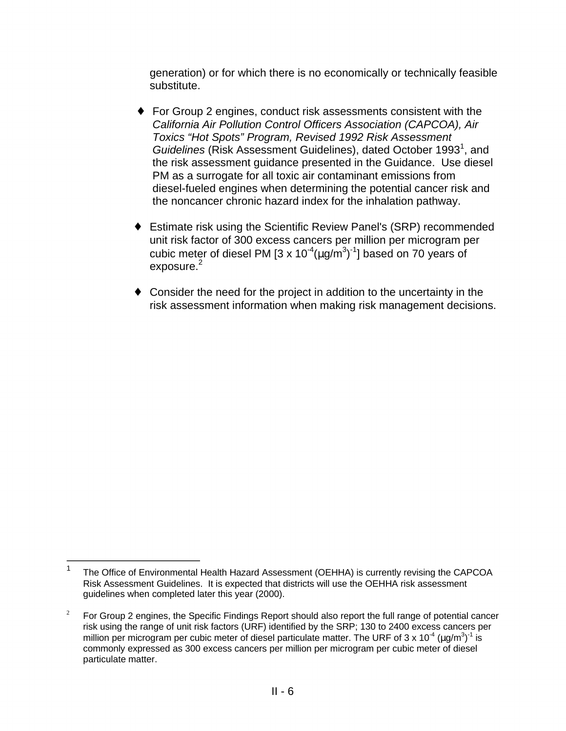generation) or for which there is no economically or technically feasible substitute.

- For Group 2 engines, conduct risk assessments consistent with the *California Air Pollution Control Officers Association (CAPCOA), Air Toxics "Hot Spots" Program, Revised 1992 Risk Assessment Guidelines* (Risk Assessment Guidelines), dated October 1993[1], and the risk assessment guidance presented in the Guidance. Use diesel PM as a surrogate for all toxic air contaminant emissions from diesel-fueled engines when determining the potential cancer risk and the noncancer chronic hazard index for the inhalation pathway.

- Estimate risk using the Scientific Review Panel's (SRP) recommended unit risk factor of 300 excess cancers per million per microgram per cubic meter of diesel PM [$3 \times 10^{-4} (\mu g/m^3)^{-1}$] based on 70 years of exposure.[2]

- Consider the need for the project in addition to the uncertainty in the risk assessment information when making risk management decisions.

---

[1] The Office of Environmental Health Hazard Assessment (OEHHA) is currently revising the CAPCOA Risk Assessment Guidelines. It is expected that districts will use the OEHHA risk assessment guidelines when completed later this year (2000).

[2] For Group 2 engines, the Specific Findings Report should also report the full range of potential cancer risk using the range of unit risk factors (URF) identified by the SRP; 130 to 2400 excess cancers per million per microgram per cubic meter of diesel particulate matter. The URF of $3 \times 10^{-4} (\mu g/m^3)^{-1}$ is commonly expressed as 300 excess cancers per million per microgram per cubic meter of diesel particulate matter.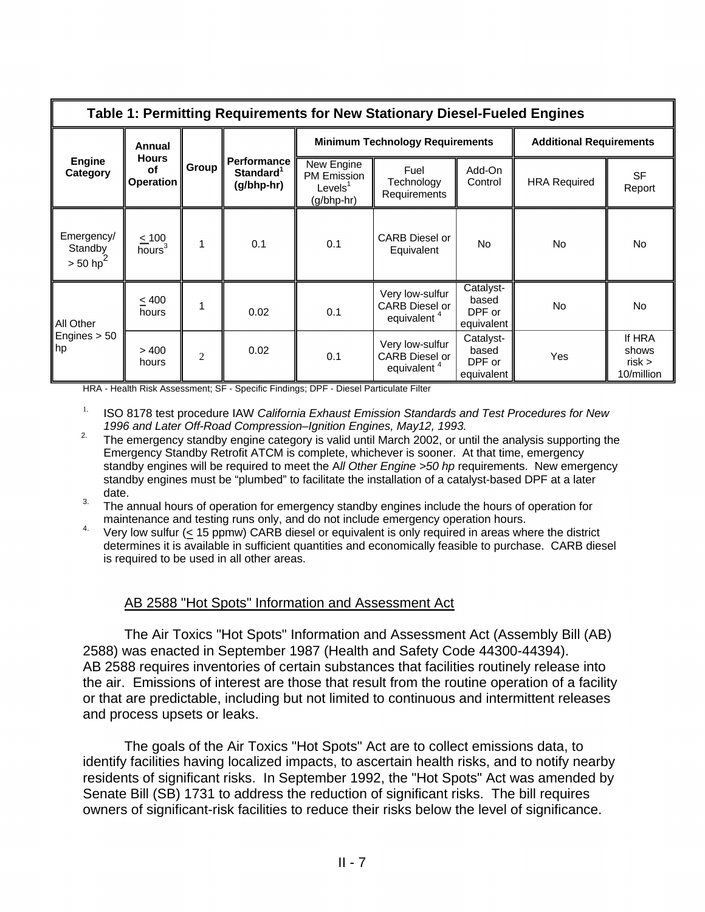**Table 1: Permitting Requirements for New Stationary Diesel-Fueled Engines**

| Engine Category | Annual Hours of Operation | Group | Performance Standard[1] (g/bhp-hr) | Minimum Technology Requirements | | | Additional Requirements | |
|---|---|---|---|---|---|---|---|---|
| | | | | New Engine PM Emission Levels[1] (g/bhp-hr) | Fuel Technology Requirements | Add-On Control | HRA Required | SF Report |
| Emergency/ Standby > 50 hp[2] | ≤ 100 hours[3] | 1 | 0.1 | 0.1 | CARB Diesel or Equivalent | No | No | No |
| All Other Engines > 50 hp | ≤ 400 hours | 1 | 0.02 | 0.1 | Very low-sulfur CARB Diesel or equivalent[4] | Catalyst-based DPF or equivalent | No | No |
| | > 400 hours | 2 | 0.02 | 0.1 | Very low-sulfur CARB Diesel or equivalent[4] | Catalyst-based DPF or equivalent | Yes | If HRA shows risk > 10/million |

HRA - Health Risk Assessment; SF - Specific Findings; DPF - Diesel Particulate Filter

1. ISO 8178 test procedure IAW *California Exhaust Emission Standards and Test Procedures for New 1996 and Later Off-Road Compression–Ignition Engines, May12, 1993.*
2. The emergency standby engine category is valid until March 2002, or until the analysis supporting the Emergency Standby Retrofit ATCM is complete, whichever is sooner. At that time, emergency standby engines will be required to meet the A*ll Other Engine >50 hp* requirements. New emergency standby engines must be "plumbed" to facilitate the installation of a catalyst-based DPF at a later date.
3. The annual hours of operation for emergency standby engines include the hours of operation for maintenance and testing runs only, and do not include emergency operation hours.
4. Very low sulfur (≤ 15 ppmw) CARB diesel or equivalent is only required in areas where the district determines it is available in sufficient quantities and economically feasible to purchase. CARB diesel is required to be used in all other areas.

AB 2588 "Hot Spots" Information and Assessment Act

The Air Toxics "Hot Spots" Information and Assessment Act (Assembly Bill (AB) 2588) was enacted in September 1987 (Health and Safety Code 44300-44394). AB 2588 requires inventories of certain substances that facilities routinely release into the air. Emissions of interest are those that result from the routine operation of a facility or that are predictable, including but not limited to continuous and intermittent releases and process upsets or leaks.

The goals of the Air Toxics "Hot Spots" Act are to collect emissions data, to identify facilities having localized impacts, to ascertain health risks, and to notify nearby residents of significant risks. In September 1992, the "Hot Spots" Act was amended by Senate Bill (SB) 1731 to address the reduction of significant risks. The bill requires owners of significant-risk facilities to reduce their risks below the level of significance.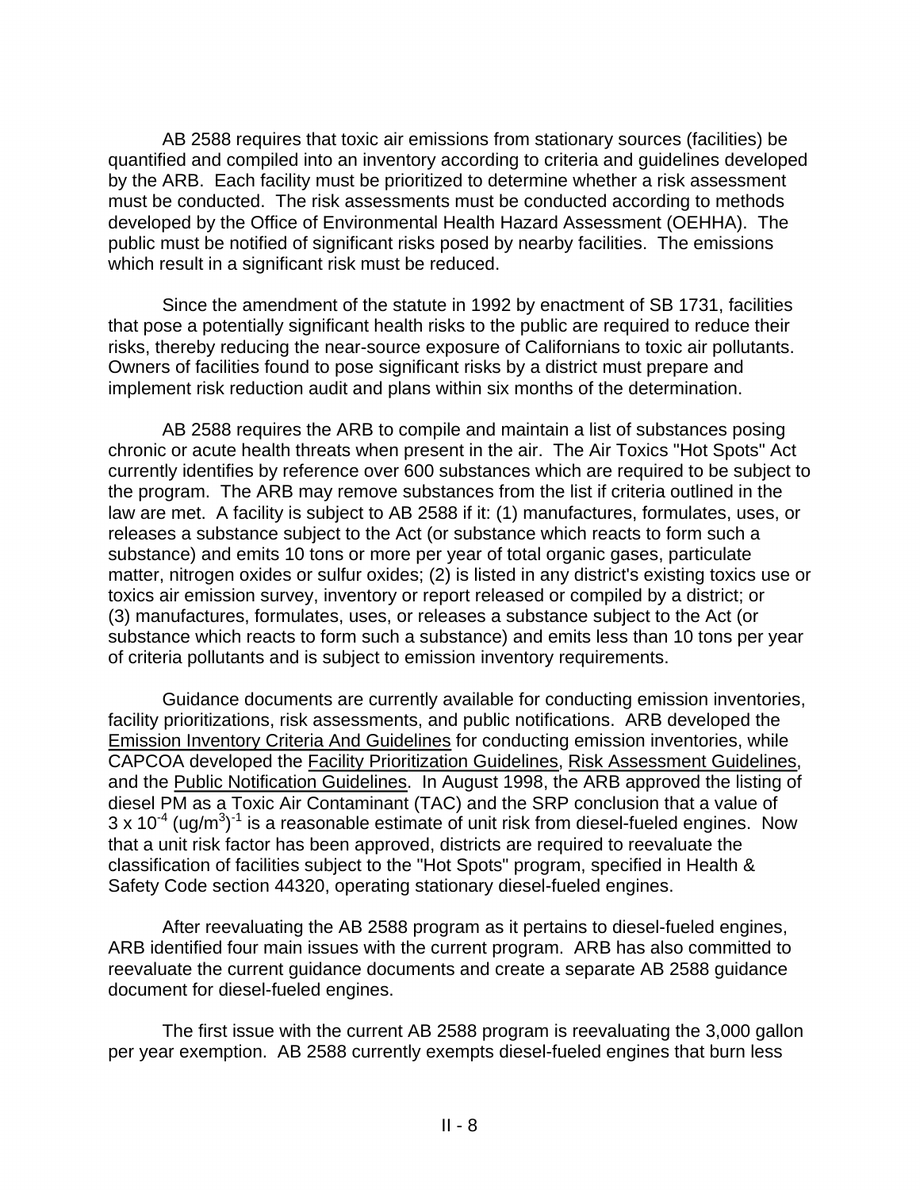AB 2588 requires that toxic air emissions from stationary sources (facilities) be quantified and compiled into an inventory according to criteria and guidelines developed by the ARB. Each facility must be prioritized to determine whether a risk assessment must be conducted. The risk assessments must be conducted according to methods developed by the Office of Environmental Health Hazard Assessment (OEHHA). The public must be notified of significant risks posed by nearby facilities. The emissions which result in a significant risk must be reduced.

Since the amendment of the statute in 1992 by enactment of SB 1731, facilities that pose a potentially significant health risks to the public are required to reduce their risks, thereby reducing the near-source exposure of Californians to toxic air pollutants. Owners of facilities found to pose significant risks by a district must prepare and implement risk reduction audit and plans within six months of the determination.

AB 2588 requires the ARB to compile and maintain a list of substances posing chronic or acute health threats when present in the air. The Air Toxics "Hot Spots" Act currently identifies by reference over 600 substances which are required to be subject to the program. The ARB may remove substances from the list if criteria outlined in the law are met. A facility is subject to AB 2588 if it: (1) manufactures, formulates, uses, or releases a substance subject to the Act (or substance which reacts to form such a substance) and emits 10 tons or more per year of total organic gases, particulate matter, nitrogen oxides or sulfur oxides; (2) is listed in any district's existing toxics use or toxics air emission survey, inventory or report released or compiled by a district; or (3) manufactures, formulates, uses, or releases a substance subject to the Act (or substance which reacts to form such a substance) and emits less than 10 tons per year of criteria pollutants and is subject to emission inventory requirements.

Guidance documents are currently available for conducting emission inventories, facility prioritizations, risk assessments, and public notifications. ARB developed the Emission Inventory Criteria And Guidelines for conducting emission inventories, while CAPCOA developed the Facility Prioritization Guidelines, Risk Assessment Guidelines, and the Public Notification Guidelines. In August 1998, the ARB approved the listing of diesel PM as a Toxic Air Contaminant (TAC) and the SRP conclusion that a value of $3 \times 10^{-4}$ $(ug/m^3)^{-1}$ is a reasonable estimate of unit risk from diesel-fueled engines. Now that a unit risk factor has been approved, districts are required to reevaluate the classification of facilities subject to the "Hot Spots" program, specified in Health & Safety Code section 44320, operating stationary diesel-fueled engines.

After reevaluating the AB 2588 program as it pertains to diesel-fueled engines, ARB identified four main issues with the current program. ARB has also committed to reevaluate the current guidance documents and create a separate AB 2588 guidance document for diesel-fueled engines.

The first issue with the current AB 2588 program is reevaluating the 3,000 gallon per year exemption. AB 2588 currently exempts diesel-fueled engines that burn less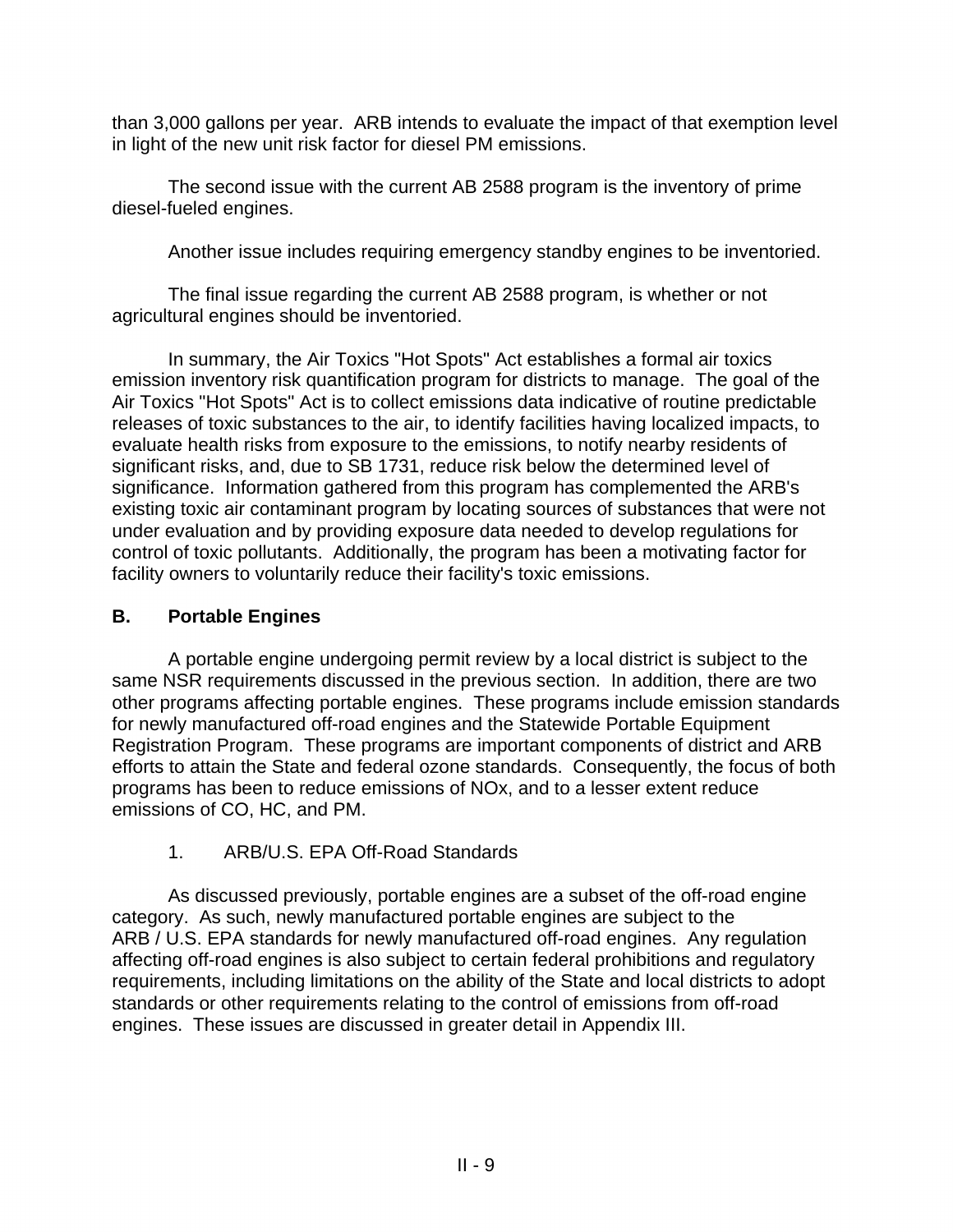than 3,000 gallons per year. ARB intends to evaluate the impact of that exemption level in light of the new unit risk factor for diesel PM emissions.

The second issue with the current AB 2588 program is the inventory of prime diesel-fueled engines.

Another issue includes requiring emergency standby engines to be inventoried.

The final issue regarding the current AB 2588 program, is whether or not agricultural engines should be inventoried.

In summary, the Air Toxics "Hot Spots" Act establishes a formal air toxics emission inventory risk quantification program for districts to manage. The goal of the Air Toxics "Hot Spots" Act is to collect emissions data indicative of routine predictable releases of toxic substances to the air, to identify facilities having localized impacts, to evaluate health risks from exposure to the emissions, to notify nearby residents of significant risks, and, due to SB 1731, reduce risk below the determined level of significance. Information gathered from this program has complemented the ARB's existing toxic air contaminant program by locating sources of substances that were not under evaluation and by providing exposure data needed to develop regulations for control of toxic pollutants. Additionally, the program has been a motivating factor for facility owners to voluntarily reduce their facility's toxic emissions.

## B. Portable Engines

A portable engine undergoing permit review by a local district is subject to the same NSR requirements discussed in the previous section. In addition, there are two other programs affecting portable engines. These programs include emission standards for newly manufactured off-road engines and the Statewide Portable Equipment Registration Program. These programs are important components of district and ARB efforts to attain the State and federal ozone standards. Consequently, the focus of both programs has been to reduce emissions of NOx, and to a lesser extent reduce emissions of CO, HC, and PM.

### 1. ARB/U.S. EPA Off-Road Standards

As discussed previously, portable engines are a subset of the off-road engine category. As such, newly manufactured portable engines are subject to the ARB / U.S. EPA standards for newly manufactured off-road engines. Any regulation affecting off-road engines is also subject to certain federal prohibitions and regulatory requirements, including limitations on the ability of the State and local districts to adopt standards or other requirements relating to the control of emissions from off-road engines. These issues are discussed in greater detail in Appendix III.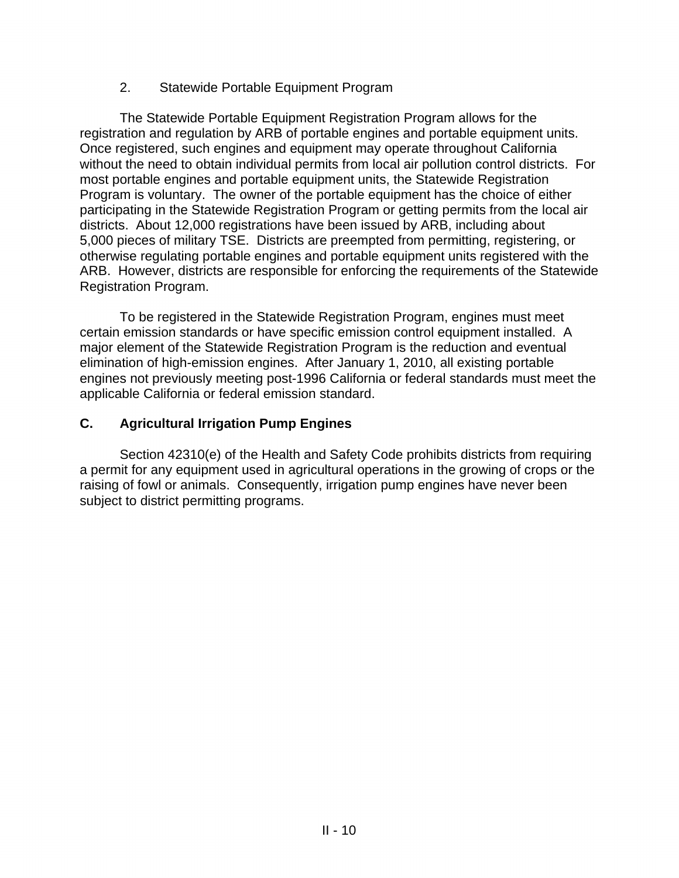### 2. Statewide Portable Equipment Program

The Statewide Portable Equipment Registration Program allows for the registration and regulation by ARB of portable engines and portable equipment units. Once registered, such engines and equipment may operate throughout California without the need to obtain individual permits from local air pollution control districts. For most portable engines and portable equipment units, the Statewide Registration Program is voluntary. The owner of the portable equipment has the choice of either participating in the Statewide Registration Program or getting permits from the local air districts. About 12,000 registrations have been issued by ARB, including about 5,000 pieces of military TSE. Districts are preempted from permitting, registering, or otherwise regulating portable engines and portable equipment units registered with the ARB. However, districts are responsible for enforcing the requirements of the Statewide Registration Program.

To be registered in the Statewide Registration Program, engines must meet certain emission standards or have specific emission control equipment installed. A major element of the Statewide Registration Program is the reduction and eventual elimination of high-emission engines. After January 1, 2010, all existing portable engines not previously meeting post-1996 California or federal standards must meet the applicable California or federal emission standard.

## C. Agricultural Irrigation Pump Engines

Section 42310(e) of the Health and Safety Code prohibits districts from requiring a permit for any equipment used in agricultural operations in the growing of crops or the raising of fowl or animals. Consequently, irrigation pump engines have never been subject to district permitting programs.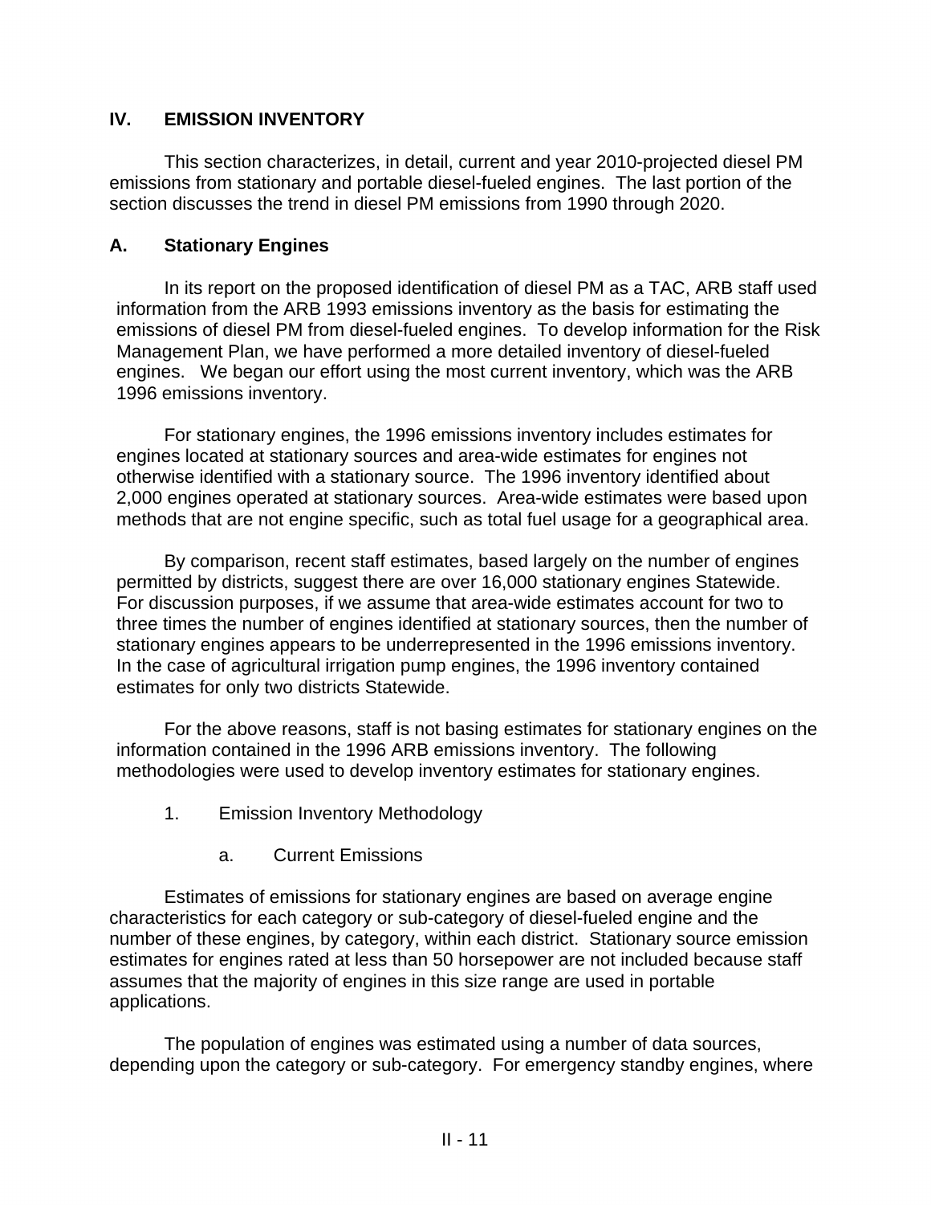## IV. EMISSION INVENTORY

This section characterizes, in detail, current and year 2010-projected diesel PM emissions from stationary and portable diesel-fueled engines. The last portion of the section discusses the trend in diesel PM emissions from 1990 through 2020.

### A. Stationary Engines

In its report on the proposed identification of diesel PM as a TAC, ARB staff used information from the ARB 1993 emissions inventory as the basis for estimating the emissions of diesel PM from diesel-fueled engines. To develop information for the Risk Management Plan, we have performed a more detailed inventory of diesel-fueled engines. We began our effort using the most current inventory, which was the ARB 1996 emissions inventory.

For stationary engines, the 1996 emissions inventory includes estimates for engines located at stationary sources and area-wide estimates for engines not otherwise identified with a stationary source. The 1996 inventory identified about 2,000 engines operated at stationary sources. Area-wide estimates were based upon methods that are not engine specific, such as total fuel usage for a geographical area.

By comparison, recent staff estimates, based largely on the number of engines permitted by districts, suggest there are over 16,000 stationary engines Statewide. For discussion purposes, if we assume that area-wide estimates account for two to three times the number of engines identified at stationary sources, then the number of stationary engines appears to be underrepresented in the 1996 emissions inventory. In the case of agricultural irrigation pump engines, the 1996 inventory contained estimates for only two districts Statewide.

For the above reasons, staff is not basing estimates for stationary engines on the information contained in the 1996 ARB emissions inventory. The following methodologies were used to develop inventory estimates for stationary engines.

1. Emission Inventory Methodology

   a. Current Emissions

Estimates of emissions for stationary engines are based on average engine characteristics for each category or sub-category of diesel-fueled engine and the number of these engines, by category, within each district. Stationary source emission estimates for engines rated at less than 50 horsepower are not included because staff assumes that the majority of engines in this size range are used in portable applications.

The population of engines was estimated using a number of data sources, depending upon the category or sub-category. For emergency standby engines, where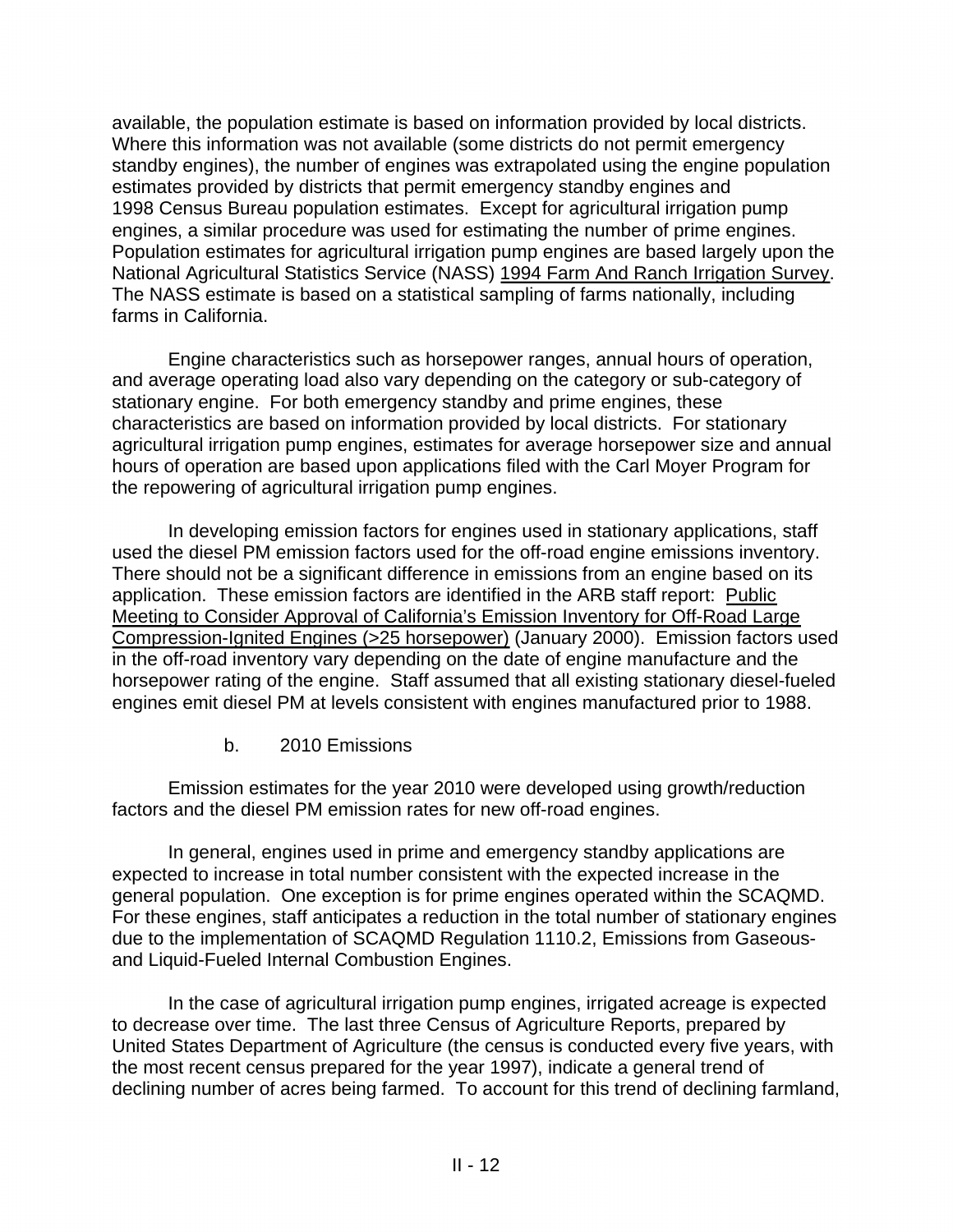available, the population estimate is based on information provided by local districts. Where this information was not available (some districts do not permit emergency standby engines), the number of engines was extrapolated using the engine population estimates provided by districts that permit emergency standby engines and 1998 Census Bureau population estimates. Except for agricultural irrigation pump engines, a similar procedure was used for estimating the number of prime engines. Population estimates for agricultural irrigation pump engines are based largely upon the National Agricultural Statistics Service (NASS) 1994 Farm And Ranch Irrigation Survey. The NASS estimate is based on a statistical sampling of farms nationally, including farms in California.

Engine characteristics such as horsepower ranges, annual hours of operation, and average operating load also vary depending on the category or sub-category of stationary engine. For both emergency standby and prime engines, these characteristics are based on information provided by local districts. For stationary agricultural irrigation pump engines, estimates for average horsepower size and annual hours of operation are based upon applications filed with the Carl Moyer Program for the repowering of agricultural irrigation pump engines.

In developing emission factors for engines used in stationary applications, staff used the diesel PM emission factors used for the off-road engine emissions inventory. There should not be a significant difference in emissions from an engine based on its application. These emission factors are identified in the ARB staff report: Public Meeting to Consider Approval of California's Emission Inventory for Off-Road Large Compression-Ignited Engines (>25 horsepower) (January 2000). Emission factors used in the off-road inventory vary depending on the date of engine manufacture and the horsepower rating of the engine. Staff assumed that all existing stationary diesel-fueled engines emit diesel PM at levels consistent with engines manufactured prior to 1988.

b. 2010 Emissions

Emission estimates for the year 2010 were developed using growth/reduction factors and the diesel PM emission rates for new off-road engines.

In general, engines used in prime and emergency standby applications are expected to increase in total number consistent with the expected increase in the general population. One exception is for prime engines operated within the SCAQMD. For these engines, staff anticipates a reduction in the total number of stationary engines due to the implementation of SCAQMD Regulation 1110.2, Emissions from Gaseous- and Liquid-Fueled Internal Combustion Engines.

In the case of agricultural irrigation pump engines, irrigated acreage is expected to decrease over time. The last three Census of Agriculture Reports, prepared by United States Department of Agriculture (the census is conducted every five years, with the most recent census prepared for the year 1997), indicate a general trend of declining number of acres being farmed. To account for this trend of declining farmland,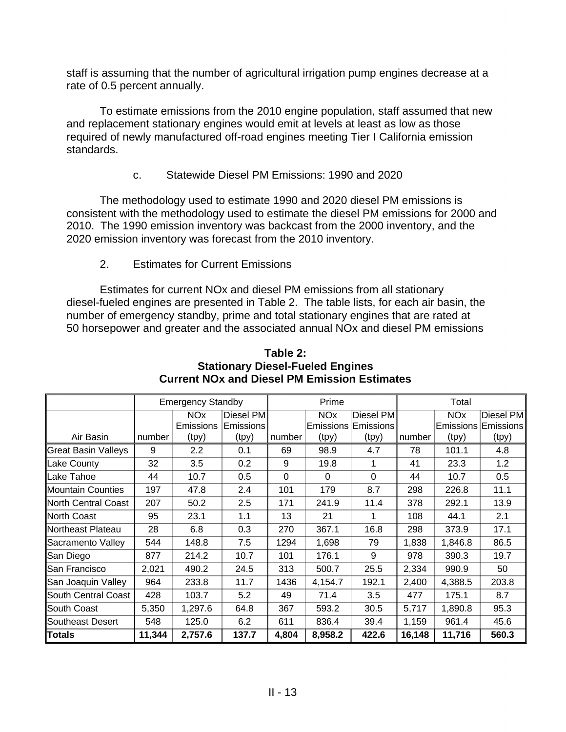staff is assuming that the number of agricultural irrigation pump engines decrease at a rate of 0.5 percent annually.

To estimate emissions from the 2010 engine population, staff assumed that new and replacement stationary engines would emit at levels at least as low as those required of newly manufactured off-road engines meeting Tier I California emission standards.

c. Statewide Diesel PM Emissions: 1990 and 2020

The methodology used to estimate 1990 and 2020 diesel PM emissions is consistent with the methodology used to estimate the diesel PM emissions for 2000 and 2010. The 1990 emission inventory was backcast from the 2000 inventory, and the 2020 emission inventory was forecast from the 2010 inventory.

2. Estimates for Current Emissions

Estimates for current NOx and diesel PM emissions from all stationary diesel-fueled engines are presented in Table 2. The table lists, for each air basin, the number of emergency standby, prime and total stationary engines that are rated at 50 horsepower and greater and the associated annual NOx and diesel PM emissions

**Table 2:**
**Stationary Diesel-Fueled Engines**
**Current NOx and Diesel PM Emission Estimates**

| | Emergency Standby | | | Prime | | | Total | | |
|---|---|---|---|---|---|---|---|---|---|
| Air Basin | number | NOx Emissions (tpy) | Diesel PM Emissions (tpy) | number | NOx Emissions (tpy) | Diesel PM Emissions (tpy) | number | NOx Emissions (tpy) | Diesel PM Emissions (tpy) |
| Great Basin Valleys | 9 | 2.2 | 0.1 | 69 | 98.9 | 4.7 | 78 | 101.1 | 4.8 |
| Lake County | 32 | 3.5 | 0.2 | 9 | 19.8 | 1 | 41 | 23.3 | 1.2 |
| Lake Tahoe | 44 | 10.7 | 0.5 | 0 | 0 | 0 | 44 | 10.7 | 0.5 |
| Mountain Counties | 197 | 47.8 | 2.4 | 101 | 179 | 8.7 | 298 | 226.8 | 11.1 |
| North Central Coast | 207 | 50.2 | 2.5 | 171 | 241.9 | 11.4 | 378 | 292.1 | 13.9 |
| North Coast | 95 | 23.1 | 1.1 | 13 | 21 | 1 | 108 | 44.1 | 2.1 |
| Northeast Plateau | 28 | 6.8 | 0.3 | 270 | 367.1 | 16.8 | 298 | 373.9 | 17.1 |
| Sacramento Valley | 544 | 148.8 | 7.5 | 1294 | 1,698 | 79 | 1,838 | 1,846.8 | 86.5 |
| San Diego | 877 | 214.2 | 10.7 | 101 | 176.1 | 9 | 978 | 390.3 | 19.7 |
| San Francisco | 2,021 | 490.2 | 24.5 | 313 | 500.7 | 25.5 | 2,334 | 990.9 | 50 |
| San Joaquin Valley | 964 | 233.8 | 11.7 | 1436 | 4,154.7 | 192.1 | 2,400 | 4,388.5 | 203.8 |
| South Central Coast | 428 | 103.7 | 5.2 | 49 | 71.4 | 3.5 | 477 | 175.1 | 8.7 |
| South Coast | 5,350 | 1,297.6 | 64.8 | 367 | 593.2 | 30.5 | 5,717 | 1,890.8 | 95.3 |
| Southeast Desert | 548 | 125.0 | 6.2 | 611 | 836.4 | 39.4 | 1,159 | 961.4 | 45.6 |
| **Totals** | **11,344** | **2,757.6** | **137.7** | **4,804** | **8,958.2** | **422.6** | **16,148** | **11,716** | **560.3** |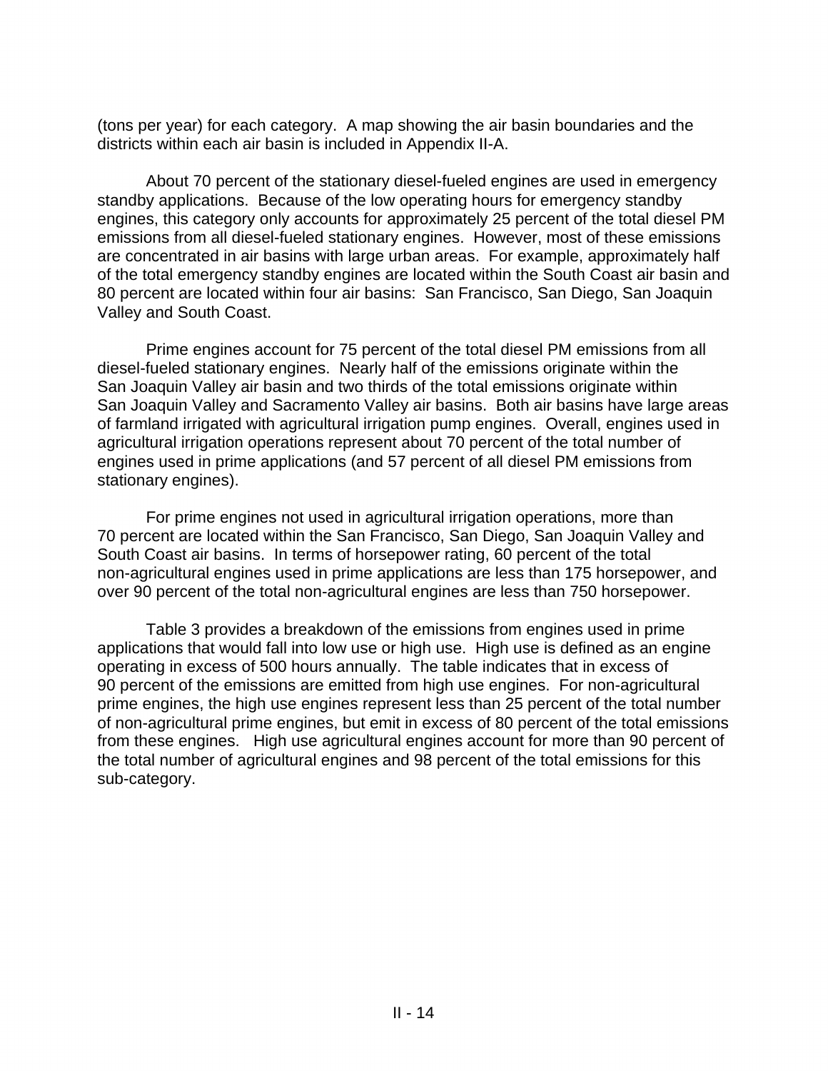(tons per year) for each category. A map showing the air basin boundaries and the districts within each air basin is included in Appendix II-A.

About 70 percent of the stationary diesel-fueled engines are used in emergency standby applications. Because of the low operating hours for emergency standby engines, this category only accounts for approximately 25 percent of the total diesel PM emissions from all diesel-fueled stationary engines. However, most of these emissions are concentrated in air basins with large urban areas. For example, approximately half of the total emergency standby engines are located within the South Coast air basin and 80 percent are located within four air basins: San Francisco, San Diego, San Joaquin Valley and South Coast.

Prime engines account for 75 percent of the total diesel PM emissions from all diesel-fueled stationary engines. Nearly half of the emissions originate within the San Joaquin Valley air basin and two thirds of the total emissions originate within San Joaquin Valley and Sacramento Valley air basins. Both air basins have large areas of farmland irrigated with agricultural irrigation pump engines. Overall, engines used in agricultural irrigation operations represent about 70 percent of the total number of engines used in prime applications (and 57 percent of all diesel PM emissions from stationary engines).

For prime engines not used in agricultural irrigation operations, more than 70 percent are located within the San Francisco, San Diego, San Joaquin Valley and South Coast air basins. In terms of horsepower rating, 60 percent of the total non-agricultural engines used in prime applications are less than 175 horsepower, and over 90 percent of the total non-agricultural engines are less than 750 horsepower.

Table 3 provides a breakdown of the emissions from engines used in prime applications that would fall into low use or high use. High use is defined as an engine operating in excess of 500 hours annually. The table indicates that in excess of 90 percent of the emissions are emitted from high use engines. For non-agricultural prime engines, the high use engines represent less than 25 percent of the total number of non-agricultural prime engines, but emit in excess of 80 percent of the total emissions from these engines. High use agricultural engines account for more than 90 percent of the total number of agricultural engines and 98 percent of the total emissions for this sub-category.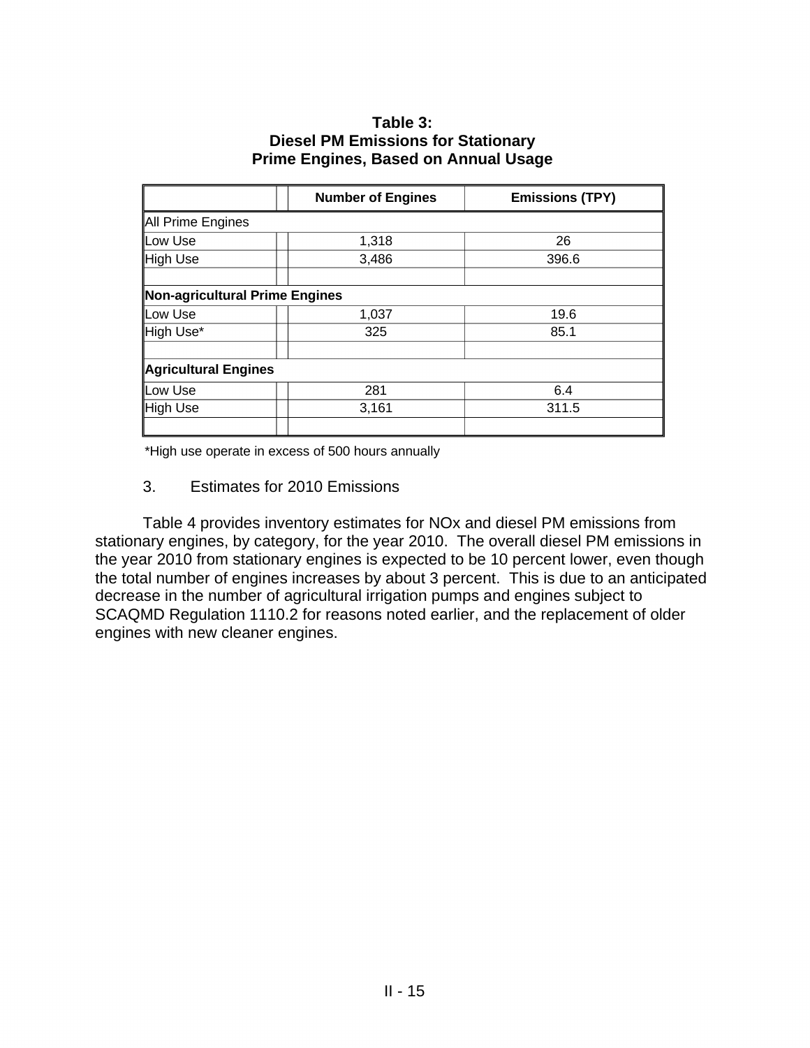**Table 3:**
**Diesel PM Emissions for Stationary Prime Engines, Based on Annual Usage**

| | Number of Engines | Emissions (TPY) |
|---|---|---|
| All Prime Engines | | |
| Low Use | 1,318 | 26 |
| High Use | 3,486 | 396.6 |
| | | |
| **Non-agricultural Prime Engines** | | |
| Low Use | 1,037 | 19.6 |
| High Use* | 325 | 85.1 |
| | | |
| **Agricultural Engines** | | |
| Low Use | 281 | 6.4 |
| High Use | 3,161 | 311.5 |
| | | |

*High use operate in excess of 500 hours annually

3. Estimates for 2010 Emissions

Table 4 provides inventory estimates for NOx and diesel PM emissions from stationary engines, by category, for the year 2010. The overall diesel PM emissions in the year 2010 from stationary engines is expected to be 10 percent lower, even though the total number of engines increases by about 3 percent. This is due to an anticipated decrease in the number of agricultural irrigation pumps and engines subject to SCAQMD Regulation 1110.2 for reasons noted earlier, and the replacement of older engines with new cleaner engines.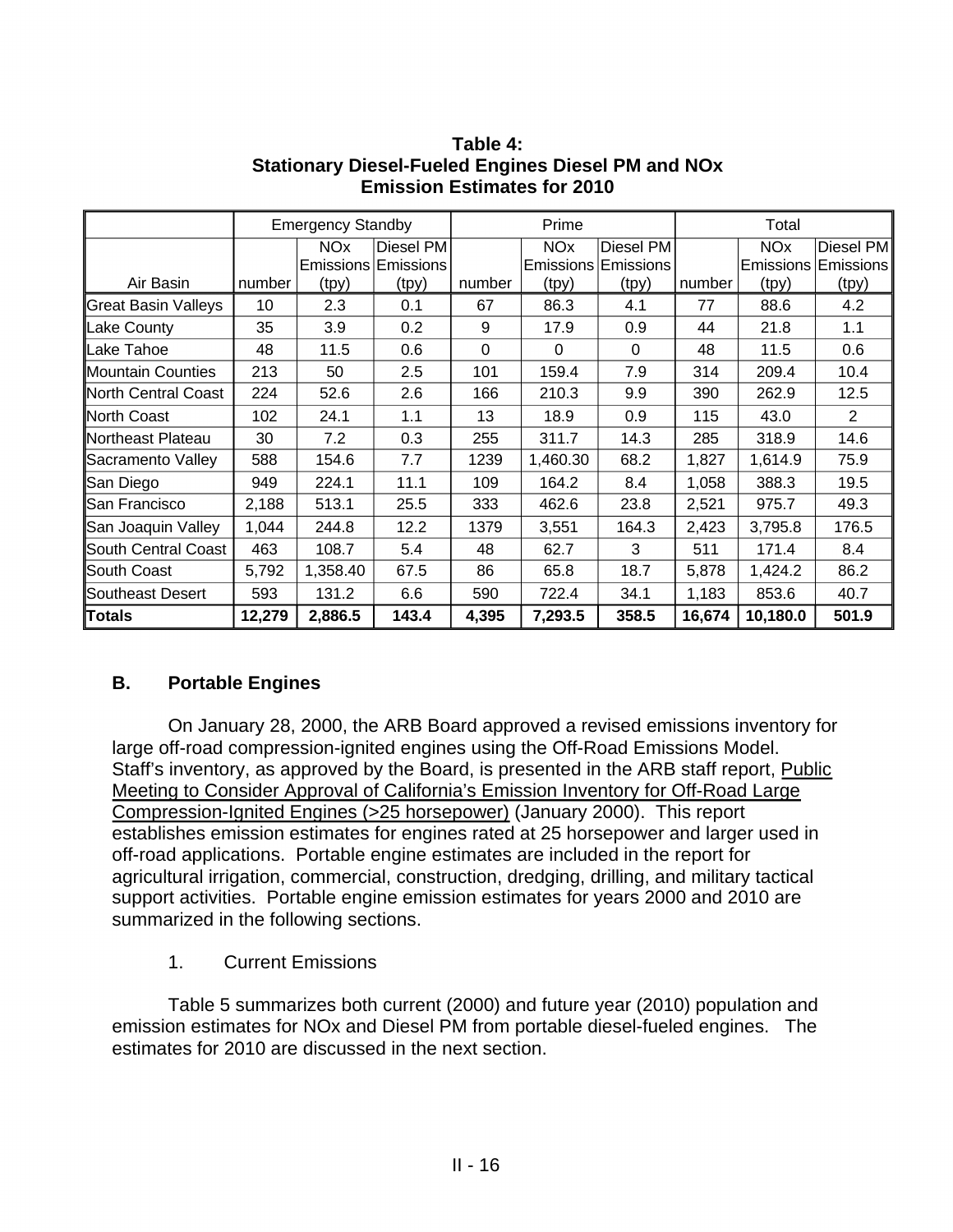**Table 4: Stationary Diesel-Fueled Engines Diesel PM and NOx Emission Estimates for 2010**

| | Emergency Standby | | | Prime | | | Total | | |
|---|---|---|---|---|---|---|---|---|---|
| Air Basin | number | NOx Emissions (tpy) | Diesel PM Emissions (tpy) | number | NOx Emissions (tpy) | Diesel PM Emissions (tpy) | number | NOx Emissions (tpy) | Diesel PM Emissions (tpy) |
| Great Basin Valleys | 10 | 2.3 | 0.1 | 67 | 86.3 | 4.1 | 77 | 88.6 | 4.2 |
| Lake County | 35 | 3.9 | 0.2 | 9 | 17.9 | 0.9 | 44 | 21.8 | 1.1 |
| Lake Tahoe | 48 | 11.5 | 0.6 | 0 | 0 | 0 | 48 | 11.5 | 0.6 |
| Mountain Counties | 213 | 50 | 2.5 | 101 | 159.4 | 7.9 | 314 | 209.4 | 10.4 |
| North Central Coast | 224 | 52.6 | 2.6 | 166 | 210.3 | 9.9 | 390 | 262.9 | 12.5 |
| North Coast | 102 | 24.1 | 1.1 | 13 | 18.9 | 0.9 | 115 | 43.0 | 2 |
| Northeast Plateau | 30 | 7.2 | 0.3 | 255 | 311.7 | 14.3 | 285 | 318.9 | 14.6 |
| Sacramento Valley | 588 | 154.6 | 7.7 | 1239 | 1,460.30 | 68.2 | 1,827 | 1,614.9 | 75.9 |
| San Diego | 949 | 224.1 | 11.1 | 109 | 164.2 | 8.4 | 1,058 | 388.3 | 19.5 |
| San Francisco | 2,188 | 513.1 | 25.5 | 333 | 462.6 | 23.8 | 2,521 | 975.7 | 49.3 |
| San Joaquin Valley | 1,044 | 244.8 | 12.2 | 1379 | 3,551 | 164.3 | 2,423 | 3,795.8 | 176.5 |
| South Central Coast | 463 | 108.7 | 5.4 | 48 | 62.7 | 3 | 511 | 171.4 | 8.4 |
| South Coast | 5,792 | 1,358.40 | 67.5 | 86 | 65.8 | 18.7 | 5,878 | 1,424.2 | 86.2 |
| Southeast Desert | 593 | 131.2 | 6.6 | 590 | 722.4 | 34.1 | 1,183 | 853.6 | 40.7 |
| **Totals** | **12,279** | **2,886.5** | **143.4** | **4,395** | **7,293.5** | **358.5** | **16,674** | **10,180.0** | **501.9** |

## B. Portable Engines

On January 28, 2000, the ARB Board approved a revised emissions inventory for large off-road compression-ignited engines using the Off-Road Emissions Model. Staff's inventory, as approved by the Board, is presented in the ARB staff report, Public Meeting to Consider Approval of California's Emission Inventory for Off-Road Large Compression-Ignited Engines (>25 horsepower) (January 2000). This report establishes emission estimates for engines rated at 25 horsepower and larger used in off-road applications. Portable engine estimates are included in the report for agricultural irrigation, commercial, construction, dredging, drilling, and military tactical support activities. Portable engine emission estimates for years 2000 and 2010 are summarized in the following sections.

### 1. Current Emissions

Table 5 summarizes both current (2000) and future year (2010) population and emission estimates for NOx and Diesel PM from portable diesel-fueled engines. The estimates for 2010 are discussed in the next section.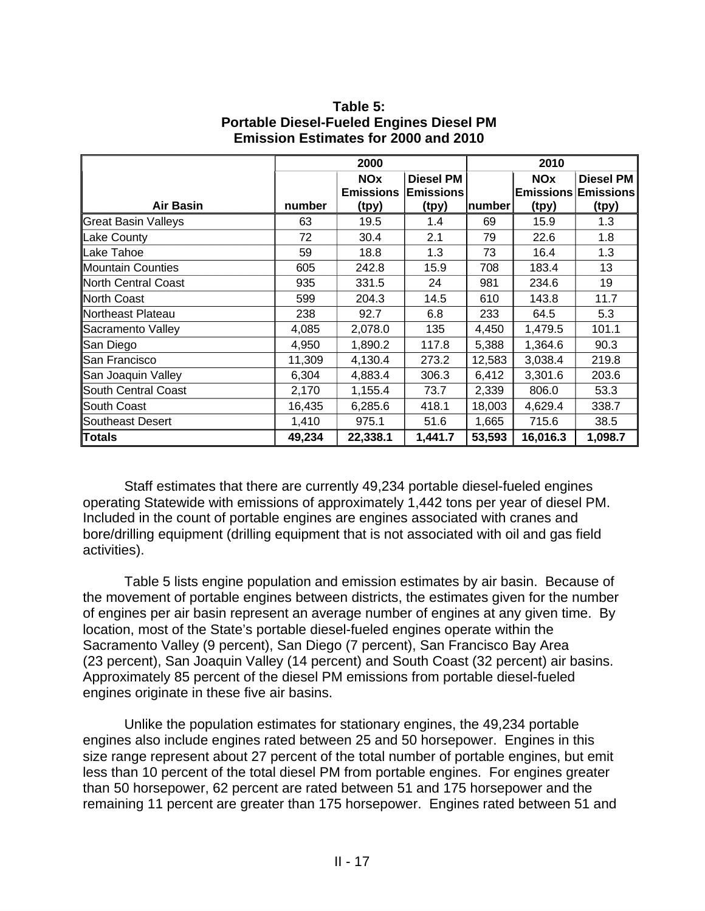**Table 5: Portable Diesel-Fueled Engines Diesel PM Emission Estimates for 2000 and 2010**

| | 2000 | | | 2010 | | |
|---|---|---|---|---|---|---|
| **Air Basin** | **number** | **NOx Emissions (tpy)** | **Diesel PM Emissions (tpy)** | **number** | **NOx Emissions (tpy)** | **Diesel PM Emissions (tpy)** |
| Great Basin Valleys | 63 | 19.5 | 1.4 | 69 | 15.9 | 1.3 |
| Lake County | 72 | 30.4 | 2.1 | 79 | 22.6 | 1.8 |
| Lake Tahoe | 59 | 18.8 | 1.3 | 73 | 16.4 | 1.3 |
| Mountain Counties | 605 | 242.8 | 15.9 | 708 | 183.4 | 13 |
| North Central Coast | 935 | 331.5 | 24 | 981 | 234.6 | 19 |
| North Coast | 599 | 204.3 | 14.5 | 610 | 143.8 | 11.7 |
| Northeast Plateau | 238 | 92.7 | 6.8 | 233 | 64.5 | 5.3 |
| Sacramento Valley | 4,085 | 2,078.0 | 135 | 4,450 | 1,479.5 | 101.1 |
| San Diego | 4,950 | 1,890.2 | 117.8 | 5,388 | 1,364.6 | 90.3 |
| San Francisco | 11,309 | 4,130.4 | 273.2 | 12,583 | 3,038.4 | 219.8 |
| San Joaquin Valley | 6,304 | 4,883.4 | 306.3 | 6,412 | 3,301.6 | 203.6 |
| South Central Coast | 2,170 | 1,155.4 | 73.7 | 2,339 | 806.0 | 53.3 |
| South Coast | 16,435 | 6,285.6 | 418.1 | 18,003 | 4,629.4 | 338.7 |
| Southeast Desert | 1,410 | 975.1 | 51.6 | 1,665 | 715.6 | 38.5 |
| **Totals** | **49,234** | **22,338.1** | **1,441.7** | **53,593** | **16,016.3** | **1,098.7** |

Staff estimates that there are currently 49,234 portable diesel-fueled engines operating Statewide with emissions of approximately 1,442 tons per year of diesel PM. Included in the count of portable engines are engines associated with cranes and bore/drilling equipment (drilling equipment that is not associated with oil and gas field activities).

Table 5 lists engine population and emission estimates by air basin. Because of the movement of portable engines between districts, the estimates given for the number of engines per air basin represent an average number of engines at any given time. By location, most of the State's portable diesel-fueled engines operate within the Sacramento Valley (9 percent), San Diego (7 percent), San Francisco Bay Area (23 percent), San Joaquin Valley (14 percent) and South Coast (32 percent) air basins. Approximately 85 percent of the diesel PM emissions from portable diesel-fueled engines originate in these five air basins.

Unlike the population estimates for stationary engines, the 49,234 portable engines also include engines rated between 25 and 50 horsepower. Engines in this size range represent about 27 percent of the total number of portable engines, but emit less than 10 percent of the total diesel PM from portable engines. For engines greater than 50 horsepower, 62 percent are rated between 51 and 175 horsepower and the remaining 11 percent are greater than 175 horsepower. Engines rated between 51 and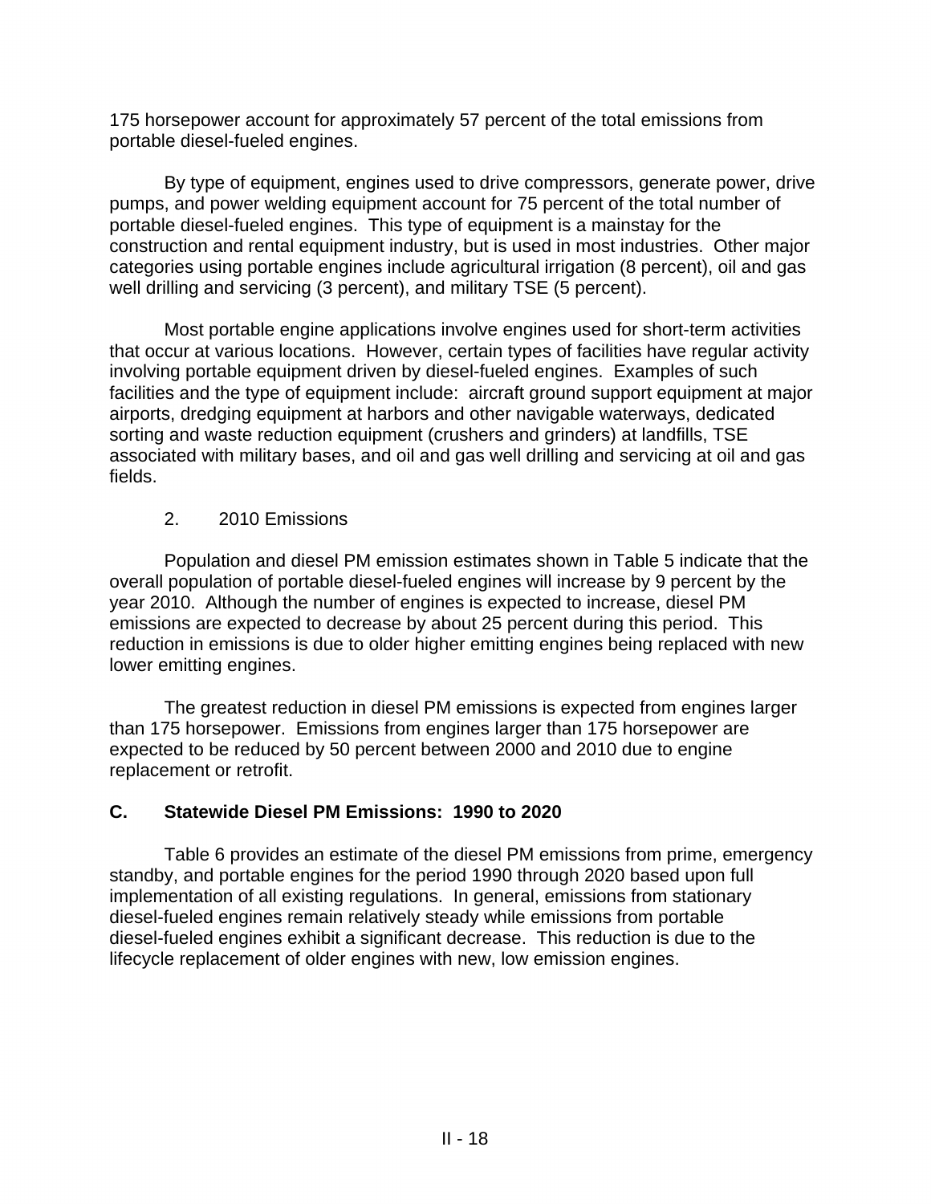175 horsepower account for approximately 57 percent of the total emissions from portable diesel-fueled engines.

By type of equipment, engines used to drive compressors, generate power, drive pumps, and power welding equipment account for 75 percent of the total number of portable diesel-fueled engines. This type of equipment is a mainstay for the construction and rental equipment industry, but is used in most industries. Other major categories using portable engines include agricultural irrigation (8 percent), oil and gas well drilling and servicing (3 percent), and military TSE (5 percent).

Most portable engine applications involve engines used for short-term activities that occur at various locations. However, certain types of facilities have regular activity involving portable equipment driven by diesel-fueled engines. Examples of such facilities and the type of equipment include: aircraft ground support equipment at major airports, dredging equipment at harbors and other navigable waterways, dedicated sorting and waste reduction equipment (crushers and grinders) at landfills, TSE associated with military bases, and oil and gas well drilling and servicing at oil and gas fields.

2. 2010 Emissions

Population and diesel PM emission estimates shown in Table 5 indicate that the overall population of portable diesel-fueled engines will increase by 9 percent by the year 2010. Although the number of engines is expected to increase, diesel PM emissions are expected to decrease by about 25 percent during this period. This reduction in emissions is due to older higher emitting engines being replaced with new lower emitting engines.

The greatest reduction in diesel PM emissions is expected from engines larger than 175 horsepower. Emissions from engines larger than 175 horsepower are expected to be reduced by 50 percent between 2000 and 2010 due to engine replacement or retrofit.

## C. Statewide Diesel PM Emissions: 1990 to 2020

Table 6 provides an estimate of the diesel PM emissions from prime, emergency standby, and portable engines for the period 1990 through 2020 based upon full implementation of all existing regulations. In general, emissions from stationary diesel-fueled engines remain relatively steady while emissions from portable diesel-fueled engines exhibit a significant decrease. This reduction is due to the lifecycle replacement of older engines with new, low emission engines.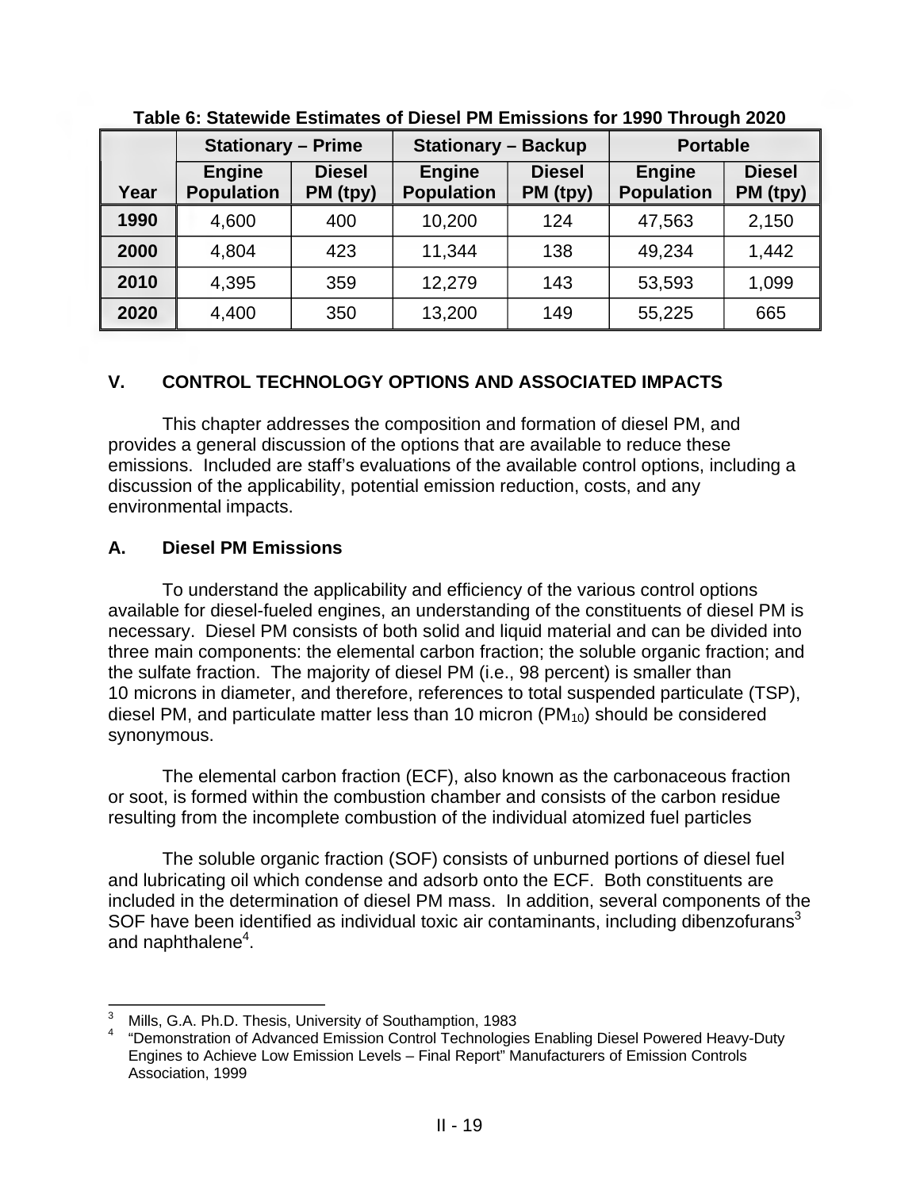**Table 6: Statewide Estimates of Diesel PM Emissions for 1990 Through 2020**

| | Stationary – Prime | | Stationary – Backup | | Portable | |
|---|---|---|---|---|---|---|
| **Year** | **Engine Population** | **Diesel PM (tpy)** | **Engine Population** | **Diesel PM (tpy)** | **Engine Population** | **Diesel PM (tpy)** |
| **1990** | 4,600 | 400 | 10,200 | 124 | 47,563 | 2,150 |
| **2000** | 4,804 | 423 | 11,344 | 138 | 49,234 | 1,442 |
| **2010** | 4,395 | 359 | 12,279 | 143 | 53,593 | 1,099 |
| **2020** | 4,400 | 350 | 13,200 | 149 | 55,225 | 665 |

## V. CONTROL TECHNOLOGY OPTIONS AND ASSOCIATED IMPACTS

This chapter addresses the composition and formation of diesel PM, and provides a general discussion of the options that are available to reduce these emissions. Included are staff's evaluations of the available control options, including a discussion of the applicability, potential emission reduction, costs, and any environmental impacts.

### A. Diesel PM Emissions

To understand the applicability and efficiency of the various control options available for diesel-fueled engines, an understanding of the constituents of diesel PM is necessary. Diesel PM consists of both solid and liquid material and can be divided into three main components: the elemental carbon fraction; the soluble organic fraction; and the sulfate fraction. The majority of diesel PM (i.e., 98 percent) is smaller than 10 microns in diameter, and therefore, references to total suspended particulate (TSP), diesel PM, and particulate matter less than 10 micron ($PM_{10}$) should be considered synonymous.

The elemental carbon fraction (ECF), also known as the carbonaceous fraction or soot, is formed within the combustion chamber and consists of the carbon residue resulting from the incomplete combustion of the individual atomized fuel particles

The soluble organic fraction (SOF) consists of unburned portions of diesel fuel and lubricating oil which condense and adsorb onto the ECF. Both constituents are included in the determination of diesel PM mass. In addition, several components of the SOF have been identified as individual toxic air contaminants, including dibenzofurans[3] and naphthalene[4].

---

[3] Mills, G.A. Ph.D. Thesis, University of Southamption, 1983

[4] "Demonstration of Advanced Emission Control Technologies Enabling Diesel Powered Heavy-Duty Engines to Achieve Low Emission Levels – Final Report" Manufacturers of Emission Controls Association, 1999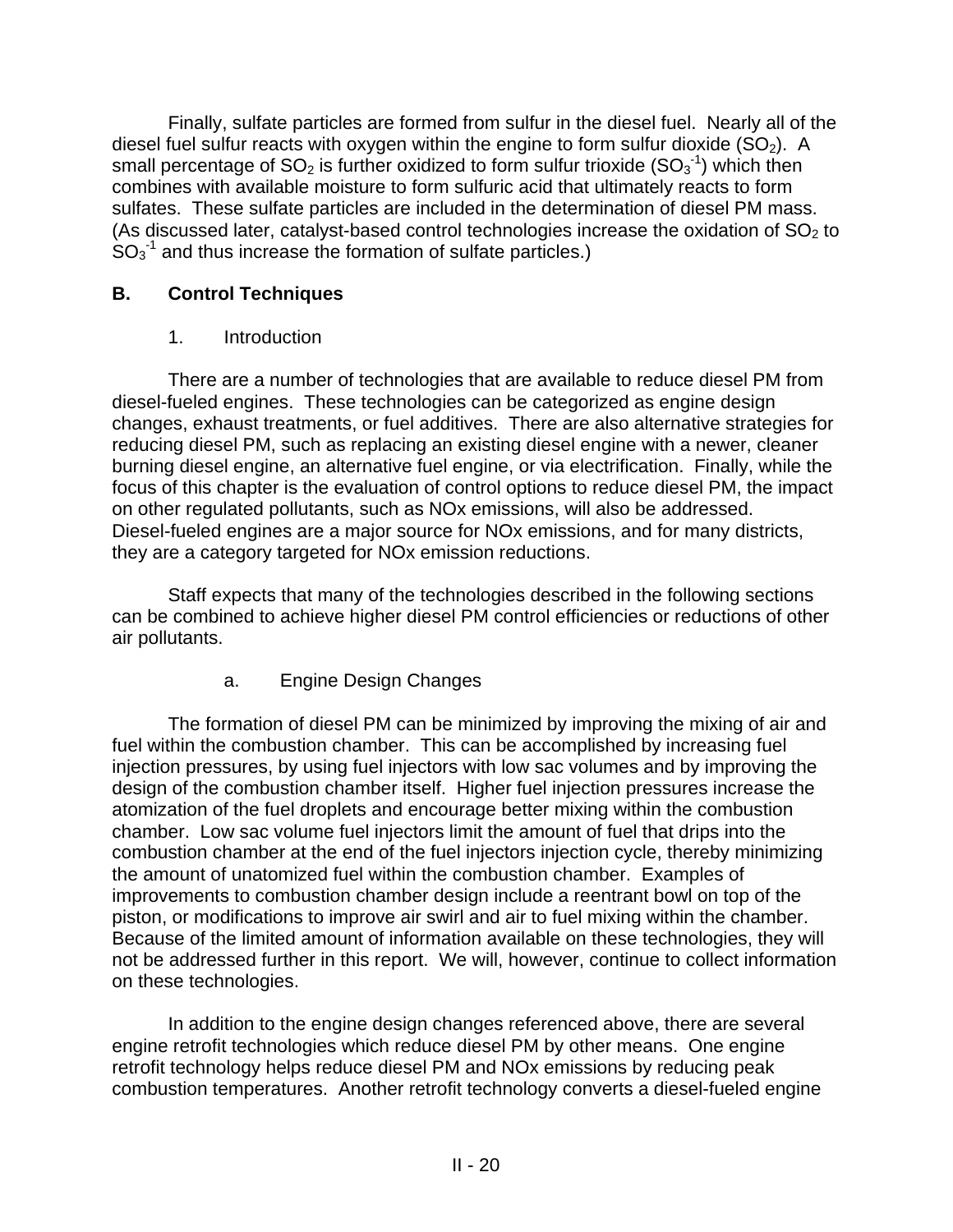Finally, sulfate particles are formed from sulfur in the diesel fuel. Nearly all of the diesel fuel sulfur reacts with oxygen within the engine to form sulfur dioxide ($SO_2$). A small percentage of $SO_2$ is further oxidized to form sulfur trioxide ($SO_3^{-1}$) which then combines with available moisture to form sulfuric acid that ultimately reacts to form sulfates. These sulfate particles are included in the determination of diesel PM mass. (As discussed later, catalyst-based control technologies increase the oxidation of $SO_2$ to $SO_3^{-1}$ and thus increase the formation of sulfate particles.)

## B. Control Techniques

### 1. Introduction

There are a number of technologies that are available to reduce diesel PM from diesel-fueled engines. These technologies can be categorized as engine design changes, exhaust treatments, or fuel additives. There are also alternative strategies for reducing diesel PM, such as replacing an existing diesel engine with a newer, cleaner burning diesel engine, an alternative fuel engine, or via electrification. Finally, while the focus of this chapter is the evaluation of control options to reduce diesel PM, the impact on other regulated pollutants, such as NOx emissions, will also be addressed. Diesel-fueled engines are a major source for NOx emissions, and for many districts, they are a category targeted for NOx emission reductions.

Staff expects that many of the technologies described in the following sections can be combined to achieve higher diesel PM control efficiencies or reductions of other air pollutants.

#### a. Engine Design Changes

The formation of diesel PM can be minimized by improving the mixing of air and fuel within the combustion chamber. This can be accomplished by increasing fuel injection pressures, by using fuel injectors with low sac volumes and by improving the design of the combustion chamber itself. Higher fuel injection pressures increase the atomization of the fuel droplets and encourage better mixing within the combustion chamber. Low sac volume fuel injectors limit the amount of fuel that drips into the combustion chamber at the end of the fuel injectors injection cycle, thereby minimizing the amount of unatomized fuel within the combustion chamber. Examples of improvements to combustion chamber design include a reentrant bowl on top of the piston, or modifications to improve air swirl and air to fuel mixing within the chamber. Because of the limited amount of information available on these technologies, they will not be addressed further in this report. We will, however, continue to collect information on these technologies.

In addition to the engine design changes referenced above, there are several engine retrofit technologies which reduce diesel PM by other means. One engine retrofit technology helps reduce diesel PM and NOx emissions by reducing peak combustion temperatures. Another retrofit technology converts a diesel-fueled engine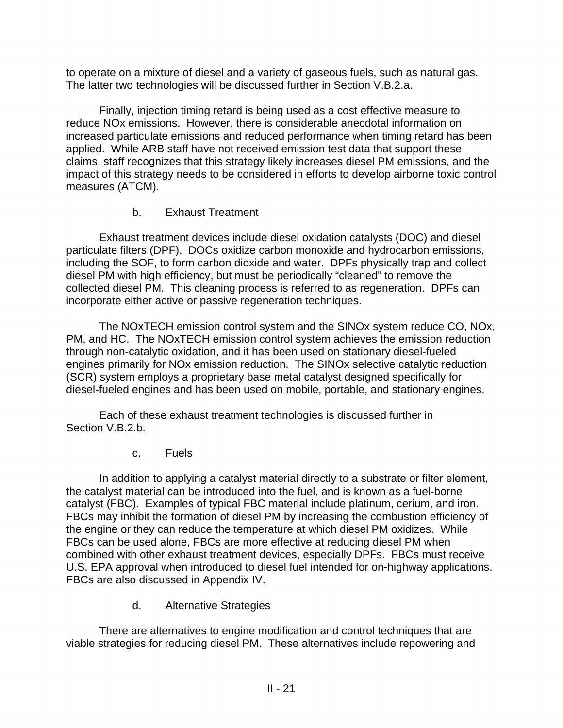to operate on a mixture of diesel and a variety of gaseous fuels, such as natural gas. The latter two technologies will be discussed further in Section V.B.2.a.

Finally, injection timing retard is being used as a cost effective measure to reduce NOx emissions. However, there is considerable anecdotal information on increased particulate emissions and reduced performance when timing retard has been applied. While ARB staff have not received emission test data that support these claims, staff recognizes that this strategy likely increases diesel PM emissions, and the impact of this strategy needs to be considered in efforts to develop airborne toxic control measures (ATCM).

#### b. Exhaust Treatment

Exhaust treatment devices include diesel oxidation catalysts (DOC) and diesel particulate filters (DPF). DOCs oxidize carbon monoxide and hydrocarbon emissions, including the SOF, to form carbon dioxide and water. DPFs physically trap and collect diesel PM with high efficiency, but must be periodically "cleaned" to remove the collected diesel PM. This cleaning process is referred to as regeneration. DPFs can incorporate either active or passive regeneration techniques.

The NOxTECH emission control system and the SINOx system reduce CO, NOx, PM, and HC. The NOxTECH emission control system achieves the emission reduction through non-catalytic oxidation, and it has been used on stationary diesel-fueled engines primarily for NOx emission reduction. The SINOx selective catalytic reduction (SCR) system employs a proprietary base metal catalyst designed specifically for diesel-fueled engines and has been used on mobile, portable, and stationary engines.

Each of these exhaust treatment technologies is discussed further in Section V.B.2.b.

#### c. Fuels

In addition to applying a catalyst material directly to a substrate or filter element, the catalyst material can be introduced into the fuel, and is known as a fuel-borne catalyst (FBC). Examples of typical FBC material include platinum, cerium, and iron. FBCs may inhibit the formation of diesel PM by increasing the combustion efficiency of the engine or they can reduce the temperature at which diesel PM oxidizes. While FBCs can be used alone, FBCs are more effective at reducing diesel PM when combined with other exhaust treatment devices, especially DPFs. FBCs must receive U.S. EPA approval when introduced to diesel fuel intended for on-highway applications. FBCs are also discussed in Appendix IV.

#### d. Alternative Strategies

There are alternatives to engine modification and control techniques that are viable strategies for reducing diesel PM. These alternatives include repowering and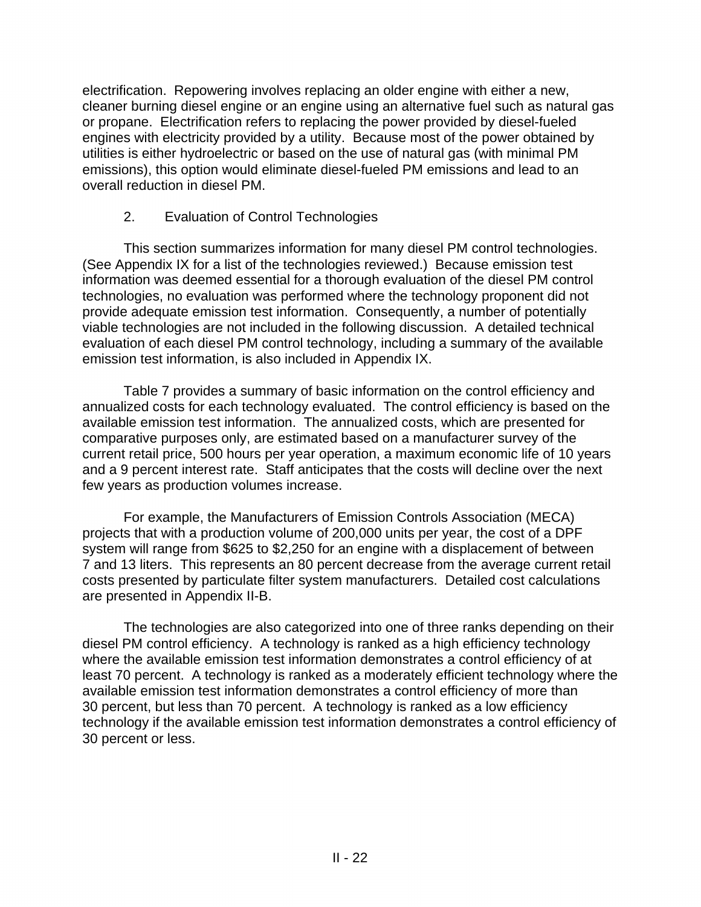electrification. Repowering involves replacing an older engine with either a new, cleaner burning diesel engine or an engine using an alternative fuel such as natural gas or propane. Electrification refers to replacing the power provided by diesel-fueled engines with electricity provided by a utility. Because most of the power obtained by utilities is either hydroelectric or based on the use of natural gas (with minimal PM emissions), this option would eliminate diesel-fueled PM emissions and lead to an overall reduction in diesel PM.

### 2. Evaluation of Control Technologies

This section summarizes information for many diesel PM control technologies. (See Appendix IX for a list of the technologies reviewed.) Because emission test information was deemed essential for a thorough evaluation of the diesel PM control technologies, no evaluation was performed where the technology proponent did not provide adequate emission test information. Consequently, a number of potentially viable technologies are not included in the following discussion. A detailed technical evaluation of each diesel PM control technology, including a summary of the available emission test information, is also included in Appendix IX.

Table 7 provides a summary of basic information on the control efficiency and annualized costs for each technology evaluated. The control efficiency is based on the available emission test information. The annualized costs, which are presented for comparative purposes only, are estimated based on a manufacturer survey of the current retail price, 500 hours per year operation, a maximum economic life of 10 years and a 9 percent interest rate. Staff anticipates that the costs will decline over the next few years as production volumes increase.

For example, the Manufacturers of Emission Controls Association (MECA) projects that with a production volume of 200,000 units per year, the cost of a DPF system will range from $625 to $2,250 for an engine with a displacement of between 7 and 13 liters. This represents an 80 percent decrease from the average current retail costs presented by particulate filter system manufacturers. Detailed cost calculations are presented in Appendix II-B.

The technologies are also categorized into one of three ranks depending on their diesel PM control efficiency. A technology is ranked as a high efficiency technology where the available emission test information demonstrates a control efficiency of at least 70 percent. A technology is ranked as a moderately efficient technology where the available emission test information demonstrates a control efficiency of more than 30 percent, but less than 70 percent. A technology is ranked as a low efficiency technology if the available emission test information demonstrates a control efficiency of 30 percent or less.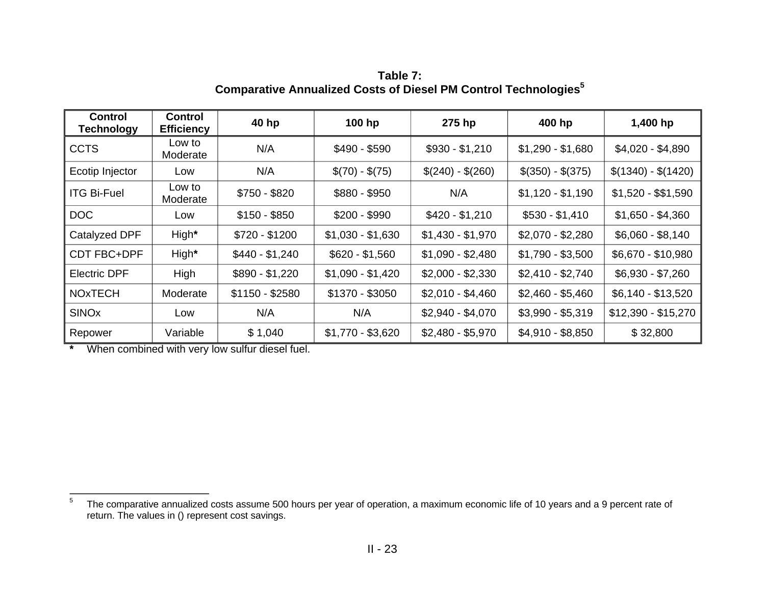**Table 7:**
**Comparative Annualized Costs of Diesel PM Control Technologies[5]**

| Control Technology | Control Efficiency | 40 hp | 100 hp | 275 hp | 400 hp | 1,400 hp |
|---|---|---|---|---|---|---|
| CCTS | Low to Moderate | N/A | $490 - $590 | $930 - $1,210 | $1,290 - $1,680 | $4,020 - $4,890 |
| Ecotip Injector | Low | N/A | $(70) - $(75) | $(240) - $(260) | $(350) - $(375) | $(1340) - $(1420) |
| ITG Bi-Fuel | Low to Moderate | $750 - $820 | $880 - $950 | N/A | $1,120 - $1,190 | $1,520 - $$1,590 |
| DOC | Low | $150 - $850 | $200 - $990 | $420 - $1,210 | $530 - $1,410 | $1,650 - $4,360 |
| Catalyzed DPF | High* | $720 - $1200 | $1,030 - $1,630 | $1,430 - $1,970 | $2,070 - $2,280 | $6,060 - $8,140 |
| CDT FBC+DPF | High* | $440 - $1,240 | $620 - $1,560 | $1,090 - $2,480 | $1,790 - $3,500 | $6,670 - $10,980 |
| Electric DPF | High | $890 - $1,220 | $1,090 - $1,420 | $2,000 - $2,330 | $2,410 - $2,740 | $6,930 - $7,260 |
| NOxTECH | Moderate | $1150 - $2580 | $1370 - $3050 | $2,010 - $4,460 | $2,460 - $5,460 | $6,140 - $13,520 |
| SINOx | Low | N/A | N/A | $2,940 - $4,070 | $3,990 - $5,319 | $12,390 - $15,270 |
| Repower | Variable | $ 1,040 | $1,770 - $3,620 | $2,480 - $5,970 | $4,910 - $8,850 | $ 32,800 |

* When combined with very low sulfur diesel fuel.

[5] The comparative annualized costs assume 500 hours per year of operation, a maximum economic life of 10 years and a 9 percent rate of return. The values in () represent cost savings.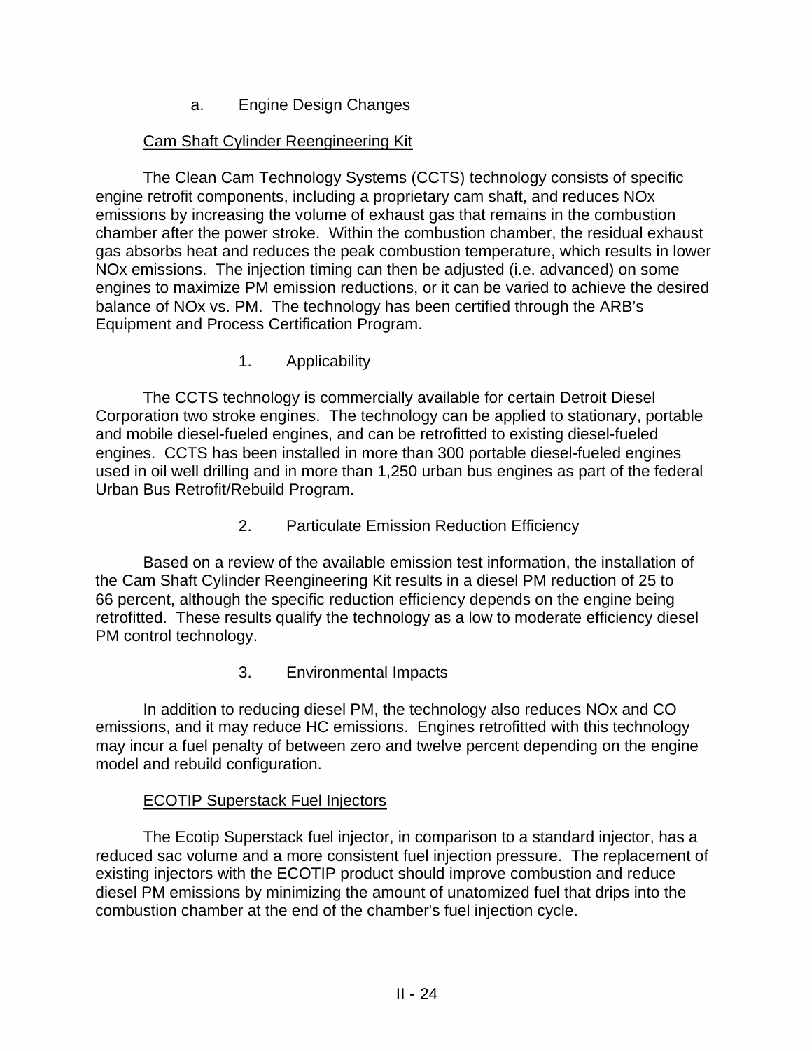### a. Engine Design Changes

Cam Shaft Cylinder Reengineering Kit

The Clean Cam Technology Systems (CCTS) technology consists of specific engine retrofit components, including a proprietary cam shaft, and reduces NOx emissions by increasing the volume of exhaust gas that remains in the combustion chamber after the power stroke. Within the combustion chamber, the residual exhaust gas absorbs heat and reduces the peak combustion temperature, which results in lower NOx emissions. The injection timing can then be adjusted (i.e. advanced) on some engines to maximize PM emission reductions, or it can be varied to achieve the desired balance of NOx vs. PM. The technology has been certified through the ARB's Equipment and Process Certification Program.

#### 1. Applicability

The CCTS technology is commercially available for certain Detroit Diesel Corporation two stroke engines. The technology can be applied to stationary, portable and mobile diesel-fueled engines, and can be retrofitted to existing diesel-fueled engines. CCTS has been installed in more than 300 portable diesel-fueled engines used in oil well drilling and in more than 1,250 urban bus engines as part of the federal Urban Bus Retrofit/Rebuild Program.

#### 2. Particulate Emission Reduction Efficiency

Based on a review of the available emission test information, the installation of the Cam Shaft Cylinder Reengineering Kit results in a diesel PM reduction of 25 to 66 percent, although the specific reduction efficiency depends on the engine being retrofitted. These results qualify the technology as a low to moderate efficiency diesel PM control technology.

#### 3. Environmental Impacts

In addition to reducing diesel PM, the technology also reduces NOx and CO emissions, and it may reduce HC emissions. Engines retrofitted with this technology may incur a fuel penalty of between zero and twelve percent depending on the engine model and rebuild configuration.

ECOTIP Superstack Fuel Injectors

The Ecotip Superstack fuel injector, in comparison to a standard injector, has a reduced sac volume and a more consistent fuel injection pressure. The replacement of existing injectors with the ECOTIP product should improve combustion and reduce diesel PM emissions by minimizing the amount of unatomized fuel that drips into the combustion chamber at the end of the chamber's fuel injection cycle.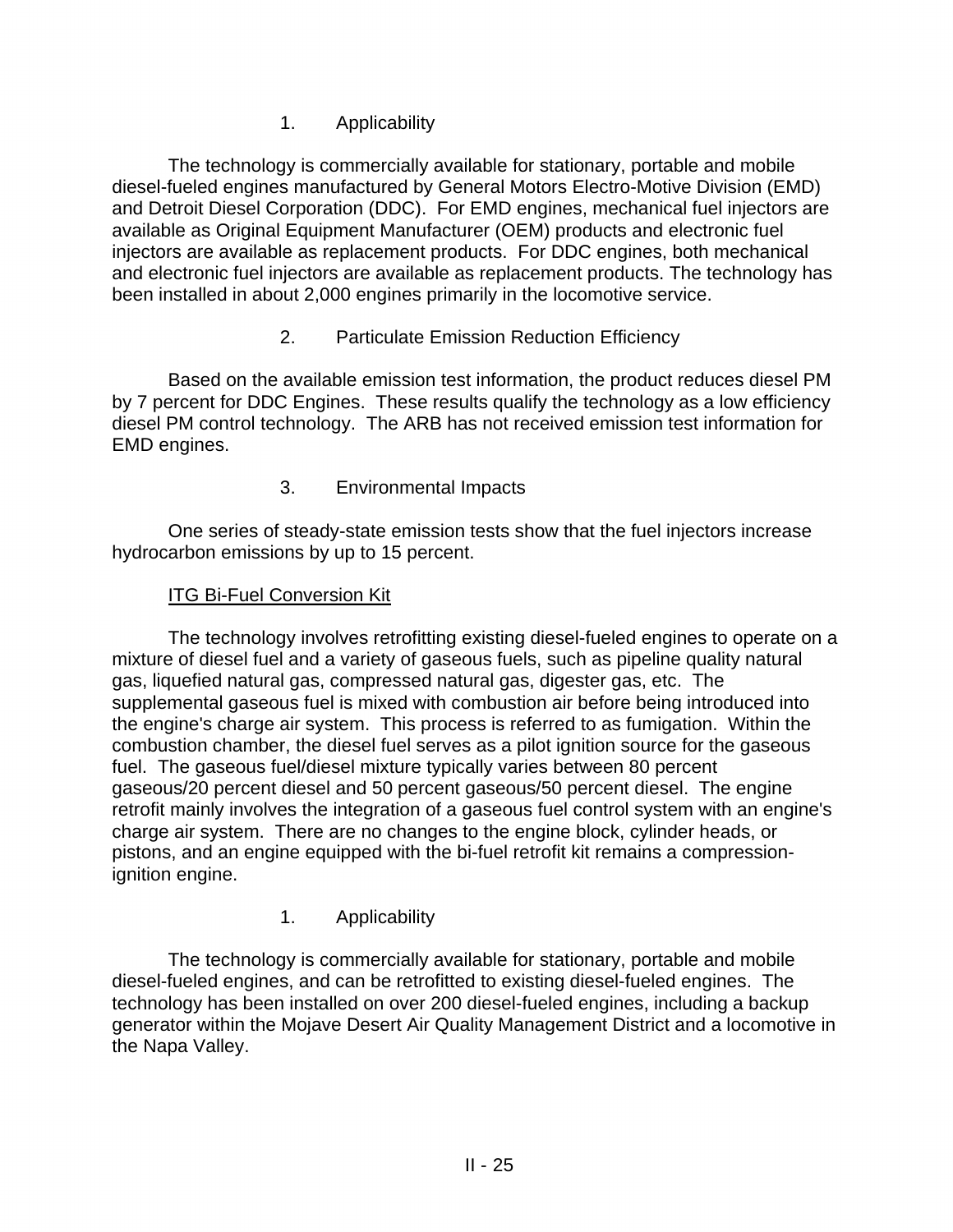1. Applicability

The technology is commercially available for stationary, portable and mobile diesel-fueled engines manufactured by General Motors Electro-Motive Division (EMD) and Detroit Diesel Corporation (DDC). For EMD engines, mechanical fuel injectors are available as Original Equipment Manufacturer (OEM) products and electronic fuel injectors are available as replacement products. For DDC engines, both mechanical and electronic fuel injectors are available as replacement products. The technology has been installed in about 2,000 engines primarily in the locomotive service.

2. Particulate Emission Reduction Efficiency

Based on the available emission test information, the product reduces diesel PM by 7 percent for DDC Engines. These results qualify the technology as a low efficiency diesel PM control technology. The ARB has not received emission test information for EMD engines.

3. Environmental Impacts

One series of steady-state emission tests show that the fuel injectors increase hydrocarbon emissions by up to 15 percent.

<u>ITG Bi-Fuel Conversion Kit</u>

The technology involves retrofitting existing diesel-fueled engines to operate on a mixture of diesel fuel and a variety of gaseous fuels, such as pipeline quality natural gas, liquefied natural gas, compressed natural gas, digester gas, etc. The supplemental gaseous fuel is mixed with combustion air before being introduced into the engine's charge air system. This process is referred to as fumigation. Within the combustion chamber, the diesel fuel serves as a pilot ignition source for the gaseous fuel. The gaseous fuel/diesel mixture typically varies between 80 percent gaseous/20 percent diesel and 50 percent gaseous/50 percent diesel. The engine retrofit mainly involves the integration of a gaseous fuel control system with an engine's charge air system. There are no changes to the engine block, cylinder heads, or pistons, and an engine equipped with the bi-fuel retrofit kit remains a compression-ignition engine.

1. Applicability

The technology is commercially available for stationary, portable and mobile diesel-fueled engines, and can be retrofitted to existing diesel-fueled engines. The technology has been installed on over 200 diesel-fueled engines, including a backup generator within the Mojave Desert Air Quality Management District and a locomotive in the Napa Valley.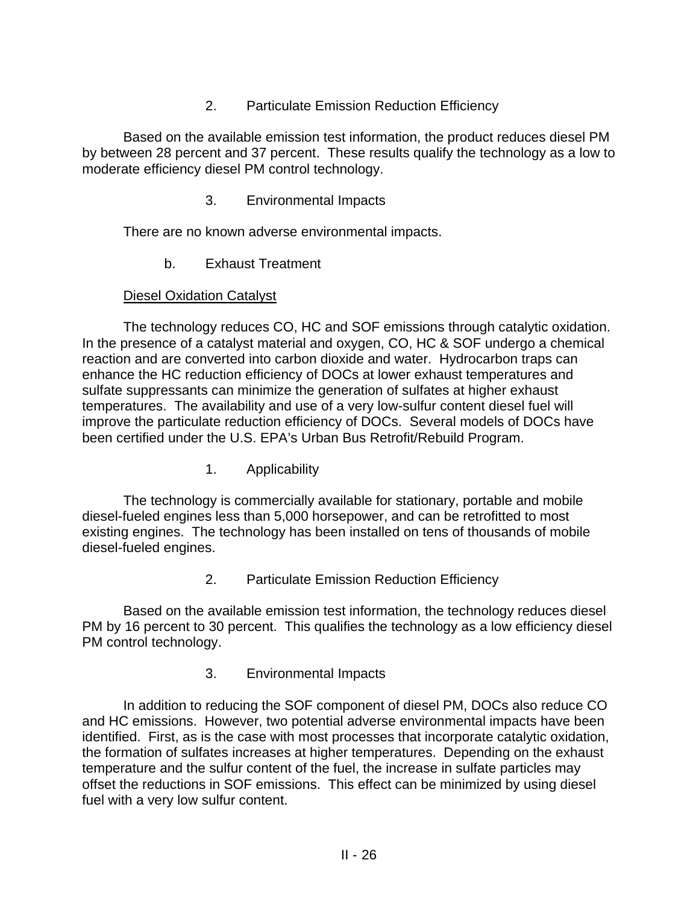### 2. Particulate Emission Reduction Efficiency

Based on the available emission test information, the product reduces diesel PM by between 28 percent and 37 percent. These results qualify the technology as a low to moderate efficiency diesel PM control technology.

### 3. Environmental Impacts

There are no known adverse environmental impacts.

## b. Exhaust Treatment

<u>Diesel Oxidation Catalyst</u>

The technology reduces CO, HC and SOF emissions through catalytic oxidation. In the presence of a catalyst material and oxygen, CO, HC & SOF undergo a chemical reaction and are converted into carbon dioxide and water. Hydrocarbon traps can enhance the HC reduction efficiency of DOCs at lower exhaust temperatures and sulfate suppressants can minimize the generation of sulfates at higher exhaust temperatures. The availability and use of a very low-sulfur content diesel fuel will improve the particulate reduction efficiency of DOCs. Several models of DOCs have been certified under the U.S. EPA's Urban Bus Retrofit/Rebuild Program.

### 1. Applicability

The technology is commercially available for stationary, portable and mobile diesel-fueled engines less than 5,000 horsepower, and can be retrofitted to most existing engines. The technology has been installed on tens of thousands of mobile diesel-fueled engines.

### 2. Particulate Emission Reduction Efficiency

Based on the available emission test information, the technology reduces diesel PM by 16 percent to 30 percent. This qualifies the technology as a low efficiency diesel PM control technology.

### 3. Environmental Impacts

In addition to reducing the SOF component of diesel PM, DOCs also reduce CO and HC emissions. However, two potential adverse environmental impacts have been identified. First, as is the case with most processes that incorporate catalytic oxidation, the formation of sulfates increases at higher temperatures. Depending on the exhaust temperature and the sulfur content of the fuel, the increase in sulfate particles may offset the reductions in SOF emissions. This effect can be minimized by using diesel fuel with a very low sulfur content.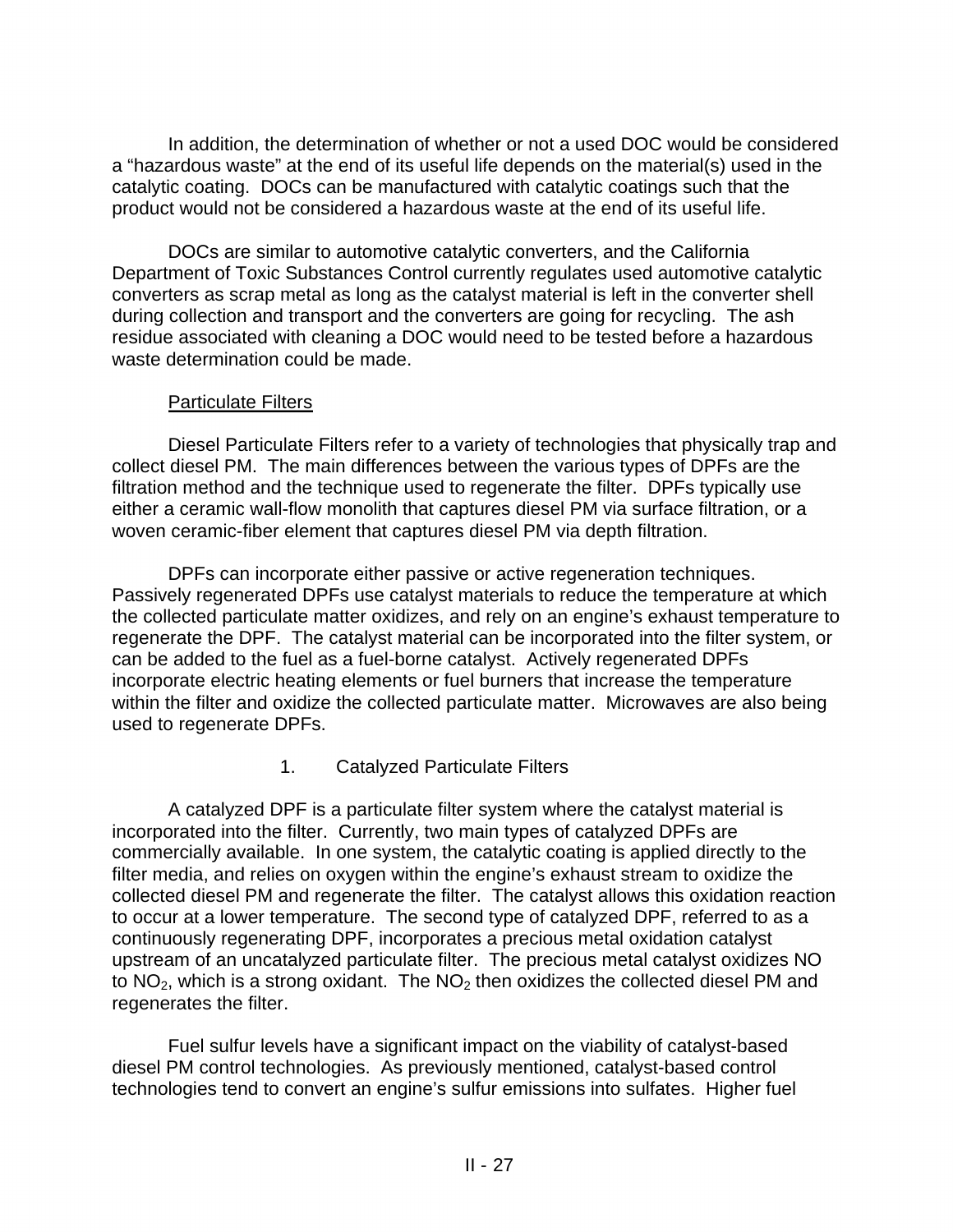In addition, the determination of whether or not a used DOC would be considered a "hazardous waste" at the end of its useful life depends on the material(s) used in the catalytic coating. DOCs can be manufactured with catalytic coatings such that the product would not be considered a hazardous waste at the end of its useful life.

DOCs are similar to automotive catalytic converters, and the California Department of Toxic Substances Control currently regulates used automotive catalytic converters as scrap metal as long as the catalyst material is left in the converter shell during collection and transport and the converters are going for recycling. The ash residue associated with cleaning a DOC would need to be tested before a hazardous waste determination could be made.

Particulate Filters

Diesel Particulate Filters refer to a variety of technologies that physically trap and collect diesel PM. The main differences between the various types of DPFs are the filtration method and the technique used to regenerate the filter. DPFs typically use either a ceramic wall-flow monolith that captures diesel PM via surface filtration, or a woven ceramic-fiber element that captures diesel PM via depth filtration.

DPFs can incorporate either passive or active regeneration techniques. Passively regenerated DPFs use catalyst materials to reduce the temperature at which the collected particulate matter oxidizes, and rely on an engine's exhaust temperature to regenerate the DPF. The catalyst material can be incorporated into the filter system, or can be added to the fuel as a fuel-borne catalyst. Actively regenerated DPFs incorporate electric heating elements or fuel burners that increase the temperature within the filter and oxidize the collected particulate matter. Microwaves are also being used to regenerate DPFs.

1. Catalyzed Particulate Filters

A catalyzed DPF is a particulate filter system where the catalyst material is incorporated into the filter. Currently, two main types of catalyzed DPFs are commercially available. In one system, the catalytic coating is applied directly to the filter media, and relies on oxygen within the engine's exhaust stream to oxidize the collected diesel PM and regenerate the filter. The catalyst allows this oxidation reaction to occur at a lower temperature. The second type of catalyzed DPF, referred to as a continuously regenerating DPF, incorporates a precious metal oxidation catalyst upstream of an uncatalyzed particulate filter. The precious metal catalyst oxidizes NO to $NO_2$, which is a strong oxidant. The $NO_2$ then oxidizes the collected diesel PM and regenerates the filter.

Fuel sulfur levels have a significant impact on the viability of catalyst-based diesel PM control technologies. As previously mentioned, catalyst-based control technologies tend to convert an engine's sulfur emissions into sulfates. Higher fuel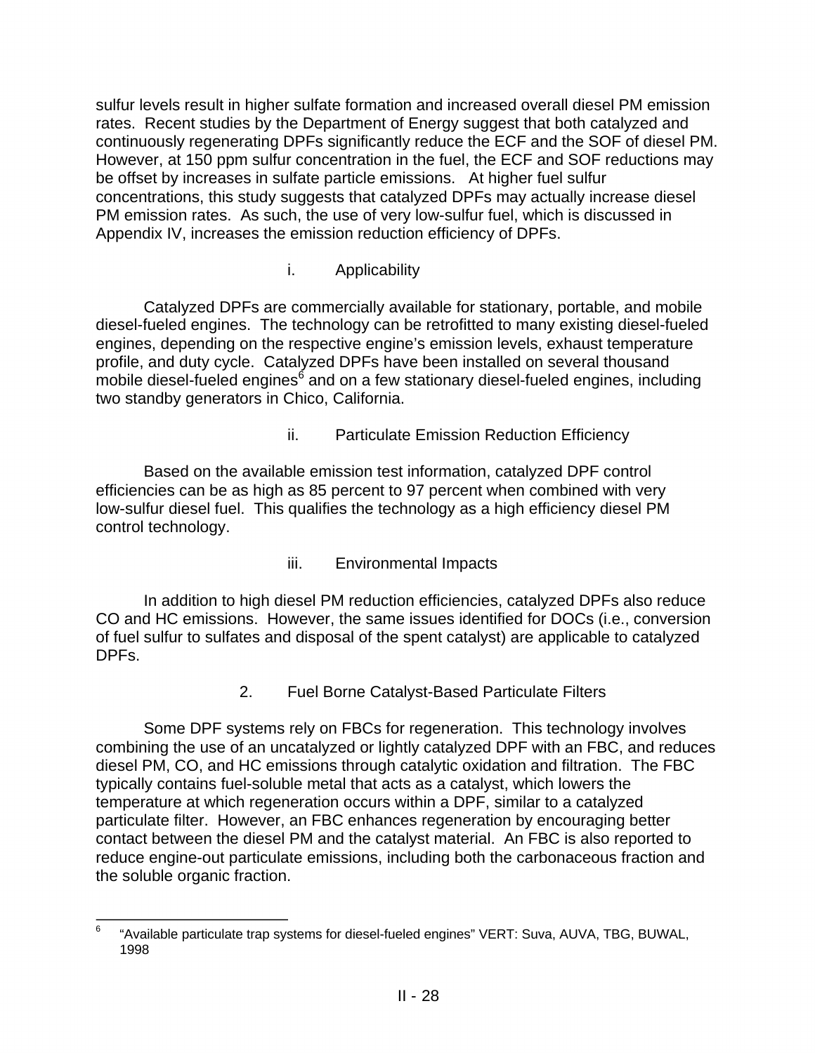sulfur levels result in higher sulfate formation and increased overall diesel PM emission rates. Recent studies by the Department of Energy suggest that both catalyzed and continuously regenerating DPFs significantly reduce the ECF and the SOF of diesel PM. However, at 150 ppm sulfur concentration in the fuel, the ECF and SOF reductions may be offset by increases in sulfate particle emissions. At higher fuel sulfur concentrations, this study suggests that catalyzed DPFs may actually increase diesel PM emission rates. As such, the use of very low-sulfur fuel, which is discussed in Appendix IV, increases the emission reduction efficiency of DPFs.

#### i. Applicability

Catalyzed DPFs are commercially available for stationary, portable, and mobile diesel-fueled engines. The technology can be retrofitted to many existing diesel-fueled engines, depending on the respective engine's emission levels, exhaust temperature profile, and duty cycle. Catalyzed DPFs have been installed on several thousand mobile diesel-fueled engines[6] and on a few stationary diesel-fueled engines, including two standby generators in Chico, California.

#### ii. Particulate Emission Reduction Efficiency

Based on the available emission test information, catalyzed DPF control efficiencies can be as high as 85 percent to 97 percent when combined with very low-sulfur diesel fuel. This qualifies the technology as a high efficiency diesel PM control technology.

#### iii. Environmental Impacts

In addition to high diesel PM reduction efficiencies, catalyzed DPFs also reduce CO and HC emissions. However, the same issues identified for DOCs (i.e., conversion of fuel sulfur to sulfates and disposal of the spent catalyst) are applicable to catalyzed DPFs.

### 2. Fuel Borne Catalyst-Based Particulate Filters

Some DPF systems rely on FBCs for regeneration. This technology involves combining the use of an uncatalyzed or lightly catalyzed DPF with an FBC, and reduces diesel PM, CO, and HC emissions through catalytic oxidation and filtration. The FBC typically contains fuel-soluble metal that acts as a catalyst, which lowers the temperature at which regeneration occurs within a DPF, similar to a catalyzed particulate filter. However, an FBC enhances regeneration by encouraging better contact between the diesel PM and the catalyst material. An FBC is also reported to reduce engine-out particulate emissions, including both the carbonaceous fraction and the soluble organic fraction.

---

[6] "Available particulate trap systems for diesel-fueled engines" VERT: Suva, AUVA, TBG, BUWAL, 1998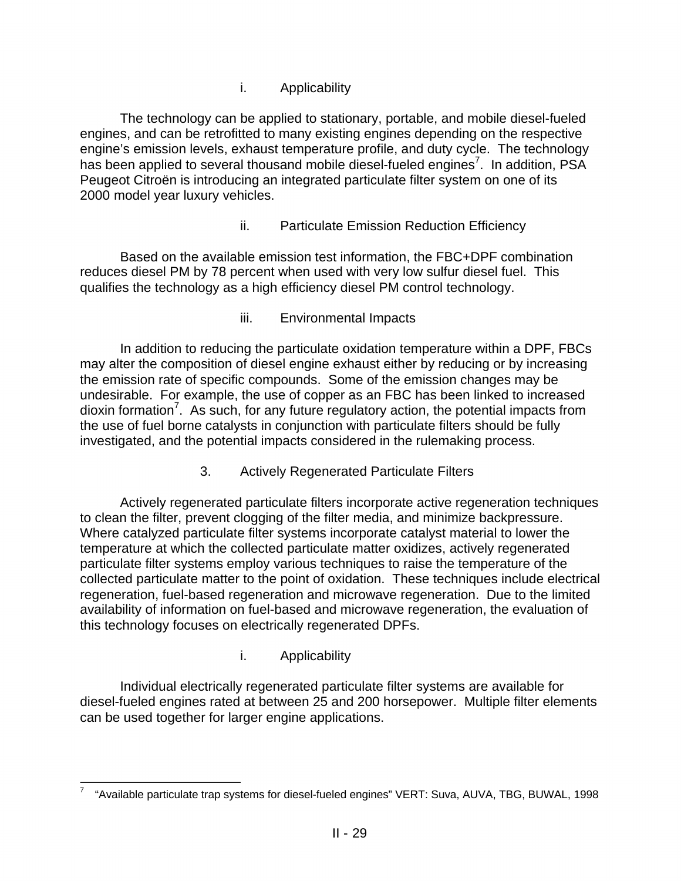#### i. Applicability

The technology can be applied to stationary, portable, and mobile diesel-fueled engines, and can be retrofitted to many existing engines depending on the respective engine's emission levels, exhaust temperature profile, and duty cycle. The technology has been applied to several thousand mobile diesel-fueled engines[7]. In addition, PSA Peugeot Citroën is introducing an integrated particulate filter system on one of its 2000 model year luxury vehicles.

#### ii. Particulate Emission Reduction Efficiency

Based on the available emission test information, the FBC+DPF combination reduces diesel PM by 78 percent when used with very low sulfur diesel fuel. This qualifies the technology as a high efficiency diesel PM control technology.

#### iii. Environmental Impacts

In addition to reducing the particulate oxidation temperature within a DPF, FBCs may alter the composition of diesel engine exhaust either by reducing or by increasing the emission rate of specific compounds. Some of the emission changes may be undesirable. For example, the use of copper as an FBC has been linked to increased dioxin formation[7]. As such, for any future regulatory action, the potential impacts from the use of fuel borne catalysts in conjunction with particulate filters should be fully investigated, and the potential impacts considered in the rulemaking process.

### 3. Actively Regenerated Particulate Filters

Actively regenerated particulate filters incorporate active regeneration techniques to clean the filter, prevent clogging of the filter media, and minimize backpressure. Where catalyzed particulate filter systems incorporate catalyst material to lower the temperature at which the collected particulate matter oxidizes, actively regenerated particulate filter systems employ various techniques to raise the temperature of the collected particulate matter to the point of oxidation. These techniques include electrical regeneration, fuel-based regeneration and microwave regeneration. Due to the limited availability of information on fuel-based and microwave regeneration, the evaluation of this technology focuses on electrically regenerated DPFs.

#### i. Applicability

Individual electrically regenerated particulate filter systems are available for diesel-fueled engines rated at between 25 and 200 horsepower. Multiple filter elements can be used together for larger engine applications.

---

[7] "Available particulate trap systems for diesel-fueled engines" VERT: Suva, AUVA, TBG, BUWAL, 1998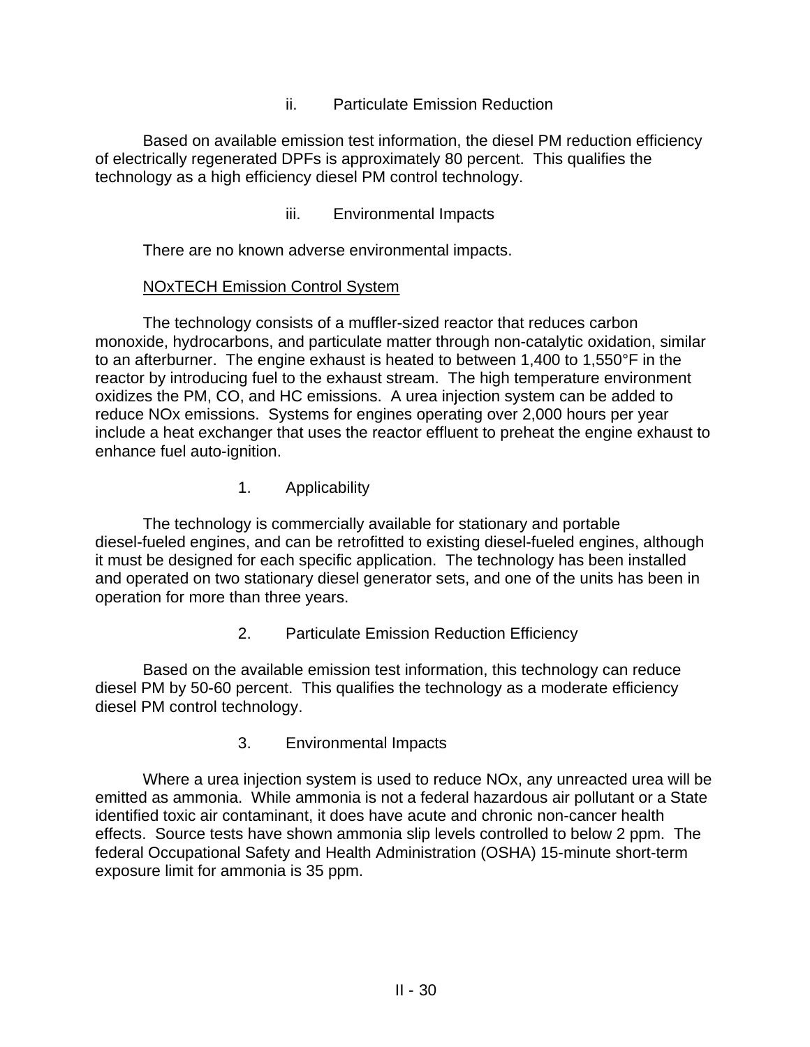#### ii. Particulate Emission Reduction

Based on available emission test information, the diesel PM reduction efficiency of electrically regenerated DPFs is approximately 80 percent. This qualifies the technology as a high efficiency diesel PM control technology.

#### iii. Environmental Impacts

There are no known adverse environmental impacts.

### NOxTECH Emission Control System

The technology consists of a muffler-sized reactor that reduces carbon monoxide, hydrocarbons, and particulate matter through non-catalytic oxidation, similar to an afterburner. The engine exhaust is heated to between 1,400 to 1,550°F in the reactor by introducing fuel to the exhaust stream. The high temperature environment oxidizes the PM, CO, and HC emissions. A urea injection system can be added to reduce NOx emissions. Systems for engines operating over 2,000 hours per year include a heat exchanger that uses the reactor effluent to preheat the engine exhaust to enhance fuel auto-ignition.

#### 1. Applicability

The technology is commercially available for stationary and portable diesel-fueled engines, and can be retrofitted to existing diesel-fueled engines, although it must be designed for each specific application. The technology has been installed and operated on two stationary diesel generator sets, and one of the units has been in operation for more than three years.

#### 2. Particulate Emission Reduction Efficiency

Based on the available emission test information, this technology can reduce diesel PM by 50-60 percent. This qualifies the technology as a moderate efficiency diesel PM control technology.

#### 3. Environmental Impacts

Where a urea injection system is used to reduce NOx, any unreacted urea will be emitted as ammonia. While ammonia is not a federal hazardous air pollutant or a State identified toxic air contaminant, it does have acute and chronic non-cancer health effects. Source tests have shown ammonia slip levels controlled to below 2 ppm. The federal Occupational Safety and Health Administration (OSHA) 15-minute short-term exposure limit for ammonia is 35 ppm.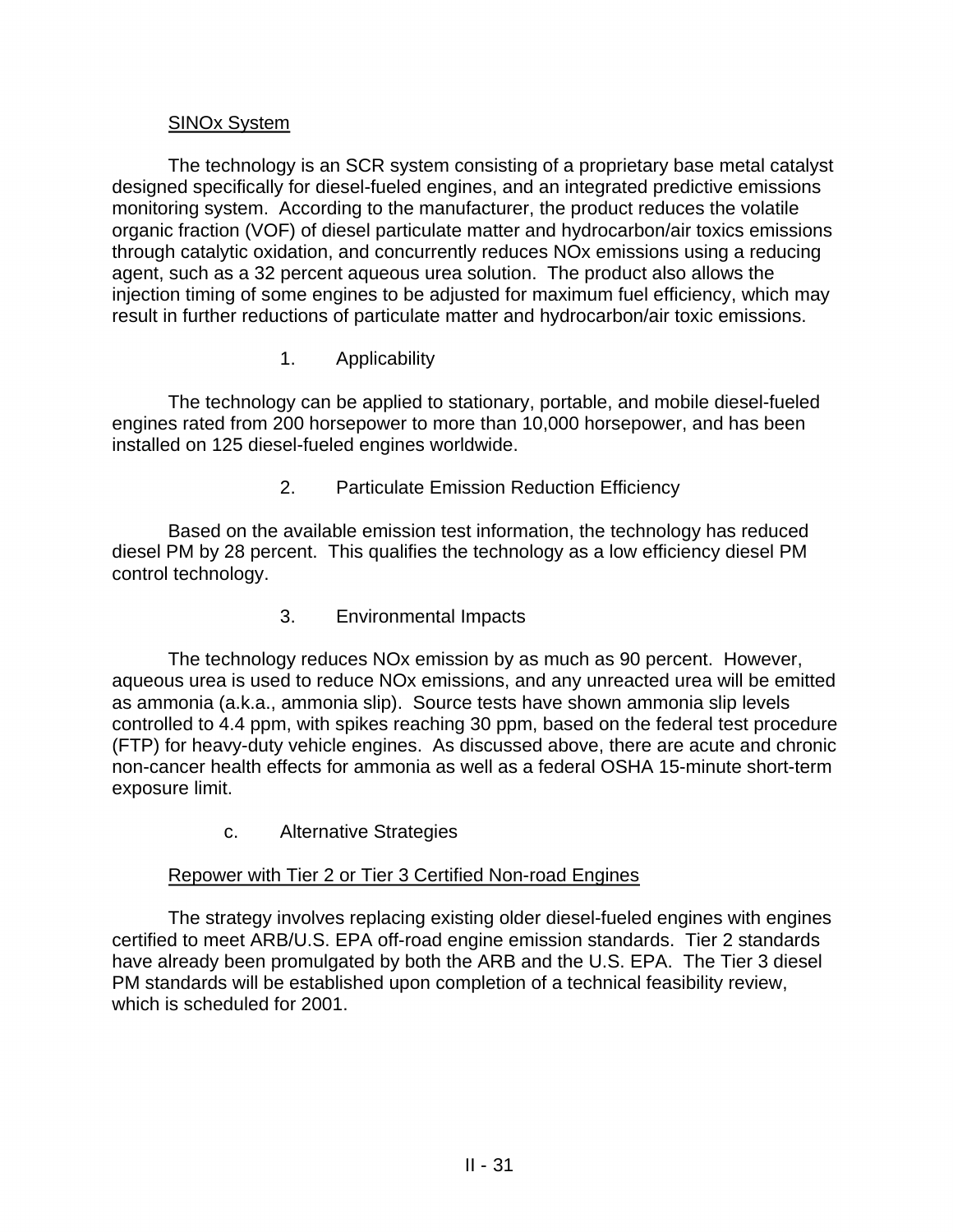SINOx System

The technology is an SCR system consisting of a proprietary base metal catalyst designed specifically for diesel-fueled engines, and an integrated predictive emissions monitoring system. According to the manufacturer, the product reduces the volatile organic fraction (VOF) of diesel particulate matter and hydrocarbon/air toxics emissions through catalytic oxidation, and concurrently reduces NOx emissions using a reducing agent, such as a 32 percent aqueous urea solution. The product also allows the injection timing of some engines to be adjusted for maximum fuel efficiency, which may result in further reductions of particulate matter and hydrocarbon/air toxic emissions.

1. Applicability

The technology can be applied to stationary, portable, and mobile diesel-fueled engines rated from 200 horsepower to more than 10,000 horsepower, and has been installed on 125 diesel-fueled engines worldwide.

2. Particulate Emission Reduction Efficiency

Based on the available emission test information, the technology has reduced diesel PM by 28 percent. This qualifies the technology as a low efficiency diesel PM control technology.

3. Environmental Impacts

The technology reduces NOx emission by as much as 90 percent. However, aqueous urea is used to reduce NOx emissions, and any unreacted urea will be emitted as ammonia (a.k.a., ammonia slip). Source tests have shown ammonia slip levels controlled to 4.4 ppm, with spikes reaching 30 ppm, based on the federal test procedure (FTP) for heavy-duty vehicle engines. As discussed above, there are acute and chronic non-cancer health effects for ammonia as well as a federal OSHA 15-minute short-term exposure limit.

c. Alternative Strategies

Repower with Tier 2 or Tier 3 Certified Non-road Engines

The strategy involves replacing existing older diesel-fueled engines with engines certified to meet ARB/U.S. EPA off-road engine emission standards. Tier 2 standards have already been promulgated by both the ARB and the U.S. EPA. The Tier 3 diesel PM standards will be established upon completion of a technical feasibility review, which is scheduled for 2001.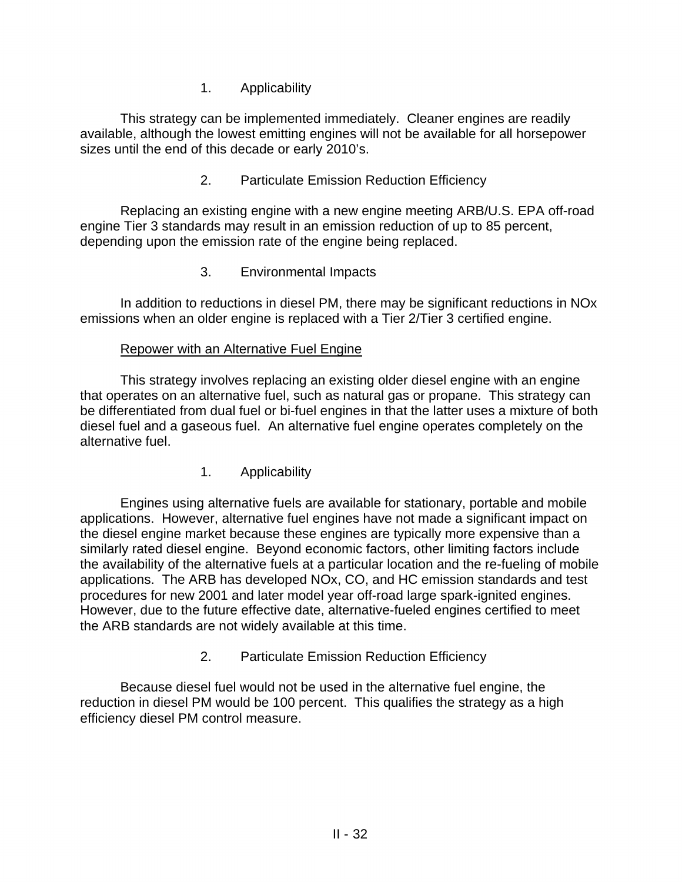1. Applicability

This strategy can be implemented immediately. Cleaner engines are readily available, although the lowest emitting engines will not be available for all horsepower sizes until the end of this decade or early 2010's.

2. Particulate Emission Reduction Efficiency

Replacing an existing engine with a new engine meeting ARB/U.S. EPA off-road engine Tier 3 standards may result in an emission reduction of up to 85 percent, depending upon the emission rate of the engine being replaced.

3. Environmental Impacts

In addition to reductions in diesel PM, there may be significant reductions in NOx emissions when an older engine is replaced with a Tier 2/Tier 3 certified engine.

<u>Repower with an Alternative Fuel Engine</u>

This strategy involves replacing an existing older diesel engine with an engine that operates on an alternative fuel, such as natural gas or propane. This strategy can be differentiated from dual fuel or bi-fuel engines in that the latter uses a mixture of both diesel fuel and a gaseous fuel. An alternative fuel engine operates completely on the alternative fuel.

1. Applicability

Engines using alternative fuels are available for stationary, portable and mobile applications. However, alternative fuel engines have not made a significant impact on the diesel engine market because these engines are typically more expensive than a similarly rated diesel engine. Beyond economic factors, other limiting factors include the availability of the alternative fuels at a particular location and the re-fueling of mobile applications. The ARB has developed NOx, CO, and HC emission standards and test procedures for new 2001 and later model year off-road large spark-ignited engines. However, due to the future effective date, alternative-fueled engines certified to meet the ARB standards are not widely available at this time.

2. Particulate Emission Reduction Efficiency

Because diesel fuel would not be used in the alternative fuel engine, the reduction in diesel PM would be 100 percent. This qualifies the strategy as a high efficiency diesel PM control measure.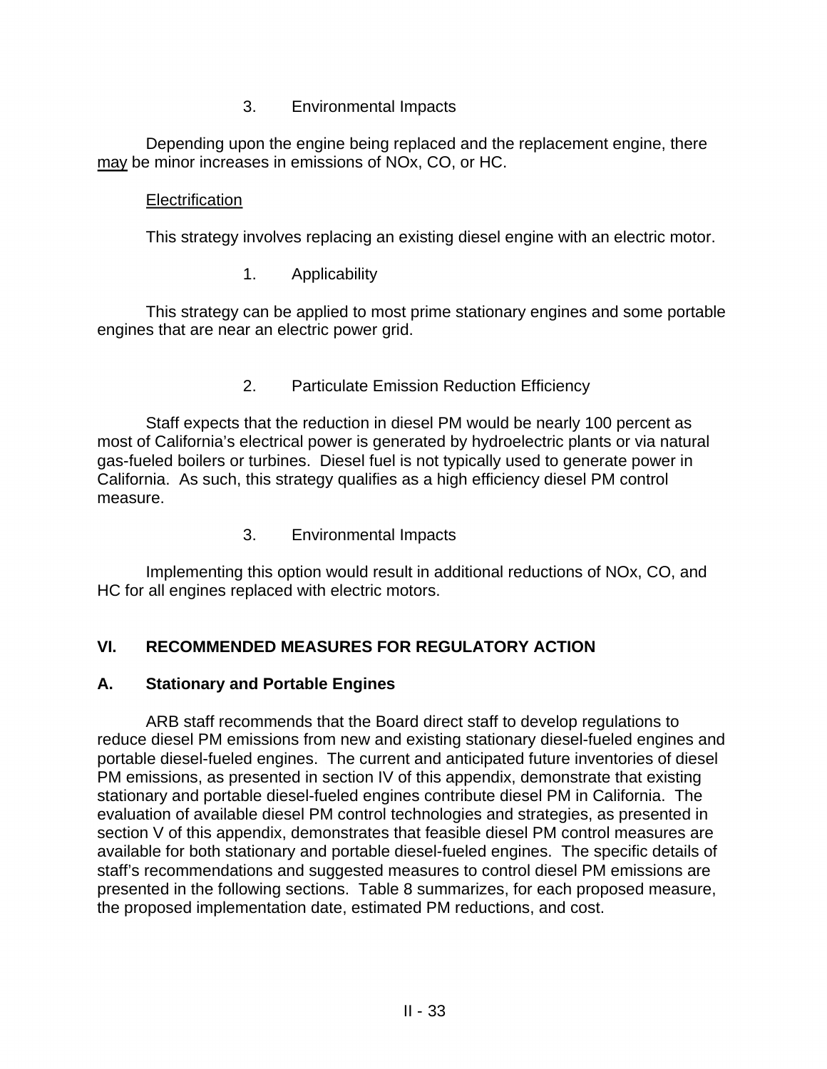3. Environmental Impacts

Depending upon the engine being replaced and the replacement engine, there <u>may</u> be minor increases in emissions of NOx, CO, or HC.

<u>Electrification</u>

This strategy involves replacing an existing diesel engine with an electric motor.

1. Applicability

This strategy can be applied to most prime stationary engines and some portable engines that are near an electric power grid.

2. Particulate Emission Reduction Efficiency

Staff expects that the reduction in diesel PM would be nearly 100 percent as most of California's electrical power is generated by hydroelectric plants or via natural gas-fueled boilers or turbines. Diesel fuel is not typically used to generate power in California. As such, this strategy qualifies as a high efficiency diesel PM control measure.

3. Environmental Impacts

Implementing this option would result in additional reductions of NOx, CO, and HC for all engines replaced with electric motors.

## VI. RECOMMENDED MEASURES FOR REGULATORY ACTION

### A. Stationary and Portable Engines

ARB staff recommends that the Board direct staff to develop regulations to reduce diesel PM emissions from new and existing stationary diesel-fueled engines and portable diesel-fueled engines. The current and anticipated future inventories of diesel PM emissions, as presented in section IV of this appendix, demonstrate that existing stationary and portable diesel-fueled engines contribute diesel PM in California. The evaluation of available diesel PM control technologies and strategies, as presented in section V of this appendix, demonstrates that feasible diesel PM control measures are available for both stationary and portable diesel-fueled engines. The specific details of staff's recommendations and suggested measures to control diesel PM emissions are presented in the following sections. Table 8 summarizes, for each proposed measure, the proposed implementation date, estimated PM reductions, and cost.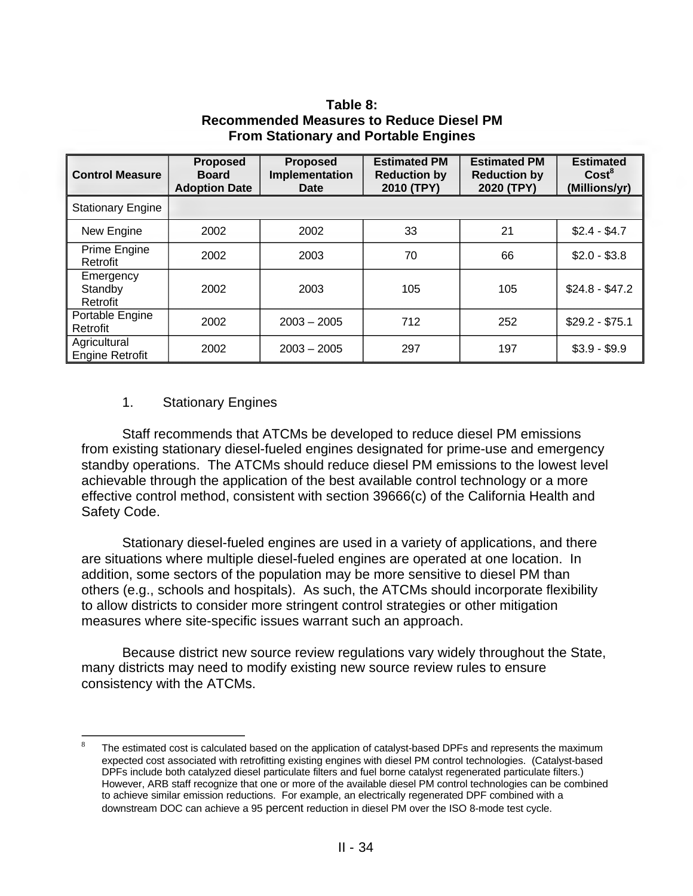**Table 8:**
**Recommended Measures to Reduce Diesel PM**
**From Stationary and Portable Engines**

| Control Measure | Proposed Board Adoption Date | Proposed Implementation Date | Estimated PM Reduction by 2010 (TPY) | Estimated PM Reduction by 2020 (TPY) | Estimated Cost[8] (Millions/yr) |
|---|---|---|---|---|---|
| Stationary Engine | | | | | |
| New Engine | 2002 | 2002 | 33 | 21 | $2.4 - $4.7 |
| Prime Engine Retrofit | 2002 | 2003 | 70 | 66 | $2.0 - $3.8 |
| Emergency Standby Retrofit | 2002 | 2003 | 105 | 105 | $24.8 - $47.2 |
| Portable Engine Retrofit | 2002 | 2003 – 2005 | 712 | 252 | $29.2 - $75.1 |
| Agricultural Engine Retrofit | 2002 | 2003 – 2005 | 297 | 197 | $3.9 - $9.9 |

1. Stationary Engines

Staff recommends that ATCMs be developed to reduce diesel PM emissions from existing stationary diesel-fueled engines designated for prime-use and emergency standby operations. The ATCMs should reduce diesel PM emissions to the lowest level achievable through the application of the best available control technology or a more effective control method, consistent with section 39666(c) of the California Health and Safety Code.

Stationary diesel-fueled engines are used in a variety of applications, and there are situations where multiple diesel-fueled engines are operated at one location. In addition, some sectors of the population may be more sensitive to diesel PM than others (e.g., schools and hospitals). As such, the ATCMs should incorporate flexibility to allow districts to consider more stringent control strategies or other mitigation measures where site-specific issues warrant such an approach.

Because district new source review regulations vary widely throughout the State, many districts may need to modify existing new source review rules to ensure consistency with the ATCMs.

---

[8] The estimated cost is calculated based on the application of catalyst-based DPFs and represents the maximum expected cost associated with retrofitting existing engines with diesel PM control technologies. (Catalyst-based DPFs include both catalyzed diesel particulate filters and fuel borne catalyst regenerated particulate filters.) However, ARB staff recognize that one or more of the available diesel PM control technologies can be combined to achieve similar emission reductions. For example, an electrically regenerated DPF combined with a downstream DOC can achieve a 95 percent reduction in diesel PM over the ISO 8-mode test cycle.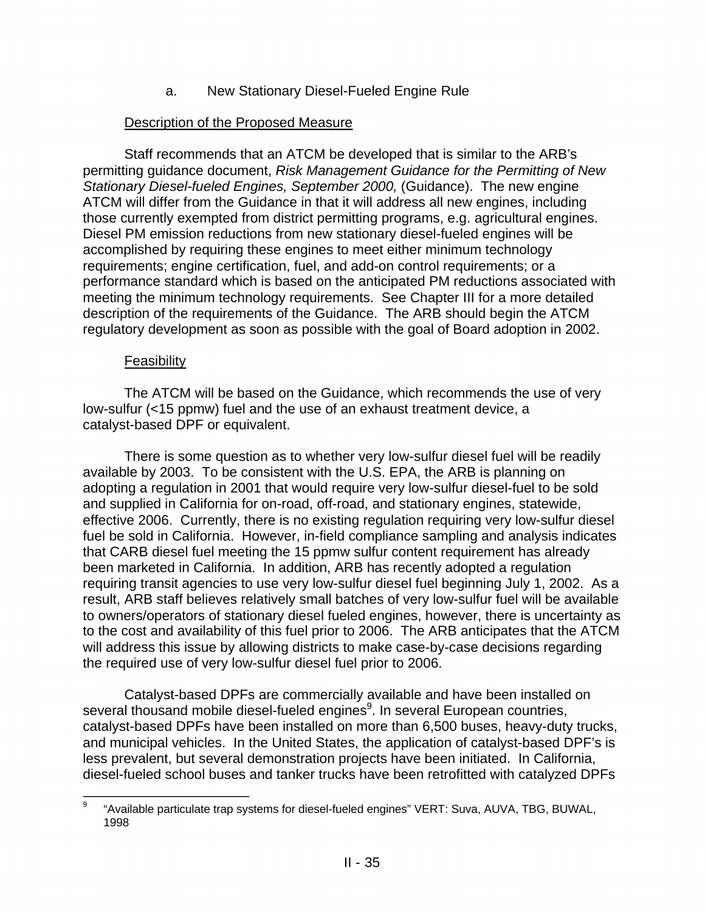a. New Stationary Diesel-Fueled Engine Rule

Description of the Proposed Measure

Staff recommends that an ATCM be developed that is similar to the ARB's permitting guidance document, *Risk Management Guidance for the Permitting of New Stationary Diesel-fueled Engines, September 2000,* (Guidance). The new engine ATCM will differ from the Guidance in that it will address all new engines, including those currently exempted from district permitting programs, e.g. agricultural engines. Diesel PM emission reductions from new stationary diesel-fueled engines will be accomplished by requiring these engines to meet either minimum technology requirements; engine certification, fuel, and add-on control requirements; or a performance standard which is based on the anticipated PM reductions associated with meeting the minimum technology requirements. See Chapter III for a more detailed description of the requirements of the Guidance. The ARB should begin the ATCM regulatory development as soon as possible with the goal of Board adoption in 2002.

Feasibility

The ATCM will be based on the Guidance, which recommends the use of very low-sulfur (<15 ppmw) fuel and the use of an exhaust treatment device, a catalyst-based DPF or equivalent.

There is some question as to whether very low-sulfur diesel fuel will be readily available by 2003. To be consistent with the U.S. EPA, the ARB is planning on adopting a regulation in 2001 that would require very low-sulfur diesel-fuel to be sold and supplied in California for on-road, off-road, and stationary engines, statewide, effective 2006. Currently, there is no existing regulation requiring very low-sulfur diesel fuel be sold in California. However, in-field compliance sampling and analysis indicates that CARB diesel fuel meeting the 15 ppmw sulfur content requirement has already been marketed in California. In addition, ARB has recently adopted a regulation requiring transit agencies to use very low-sulfur diesel fuel beginning July 1, 2002. As a result, ARB staff believes relatively small batches of very low-sulfur fuel will be available to owners/operators of stationary diesel fueled engines, however, there is uncertainty as to the cost and availability of this fuel prior to 2006. The ARB anticipates that the ATCM will address this issue by allowing districts to make case-by-case decisions regarding the required use of very low-sulfur diesel fuel prior to 2006.

Catalyst-based DPFs are commercially available and have been installed on several thousand mobile diesel-fueled engines[9]. In several European countries, catalyst-based DPFs have been installed on more than 6,500 buses, heavy-duty trucks, and municipal vehicles. In the United States, the application of catalyst-based DPF's is less prevalent, but several demonstration projects have been initiated. In California, diesel-fueled school buses and tanker trucks have been retrofitted with catalyzed DPFs

[9] "Available particulate trap systems for diesel-fueled engines" VERT: Suva, AUVA, TBG, BUWAL, 1998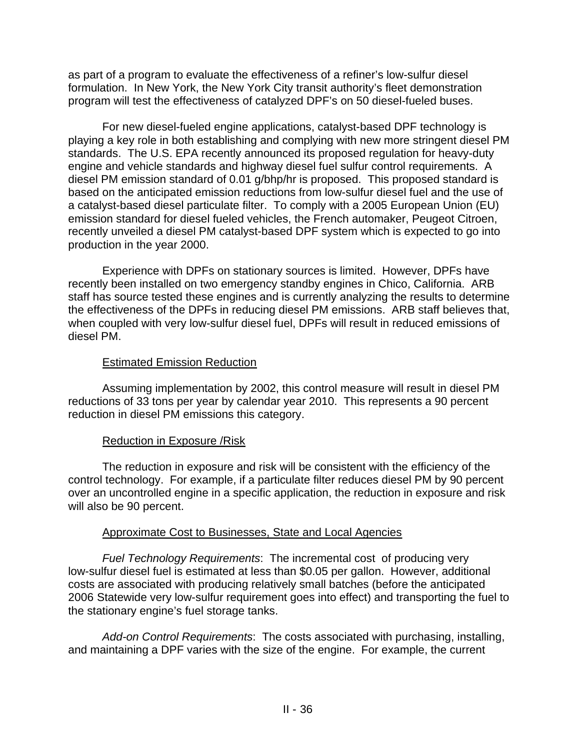as part of a program to evaluate the effectiveness of a refiner's low-sulfur diesel formulation. In New York, the New York City transit authority's fleet demonstration program will test the effectiveness of catalyzed DPF's on 50 diesel-fueled buses.

For new diesel-fueled engine applications, catalyst-based DPF technology is playing a key role in both establishing and complying with new more stringent diesel PM standards. The U.S. EPA recently announced its proposed regulation for heavy-duty engine and vehicle standards and highway diesel fuel sulfur control requirements. A diesel PM emission standard of 0.01 g/bhp/hr is proposed. This proposed standard is based on the anticipated emission reductions from low-sulfur diesel fuel and the use of a catalyst-based diesel particulate filter. To comply with a 2005 European Union (EU) emission standard for diesel fueled vehicles, the French automaker, Peugeot Citroen, recently unveiled a diesel PM catalyst-based DPF system which is expected to go into production in the year 2000.

Experience with DPFs on stationary sources is limited. However, DPFs have recently been installed on two emergency standby engines in Chico, California. ARB staff has source tested these engines and is currently analyzing the results to determine the effectiveness of the DPFs in reducing diesel PM emissions. ARB staff believes that, when coupled with very low-sulfur diesel fuel, DPFs will result in reduced emissions of diesel PM.

Estimated Emission Reduction

Assuming implementation by 2002, this control measure will result in diesel PM reductions of 33 tons per year by calendar year 2010. This represents a 90 percent reduction in diesel PM emissions this category.

Reduction in Exposure /Risk

The reduction in exposure and risk will be consistent with the efficiency of the control technology. For example, if a particulate filter reduces diesel PM by 90 percent over an uncontrolled engine in a specific application, the reduction in exposure and risk will also be 90 percent.

Approximate Cost to Businesses, State and Local Agencies

*Fuel Technology Requirements*: The incremental cost of producing very low-sulfur diesel fuel is estimated at less than $0.05 per gallon. However, additional costs are associated with producing relatively small batches (before the anticipated 2006 Statewide very low-sulfur requirement goes into effect) and transporting the fuel to the stationary engine's fuel storage tanks.

*Add-on Control Requirements*: The costs associated with purchasing, installing, and maintaining a DPF varies with the size of the engine. For example, the current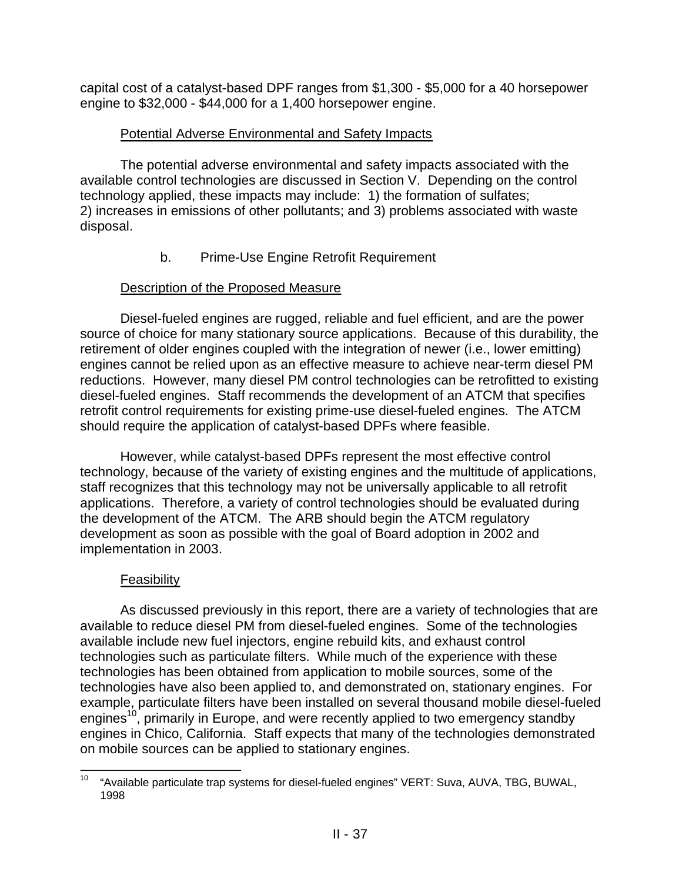capital cost of a catalyst-based DPF ranges from $1,300 - $5,000 for a 40 horsepower engine to $32,000 - $44,000 for a 1,400 horsepower engine.

Potential Adverse Environmental and Safety Impacts

The potential adverse environmental and safety impacts associated with the available control technologies are discussed in Section V. Depending on the control technology applied, these impacts may include: 1) the formation of sulfates; 2) increases in emissions of other pollutants; and 3) problems associated with waste disposal.

b. Prime-Use Engine Retrofit Requirement

Description of the Proposed Measure

Diesel-fueled engines are rugged, reliable and fuel efficient, and are the power source of choice for many stationary source applications. Because of this durability, the retirement of older engines coupled with the integration of newer (i.e., lower emitting) engines cannot be relied upon as an effective measure to achieve near-term diesel PM reductions. However, many diesel PM control technologies can be retrofitted to existing diesel-fueled engines. Staff recommends the development of an ATCM that specifies retrofit control requirements for existing prime-use diesel-fueled engines. The ATCM should require the application of catalyst-based DPFs where feasible.

However, while catalyst-based DPFs represent the most effective control technology, because of the variety of existing engines and the multitude of applications, staff recognizes that this technology may not be universally applicable to all retrofit applications. Therefore, a variety of control technologies should be evaluated during the development of the ATCM. The ARB should begin the ATCM regulatory development as soon as possible with the goal of Board adoption in 2002 and implementation in 2003.

Feasibility

As discussed previously in this report, there are a variety of technologies that are available to reduce diesel PM from diesel-fueled engines. Some of the technologies available include new fuel injectors, engine rebuild kits, and exhaust control technologies such as particulate filters. While much of the experience with these technologies has been obtained from application to mobile sources, some of the technologies have also been applied to, and demonstrated on, stationary engines. For example, particulate filters have been installed on several thousand mobile diesel-fueled engines[10], primarily in Europe, and were recently applied to two emergency standby engines in Chico, California. Staff expects that many of the technologies demonstrated on mobile sources can be applied to stationary engines.

[10] "Available particulate trap systems for diesel-fueled engines" VERT: Suva, AUVA, TBG, BUWAL, 1998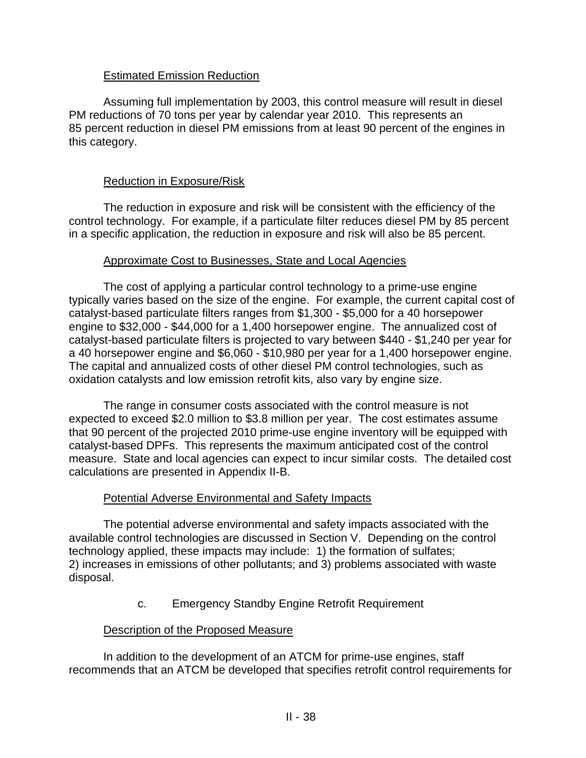Estimated Emission Reduction

Assuming full implementation by 2003, this control measure will result in diesel PM reductions of 70 tons per year by calendar year 2010. This represents an 85 percent reduction in diesel PM emissions from at least 90 percent of the engines in this category.

Reduction in Exposure/Risk

The reduction in exposure and risk will be consistent with the efficiency of the control technology. For example, if a particulate filter reduces diesel PM by 85 percent in a specific application, the reduction in exposure and risk will also be 85 percent.

Approximate Cost to Businesses, State and Local Agencies

The cost of applying a particular control technology to a prime-use engine typically varies based on the size of the engine. For example, the current capital cost of catalyst-based particulate filters ranges from $1,300 - $5,000 for a 40 horsepower engine to $32,000 - $44,000 for a 1,400 horsepower engine. The annualized cost of catalyst-based particulate filters is projected to vary between $440 - $1,240 per year for a 40 horsepower engine and $6,060 - $10,980 per year for a 1,400 horsepower engine. The capital and annualized costs of other diesel PM control technologies, such as oxidation catalysts and low emission retrofit kits, also vary by engine size.

The range in consumer costs associated with the control measure is not expected to exceed $2.0 million to $3.8 million per year. The cost estimates assume that 90 percent of the projected 2010 prime-use engine inventory will be equipped with catalyst-based DPFs. This represents the maximum anticipated cost of the control measure. State and local agencies can expect to incur similar costs. The detailed cost calculations are presented in Appendix II-B.

Potential Adverse Environmental and Safety Impacts

The potential adverse environmental and safety impacts associated with the available control technologies are discussed in Section V. Depending on the control technology applied, these impacts may include: 1) the formation of sulfates; 2) increases in emissions of other pollutants; and 3) problems associated with waste disposal.

c. Emergency Standby Engine Retrofit Requirement

Description of the Proposed Measure

In addition to the development of an ATCM for prime-use engines, staff recommends that an ATCM be developed that specifies retrofit control requirements for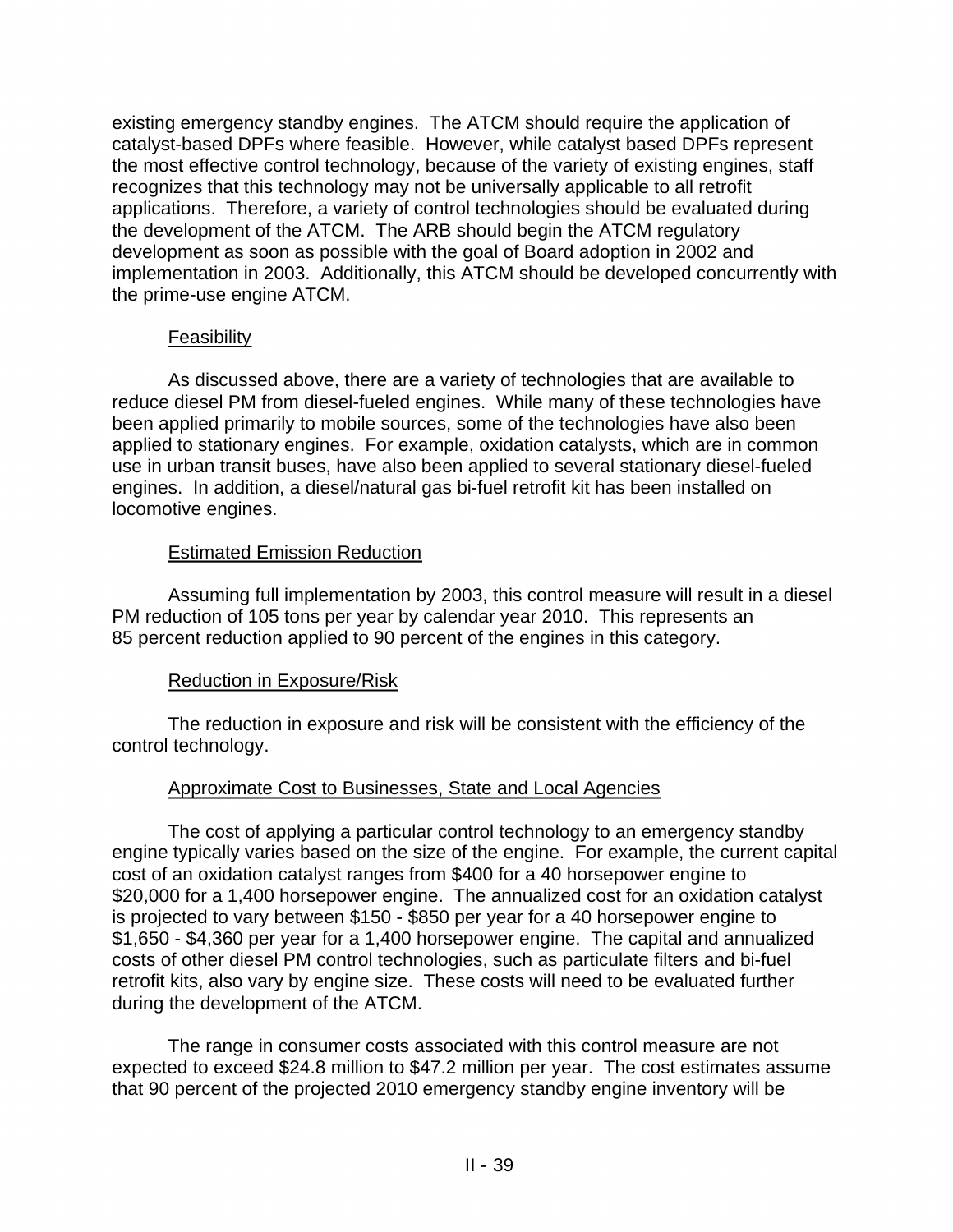existing emergency standby engines. The ATCM should require the application of catalyst-based DPFs where feasible. However, while catalyst based DPFs represent the most effective control technology, because of the variety of existing engines, staff recognizes that this technology may not be universally applicable to all retrofit applications. Therefore, a variety of control technologies should be evaluated during the development of the ATCM. The ARB should begin the ATCM regulatory development as soon as possible with the goal of Board adoption in 2002 and implementation in 2003. Additionally, this ATCM should be developed concurrently with the prime-use engine ATCM.

Feasibility

As discussed above, there are a variety of technologies that are available to reduce diesel PM from diesel-fueled engines. While many of these technologies have been applied primarily to mobile sources, some of the technologies have also been applied to stationary engines. For example, oxidation catalysts, which are in common use in urban transit buses, have also been applied to several stationary diesel-fueled engines. In addition, a diesel/natural gas bi-fuel retrofit kit has been installed on locomotive engines.

Estimated Emission Reduction

Assuming full implementation by 2003, this control measure will result in a diesel PM reduction of 105 tons per year by calendar year 2010. This represents an 85 percent reduction applied to 90 percent of the engines in this category.

Reduction in Exposure/Risk

The reduction in exposure and risk will be consistent with the efficiency of the control technology.

Approximate Cost to Businesses, State and Local Agencies

The cost of applying a particular control technology to an emergency standby engine typically varies based on the size of the engine. For example, the current capital cost of an oxidation catalyst ranges from $400 for a 40 horsepower engine to $20,000 for a 1,400 horsepower engine. The annualized cost for an oxidation catalyst is projected to vary between $150 - $850 per year for a 40 horsepower engine to $1,650 - $4,360 per year for a 1,400 horsepower engine. The capital and annualized costs of other diesel PM control technologies, such as particulate filters and bi-fuel retrofit kits, also vary by engine size. These costs will need to be evaluated further during the development of the ATCM.

The range in consumer costs associated with this control measure are not expected to exceed $24.8 million to $47.2 million per year. The cost estimates assume that 90 percent of the projected 2010 emergency standby engine inventory will be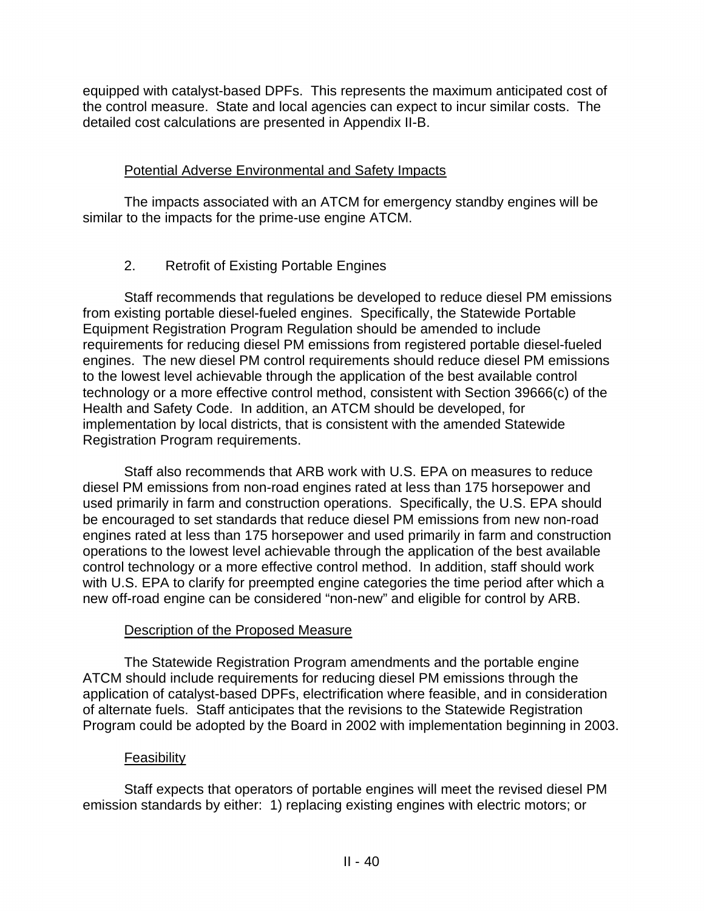equipped with catalyst-based DPFs. This represents the maximum anticipated cost of the control measure. State and local agencies can expect to incur similar costs. The detailed cost calculations are presented in Appendix II-B.

Potential Adverse Environmental and Safety Impacts

The impacts associated with an ATCM for emergency standby engines will be similar to the impacts for the prime-use engine ATCM.

2. Retrofit of Existing Portable Engines

Staff recommends that regulations be developed to reduce diesel PM emissions from existing portable diesel-fueled engines. Specifically, the Statewide Portable Equipment Registration Program Regulation should be amended to include requirements for reducing diesel PM emissions from registered portable diesel-fueled engines. The new diesel PM control requirements should reduce diesel PM emissions to the lowest level achievable through the application of the best available control technology or a more effective control method, consistent with Section 39666(c) of the Health and Safety Code. In addition, an ATCM should be developed, for implementation by local districts, that is consistent with the amended Statewide Registration Program requirements.

Staff also recommends that ARB work with U.S. EPA on measures to reduce diesel PM emissions from non-road engines rated at less than 175 horsepower and used primarily in farm and construction operations. Specifically, the U.S. EPA should be encouraged to set standards that reduce diesel PM emissions from new non-road engines rated at less than 175 horsepower and used primarily in farm and construction operations to the lowest level achievable through the application of the best available control technology or a more effective control method. In addition, staff should work with U.S. EPA to clarify for preempted engine categories the time period after which a new off-road engine can be considered "non-new" and eligible for control by ARB.

Description of the Proposed Measure

The Statewide Registration Program amendments and the portable engine ATCM should include requirements for reducing diesel PM emissions through the application of catalyst-based DPFs, electrification where feasible, and in consideration of alternate fuels. Staff anticipates that the revisions to the Statewide Registration Program could be adopted by the Board in 2002 with implementation beginning in 2003.

Feasibility

Staff expects that operators of portable engines will meet the revised diesel PM emission standards by either: 1) replacing existing engines with electric motors; or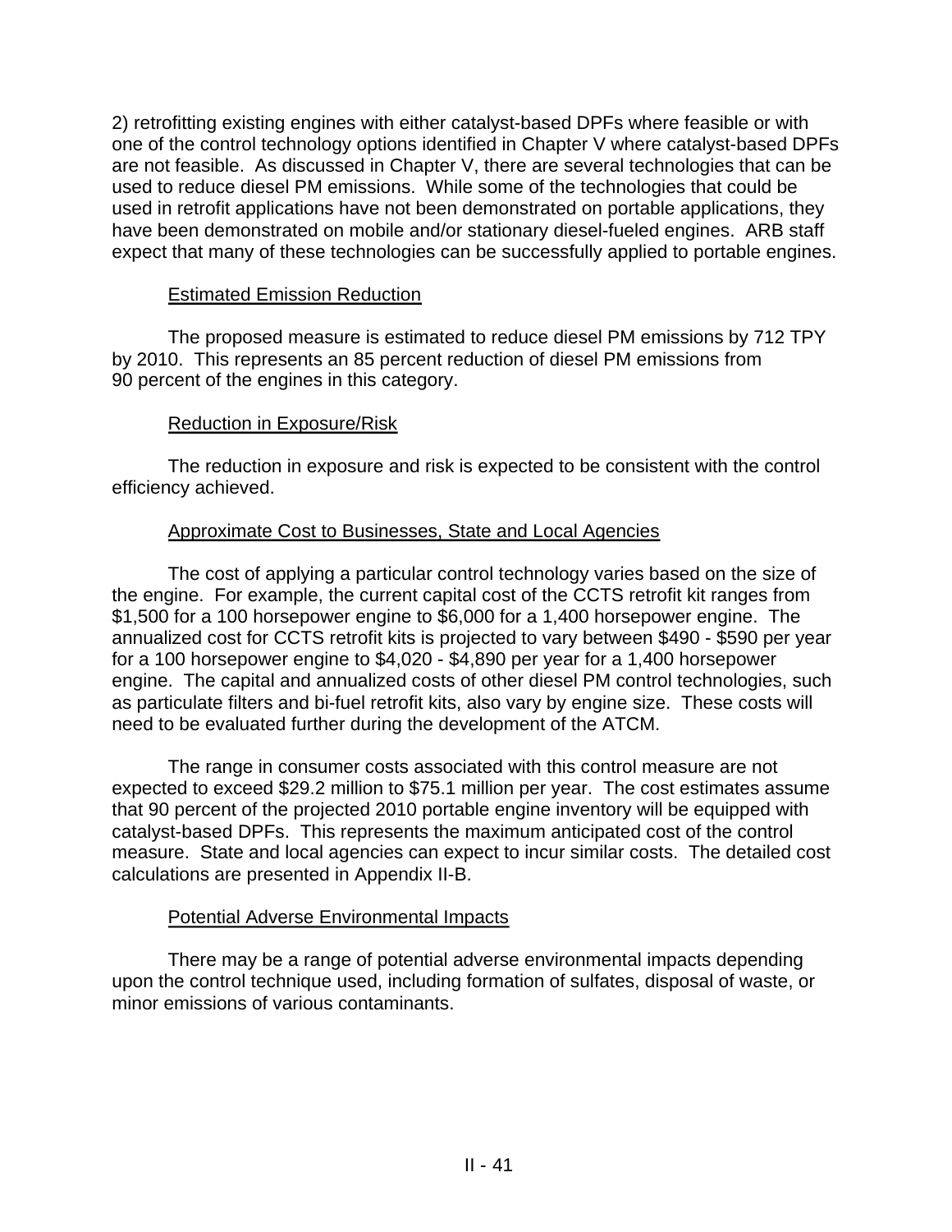2) retrofitting existing engines with either catalyst-based DPFs where feasible or with one of the control technology options identified in Chapter V where catalyst-based DPFs are not feasible. As discussed in Chapter V, there are several technologies that can be used to reduce diesel PM emissions. While some of the technologies that could be used in retrofit applications have not been demonstrated on portable applications, they have been demonstrated on mobile and/or stationary diesel-fueled engines. ARB staff expect that many of these technologies can be successfully applied to portable engines.

Estimated Emission Reduction

The proposed measure is estimated to reduce diesel PM emissions by 712 TPY by 2010. This represents an 85 percent reduction of diesel PM emissions from 90 percent of the engines in this category.

Reduction in Exposure/Risk

The reduction in exposure and risk is expected to be consistent with the control efficiency achieved.

Approximate Cost to Businesses, State and Local Agencies

The cost of applying a particular control technology varies based on the size of the engine. For example, the current capital cost of the CCTS retrofit kit ranges from $1,500 for a 100 horsepower engine to $6,000 for a 1,400 horsepower engine. The annualized cost for CCTS retrofit kits is projected to vary between $490 - $590 per year for a 100 horsepower engine to $4,020 - $4,890 per year for a 1,400 horsepower engine. The capital and annualized costs of other diesel PM control technologies, such as particulate filters and bi-fuel retrofit kits, also vary by engine size. These costs will need to be evaluated further during the development of the ATCM.

The range in consumer costs associated with this control measure are not expected to exceed $29.2 million to $75.1 million per year. The cost estimates assume that 90 percent of the projected 2010 portable engine inventory will be equipped with catalyst-based DPFs. This represents the maximum anticipated cost of the control measure. State and local agencies can expect to incur similar costs. The detailed cost calculations are presented in Appendix II-B.

Potential Adverse Environmental Impacts

There may be a range of potential adverse environmental impacts depending upon the control technique used, including formation of sulfates, disposal of waste, or minor emissions of various contaminants.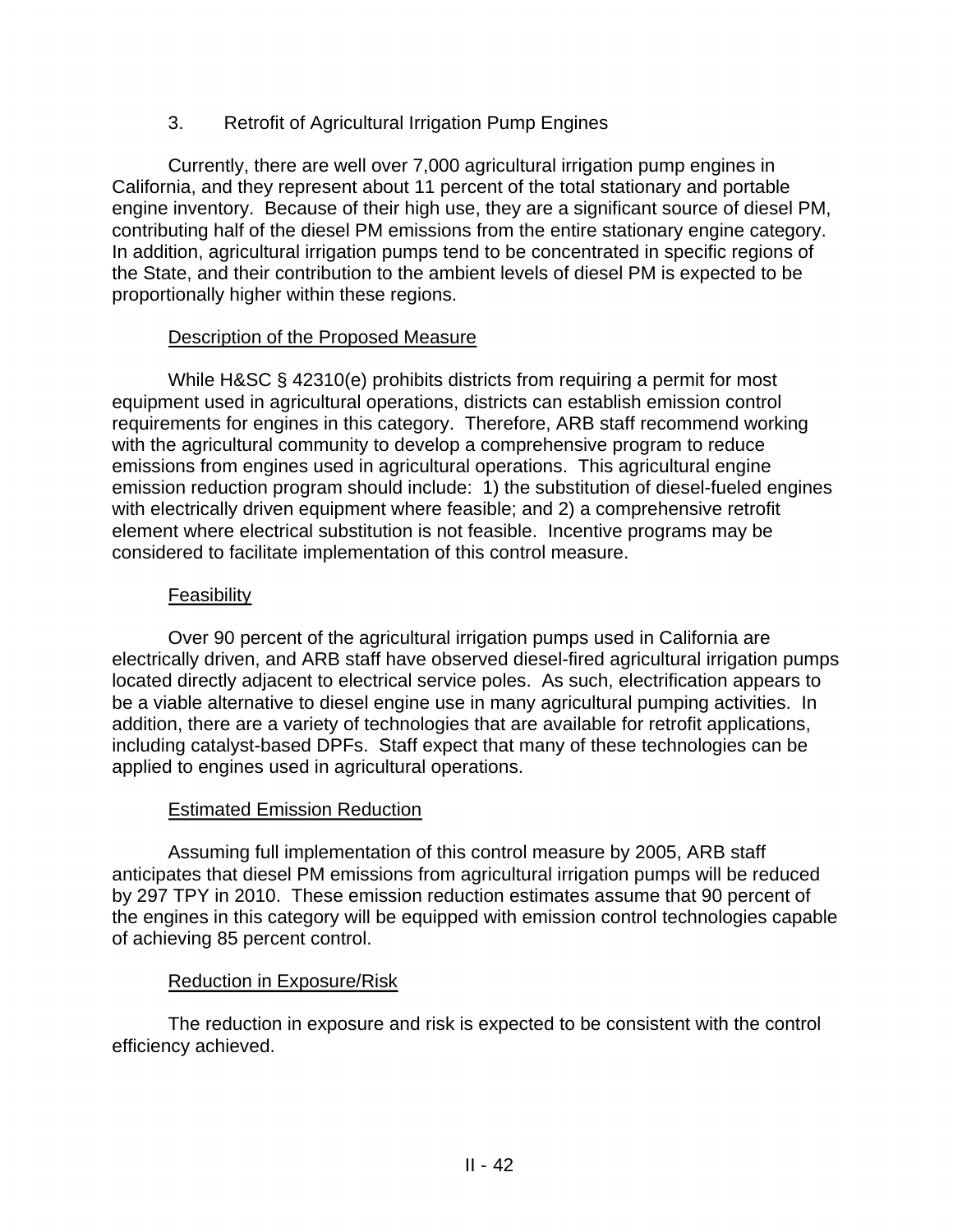### 3. Retrofit of Agricultural Irrigation Pump Engines

Currently, there are well over 7,000 agricultural irrigation pump engines in California, and they represent about 11 percent of the total stationary and portable engine inventory. Because of their high use, they are a significant source of diesel PM, contributing half of the diesel PM emissions from the entire stationary engine category. In addition, agricultural irrigation pumps tend to be concentrated in specific regions of the State, and their contribution to the ambient levels of diesel PM is expected to be proportionally higher within these regions.

#### Description of the Proposed Measure

While H&SC § 42310(e) prohibits districts from requiring a permit for most equipment used in agricultural operations, districts can establish emission control requirements for engines in this category. Therefore, ARB staff recommend working with the agricultural community to develop a comprehensive program to reduce emissions from engines used in agricultural operations. This agricultural engine emission reduction program should include: 1) the substitution of diesel-fueled engines with electrically driven equipment where feasible; and 2) a comprehensive retrofit element where electrical substitution is not feasible. Incentive programs may be considered to facilitate implementation of this control measure.

#### Feasibility

Over 90 percent of the agricultural irrigation pumps used in California are electrically driven, and ARB staff have observed diesel-fired agricultural irrigation pumps located directly adjacent to electrical service poles. As such, electrification appears to be a viable alternative to diesel engine use in many agricultural pumping activities. In addition, there are a variety of technologies that are available for retrofit applications, including catalyst-based DPFs. Staff expect that many of these technologies can be applied to engines used in agricultural operations.

#### Estimated Emission Reduction

Assuming full implementation of this control measure by 2005, ARB staff anticipates that diesel PM emissions from agricultural irrigation pumps will be reduced by 297 TPY in 2010. These emission reduction estimates assume that 90 percent of the engines in this category will be equipped with emission control technologies capable of achieving 85 percent control.

#### Reduction in Exposure/Risk

The reduction in exposure and risk is expected to be consistent with the control efficiency achieved.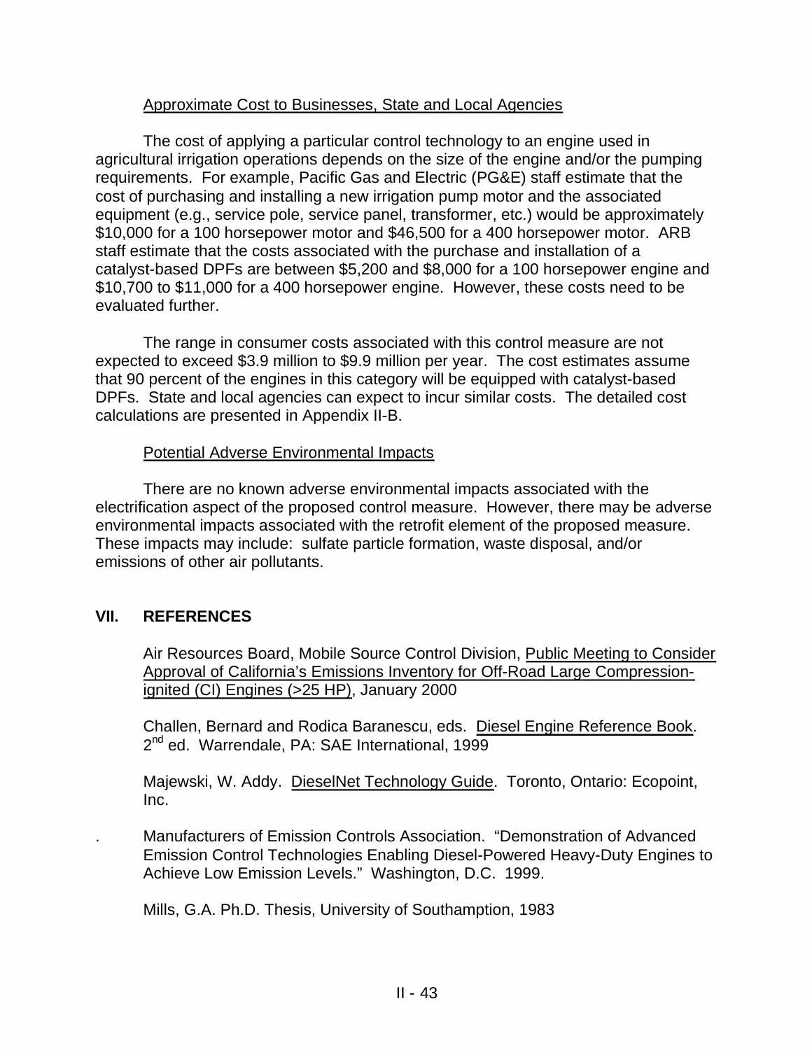Approximate Cost to Businesses, State and Local Agencies

The cost of applying a particular control technology to an engine used in agricultural irrigation operations depends on the size of the engine and/or the pumping requirements. For example, Pacific Gas and Electric (PG&E) staff estimate that the cost of purchasing and installing a new irrigation pump motor and the associated equipment (e.g., service pole, service panel, transformer, etc.) would be approximately $10,000 for a 100 horsepower motor and $46,500 for a 400 horsepower motor. ARB staff estimate that the costs associated with the purchase and installation of a catalyst-based DPFs are between $5,200 and $8,000 for a 100 horsepower engine and $10,700 to $11,000 for a 400 horsepower engine. However, these costs need to be evaluated further.

The range in consumer costs associated with this control measure are not expected to exceed $3.9 million to $9.9 million per year. The cost estimates assume that 90 percent of the engines in this category will be equipped with catalyst-based DPFs. State and local agencies can expect to incur similar costs. The detailed cost calculations are presented in Appendix II-B.

Potential Adverse Environmental Impacts

There are no known adverse environmental impacts associated with the electrification aspect of the proposed control measure. However, there may be adverse environmental impacts associated with the retrofit element of the proposed measure. These impacts may include: sulfate particle formation, waste disposal, and/or emissions of other air pollutants.

## VII. REFERENCES

Air Resources Board, Mobile Source Control Division, Public Meeting to Consider Approval of California's Emissions Inventory for Off-Road Large Compression-ignited (CI) Engines (>25 HP), January 2000

Challen, Bernard and Rodica Baranescu, eds. Diesel Engine Reference Book. 2nd ed. Warrendale, PA: SAE International, 1999

Majewski, W. Addy. DieselNet Technology Guide. Toronto, Ontario: Ecopoint, Inc.

. Manufacturers of Emission Controls Association. "Demonstration of Advanced Emission Control Technologies Enabling Diesel-Powered Heavy-Duty Engines to Achieve Low Emission Levels." Washington, D.C. 1999.

Mills, G.A. Ph.D. Thesis, University of Southamption, 1983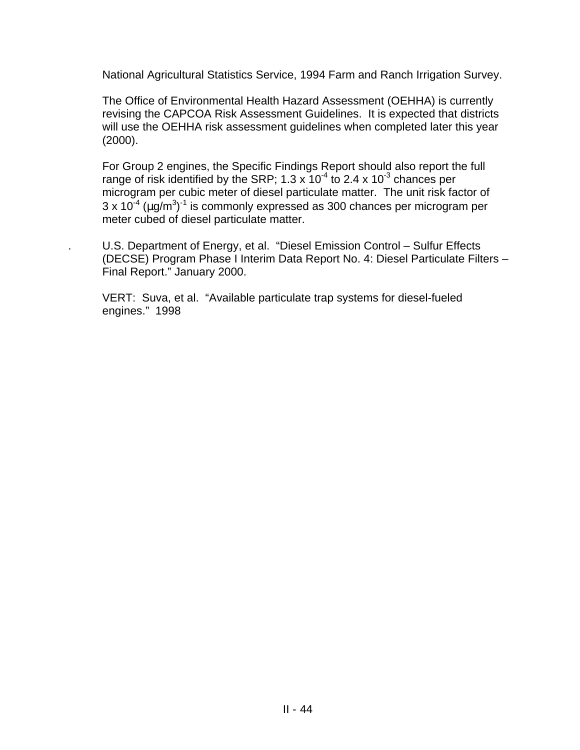National Agricultural Statistics Service, 1994 Farm and Ranch Irrigation Survey.

The Office of Environmental Health Hazard Assessment (OEHHA) is currently revising the CAPCOA Risk Assessment Guidelines. It is expected that districts will use the OEHHA risk assessment guidelines when completed later this year (2000).

For Group 2 engines, the Specific Findings Report should also report the full range of risk identified by the SRP; 1.3 x $10^{-4}$ to 2.4 x $10^{-3}$ chances per microgram per cubic meter of diesel particulate matter. The unit risk factor of 3 x $10^{-4}$ $(\mu g/m^3)^{-1}$ is commonly expressed as 300 chances per microgram per meter cubed of diesel particulate matter.

. U.S. Department of Energy, et al. "Diesel Emission Control – Sulfur Effects (DECSE) Program Phase I Interim Data Report No. 4: Diesel Particulate Filters – Final Report." January 2000.

VERT: Suva, et al. "Available particulate trap systems for diesel-fueled engines." 1998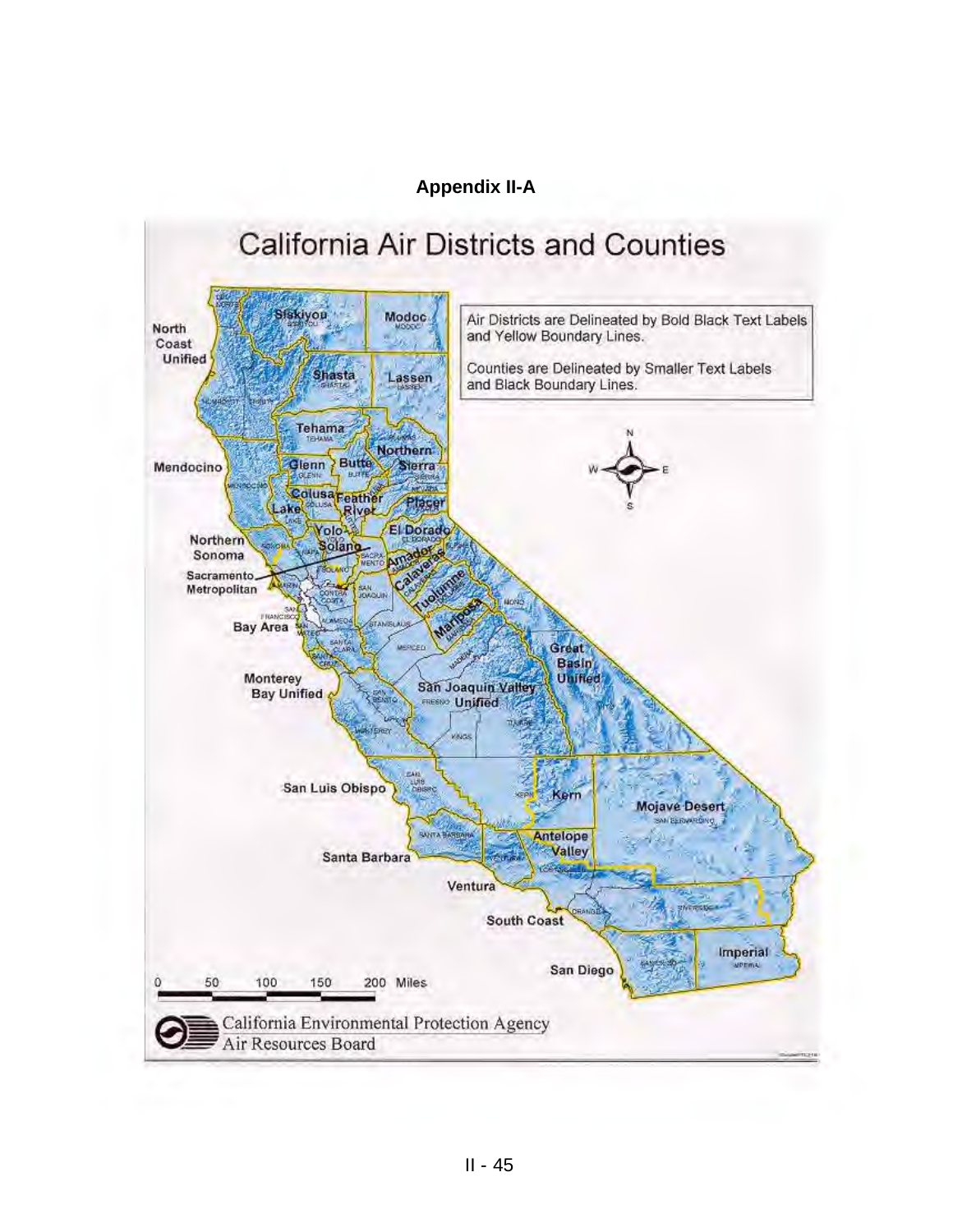**Appendix II-A**

# California Air Districts and Counties

Air Districts are Delineated by Bold Black Text Labels and Yellow Boundary Lines.

Counties are Delineated by Smaller Text Labels and Black Boundary Lines.

North Coast Unified, Siskiyou, Modoc, Shasta, Lassen, Mendocino, Tehama, Glenn, Butte, Northern Sierra, Colusa, Feather River, Placer, Lake, Yolo-Solano, El Dorado, Northern Sonoma, Amador, Calaveras, Sacramento Metropolitan, Tuolumne, Mariposa, Bay Area, Great Basin Unified, Monterey Bay Unified, San Joaquin Valley Unified, San Luis Obispo, Kern, Mojave Desert, Antelope Valley, Santa Barbara, Ventura, South Coast, Imperial, San Diego

0 50 100 150 200 Miles

California Environmental Protection Agency
Air Resources Board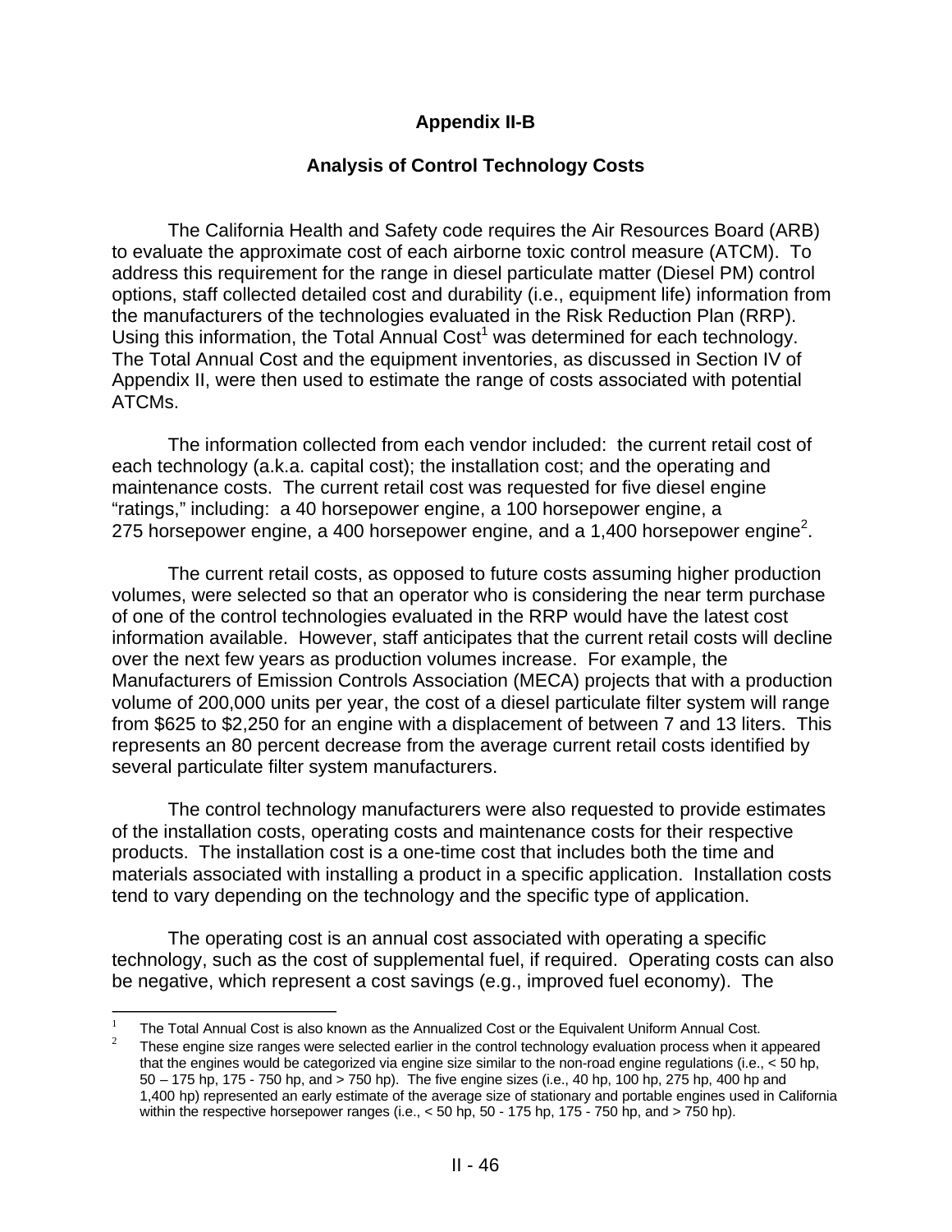# Appendix II-B

## Analysis of Control Technology Costs

The California Health and Safety code requires the Air Resources Board (ARB) to evaluate the approximate cost of each airborne toxic control measure (ATCM). To address this requirement for the range in diesel particulate matter (Diesel PM) control options, staff collected detailed cost and durability (i.e., equipment life) information from the manufacturers of the technologies evaluated in the Risk Reduction Plan (RRP). Using this information, the Total Annual Cost[1] was determined for each technology. The Total Annual Cost and the equipment inventories, as discussed in Section IV of Appendix II, were then used to estimate the range of costs associated with potential ATCMs.

The information collected from each vendor included: the current retail cost of each technology (a.k.a. capital cost); the installation cost; and the operating and maintenance costs. The current retail cost was requested for five diesel engine "ratings," including: a 40 horsepower engine, a 100 horsepower engine, a 275 horsepower engine, a 400 horsepower engine, and a 1,400 horsepower engine[2].

The current retail costs, as opposed to future costs assuming higher production volumes, were selected so that an operator who is considering the near term purchase of one of the control technologies evaluated in the RRP would have the latest cost information available. However, staff anticipates that the current retail costs will decline over the next few years as production volumes increase. For example, the Manufacturers of Emission Controls Association (MECA) projects that with a production volume of 200,000 units per year, the cost of a diesel particulate filter system will range from \$625 to \$2,250 for an engine with a displacement of between 7 and 13 liters. This represents an 80 percent decrease from the average current retail costs identified by several particulate filter system manufacturers.

The control technology manufacturers were also requested to provide estimates of the installation costs, operating costs and maintenance costs for their respective products. The installation cost is a one-time cost that includes both the time and materials associated with installing a product in a specific application. Installation costs tend to vary depending on the technology and the specific type of application.

The operating cost is an annual cost associated with operating a specific technology, such as the cost of supplemental fuel, if required. Operating costs can also be negative, which represent a cost savings (e.g., improved fuel economy). The

---

[1] The Total Annual Cost is also known as the Annualized Cost or the Equivalent Uniform Annual Cost.

[2] These engine size ranges were selected earlier in the control technology evaluation process when it appeared that the engines would be categorized via engine size similar to the non-road engine regulations (i.e., < 50 hp, 50 – 175 hp, 175 - 750 hp, and > 750 hp). The five engine sizes (i.e., 40 hp, 100 hp, 275 hp, 400 hp and 1,400 hp) represented an early estimate of the average size of stationary and portable engines used in California within the respective horsepower ranges (i.e., < 50 hp, 50 - 175 hp, 175 - 750 hp, and > 750 hp).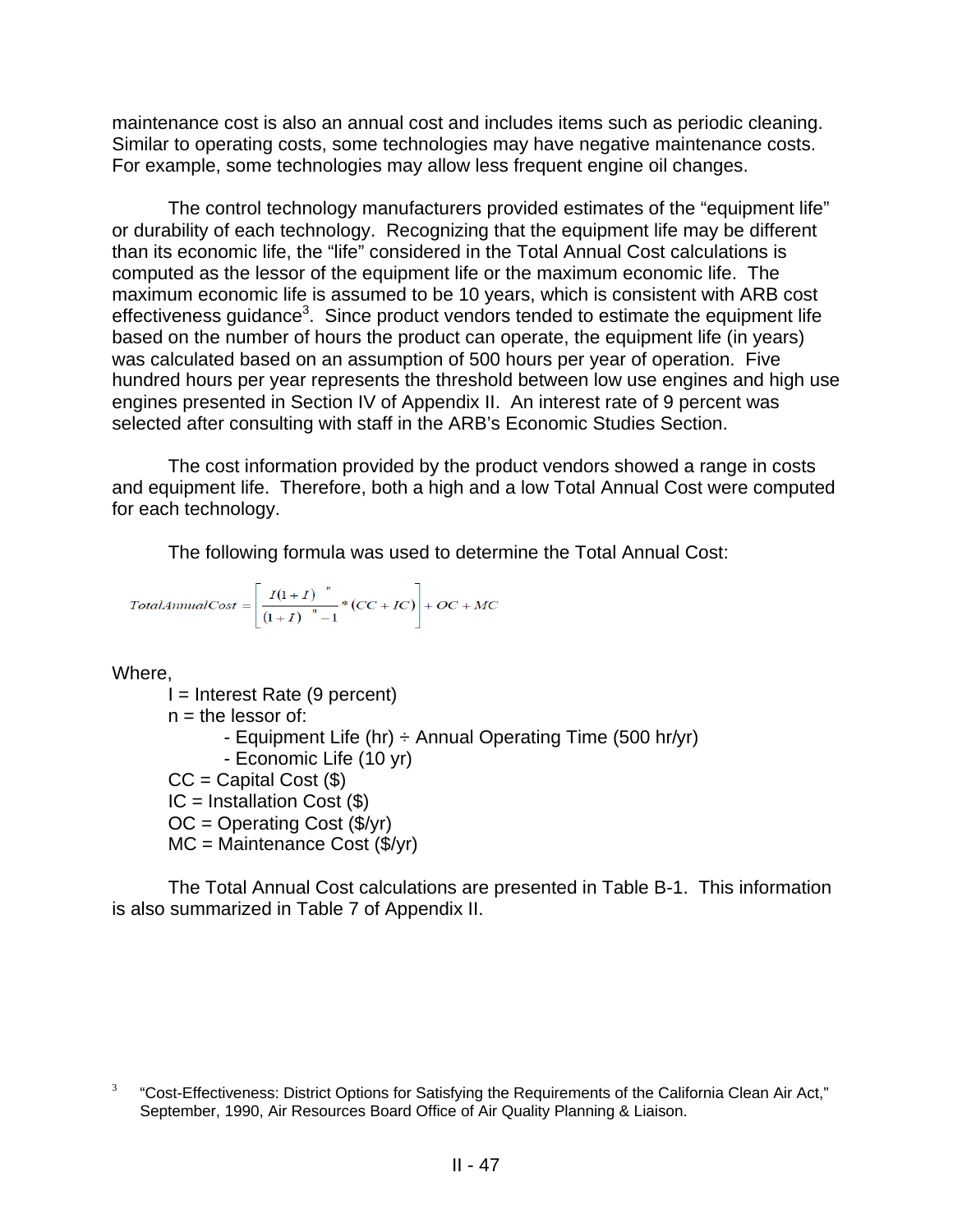maintenance cost is also an annual cost and includes items such as periodic cleaning. Similar to operating costs, some technologies may have negative maintenance costs. For example, some technologies may allow less frequent engine oil changes.

The control technology manufacturers provided estimates of the "equipment life" or durability of each technology. Recognizing that the equipment life may be different than its economic life, the "life" considered in the Total Annual Cost calculations is computed as the lessor of the equipment life or the maximum economic life. The maximum economic life is assumed to be 10 years, which is consistent with ARB cost effectiveness guidance[3]. Since product vendors tended to estimate the equipment life based on the number of hours the product can operate, the equipment life (in years) was calculated based on an assumption of 500 hours per year of operation. Five hundred hours per year represents the threshold between low use engines and high use engines presented in Section IV of Appendix II. An interest rate of 9 percent was selected after consulting with staff in the ARB's Economic Studies Section.

The cost information provided by the product vendors showed a range in costs and equipment life. Therefore, both a high and a low Total Annual Cost were computed for each technology.

The following formula was used to determine the Total Annual Cost:

$$TotalAnnualCost = \left[ \frac{I(1+I)^{n}}{(1+I)^{n}-1} * (CC + IC) \right] + OC + MC$$

Where,

- $I$ = Interest Rate (9 percent)
- $n$ = the lessor of:
  - Equipment Life (hr) ÷ Annual Operating Time (500 hr/yr)
  - Economic Life (10 yr)
- $CC$ = Capital Cost ($)
- $IC$ = Installation Cost ($)
- $OC$ = Operating Cost ($/yr)
- $MC$ = Maintenance Cost ($/yr)

The Total Annual Cost calculations are presented in Table B-1. This information is also summarized in Table 7 of Appendix II.

[3] "Cost-Effectiveness: District Options for Satisfying the Requirements of the California Clean Air Act," September, 1990, Air Resources Board Office of Air Quality Planning & Liaison.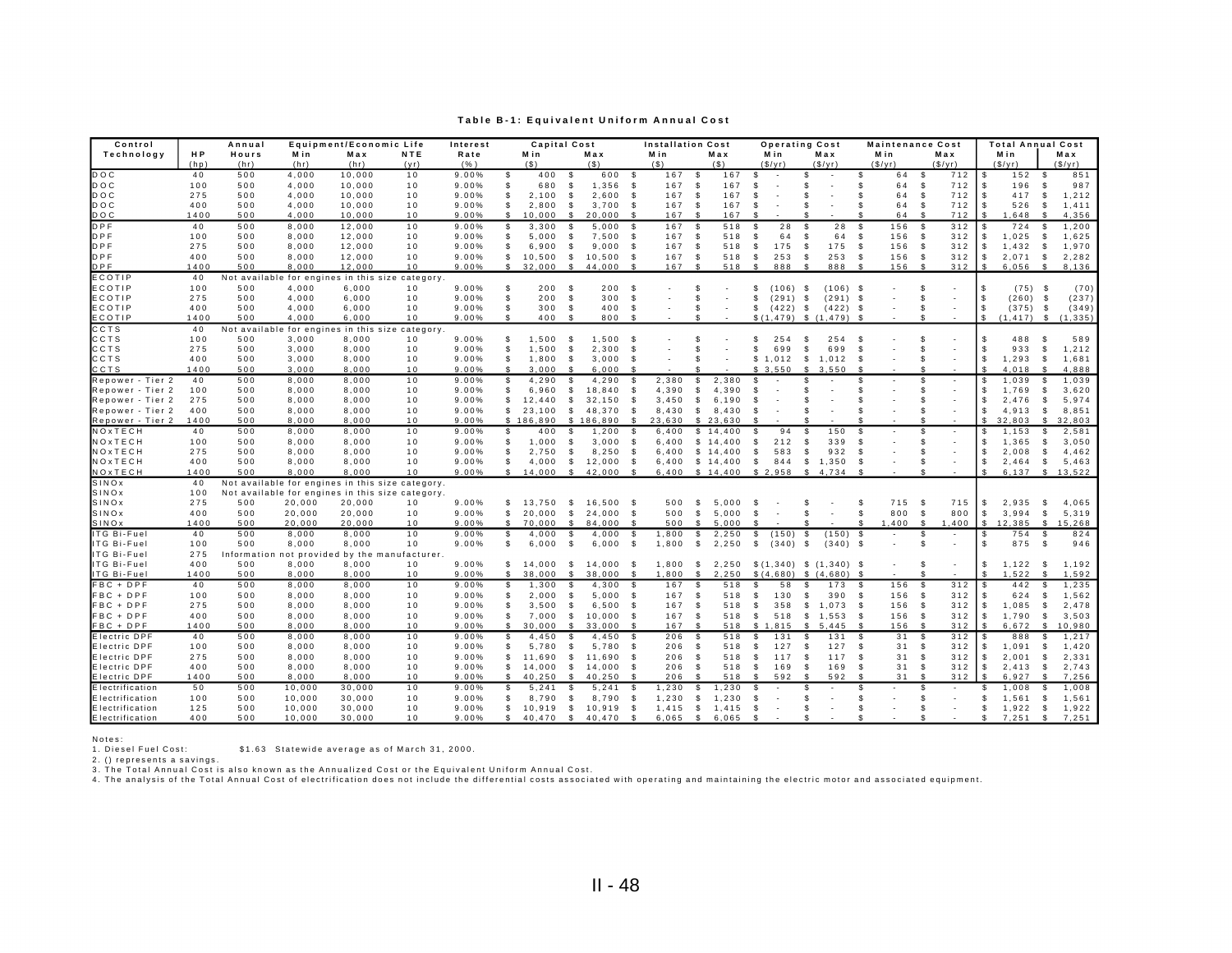**Table B-1: Equivalent Uniform Annual Cost**

| Control Technology | HP (hp) | Annual Hours (hr) | Equipment/Economic Life Min (hr) | Max (hr) | NTE (yr) | Interest Rate (%) | Capital Cost Min ($) | Capital Cost Max ($) | Installation Cost Min ($) | Installation Cost Max ($) | Operating Cost Min ($/yr) | Operating Cost Max ($/yr) | Maintenance Cost Min ($/yr) | Maintenance Cost Max ($/yr) | Total Annual Cost Min ($/yr) | Total Annual Cost Max ($/yr) |
|---|---|---|---|---|---|---|---|---|---|---|---|---|---|---|---|---|
| DOC | 40 | 500 | 4,000 | 10,000 | 10 | 9.00% | $ 400 | $ 600 | $ 167 | $ 167 | $ - | $ - | $ 64 | $ 712 | $ 152 | $ 851 |
| DOC | 100 | 500 | 4,000 | 10,000 | 10 | 9.00% | $ 680 | $ 1,356 | $ 167 | $ 167 | $ - | $ - | $ 64 | $ 712 | $ 196 | $ 987 |
| DOC | 275 | 500 | 4,000 | 10,000 | 10 | 9.00% | $ 2,100 | $ 2,600 | $ 167 | $ 167 | $ - | $ - | $ 64 | $ 712 | $ 417 | $ 1,212 |
| DOC | 400 | 500 | 4,000 | 10,000 | 10 | 9.00% | $ 2,800 | $ 3,700 | $ 167 | $ 167 | $ - | $ - | $ 64 | $ 712 | $ 526 | $ 1,411 |
| DOC | 1400 | 500 | 4,000 | 10,000 | 10 | 9.00% | $ 10,000 | $ 20,000 | $ 167 | $ 167 | $ - | $ - | $ 64 | $ 712 | $ 1,648 | $ 4,356 |
| DPF | 40 | 500 | 8,000 | 12,000 | 10 | 9.00% | $ 3,300 | $ 5,000 | $ 167 | $ 518 | $ 28 | $ 28 | $ 156 | $ 312 | $ 724 | $ 1,200 |
| DPF | 100 | 500 | 8,000 | 12,000 | 10 | 9.00% | $ 5,000 | $ 7,500 | $ 167 | $ 518 | $ 64 | $ 64 | $ 156 | $ 312 | $ 1,025 | $ 1,625 |
| DPF | 275 | 500 | 8,000 | 12,000 | 10 | 9.00% | $ 6,900 | $ 9,000 | $ 167 | $ 518 | $ 175 | $ 175 | $ 156 | $ 312 | $ 1,432 | $ 1,970 |
| DPF | 400 | 500 | 8,000 | 12,000 | 10 | 9.00% | $ 10,500 | $ 10,500 | $ 167 | $ 518 | $ 253 | $ 253 | $ 156 | $ 312 | $ 2,071 | $ 2,282 |
| DPF | 1400 | 500 | 8,000 | 12,000 | 10 | 9.00% | $ 32,000 | $ 44,000 | $ 167 | $ 518 | $ 888 | $ 888 | $ 156 | $ 312 | $ 6,056 | $ 8,136 |
| ECOTIP | 40 | Not available for engines in this size category. | | | | | | | | | | | | | | |
| ECOTIP | 100 | 500 | 4,000 | 6,000 | 10 | 9.00% | $ 200 | $ 200 | $ - | $ - | $ (106) | $ (106) | $ - | $ - | $ (75) | $ (70) |
| ECOTIP | 275 | 500 | 4,000 | 6,000 | 10 | 9.00% | $ 200 | $ 300 | $ - | $ - | $ (291) | $ (291) | $ - | $ - | $ (260) | $ (237) |
| ECOTIP | 400 | 500 | 4,000 | 6,000 | 10 | 9.00% | $ 300 | $ 400 | $ - | $ - | $ (422) | $ (422) | $ - | $ - | $ (375) | $ (349) |
| ECOTIP | 1400 | 500 | 4,000 | 6,000 | 10 | 9.00% | $ 400 | $ 800 | $ - | $ - | $ (1,479) | $ (1,479) | $ - | $ - | $ (1,417) | $ (1,335) |
| CCTS | 40 | Not available for engines in this size category. | | | | | | | | | | | | | | |
| CCTS | 100 | 500 | 3,000 | 8,000 | 10 | 9.00% | $ 1,500 | $ 1,500 | $ - | $ - | $ 254 | $ 254 | $ - | $ - | $ 488 | $ 589 |
| CCTS | 275 | 500 | 3,000 | 8,000 | 10 | 9.00% | $ 1,500 | $ 2,300 | $ - | $ - | $ 699 | $ 699 | $ - | $ - | $ 933 | $ 1,212 |
| CCTS | 400 | 500 | 3,000 | 8,000 | 10 | 9.00% | $ 1,800 | $ 3,000 | $ - | $ - | $ 1,012 | $ 1,012 | $ - | $ - | $ 1,293 | $ 1,681 |
| CCTS | 1400 | 500 | 3,000 | 8,000 | 10 | 9.00% | $ 3,000 | $ 6,000 | $ - | $ - | $ 3,550 | $ 3,550 | $ - | $ - | $ 4,018 | $ 4,888 |
| Repower - Tier 2 | 40 | 500 | 8,000 | 8,000 | 10 | 9.00% | $ 4,290 | $ 4,290 | $ 2,380 | $ 2,380 | $ - | $ - | $ - | $ - | $ 1,039 | $ 1,039 |
| Repower - Tier 2 | 100 | 500 | 8,000 | 8,000 | 10 | 9.00% | $ 6,960 | $ 18,840 | $ 4,390 | $ 4,390 | $ - | $ - | $ - | $ - | $ 1,769 | $ 3,620 |
| Repower - Tier 2 | 275 | 500 | 8,000 | 8,000 | 10 | 9.00% | $ 12,440 | $ 32,150 | $ 3,450 | $ 6,190 | $ - | $ - | $ - | $ - | $ 2,476 | $ 5,974 |
| Repower - Tier 2 | 400 | 500 | 8,000 | 8,000 | 10 | 9.00% | $ 23,100 | $ 48,370 | $ 8,430 | $ 8,430 | $ - | $ - | $ - | $ - | $ 4,913 | $ 8,851 |
| Repower - Tier 2 | 1400 | 500 | 8,000 | 8,000 | 10 | 9.00% | $ 186,890 | $ 186,890 | $ 23,630 | $ 23,630 | $ - | $ - | $ - | $ - | $ 32,803 | $ 32,803 |
| NOxTECH | 40 | 500 | 8,000 | 8,000 | 10 | 9.00% | $ 400 | $ 1,200 | $ 6,400 | $ 14,400 | $ 94 | $ 150 | $ - | $ - | $ 1,153 | $ 2,581 |
| NOxTECH | 100 | 500 | 8,000 | 8,000 | 10 | 9.00% | $ 1,000 | $ 3,000 | $ 6,400 | $ 14,400 | $ 212 | $ 339 | $ - | $ - | $ 1,365 | $ 3,050 |
| NOxTECH | 275 | 500 | 8,000 | 8,000 | 10 | 9.00% | $ 2,750 | $ 8,250 | $ 6,400 | $ 14,400 | $ 583 | $ 932 | $ - | $ - | $ 2,008 | $ 4,462 |
| NOxTECH | 400 | 500 | 8,000 | 8,000 | 10 | 9.00% | $ 4,000 | $ 12,000 | $ 6,400 | $ 14,400 | $ 844 | $ 1,350 | $ - | $ - | $ 2,464 | $ 5,463 |
| NOxTECH | 1400 | 500 | 8,000 | 8,000 | 10 | 9.00% | $ 14,000 | $ 42,000 | $ 6,400 | $ 14,400 | $ 2,958 | $ 4,734 | $ - | $ - | $ 6,137 | $ 13,522 |
| SINOx | 40 | Not available for engines in this size category. | | | | | | | | | | | | | | |
| SINOx | 100 | Not available for engines in this size category. | | | | | | | | | | | | | | |
| SINOx | 275 | 500 | 20,000 | 20,000 | 10 | 9.00% | $ 13,750 | $ 16,500 | $ 500 | $ 5,000 | $ - | $ - | $ 715 | $ 715 | $ 2,935 | $ 4,065 |
| SINOx | 400 | 500 | 20,000 | 20,000 | 10 | 9.00% | $ 20,000 | $ 24,000 | $ 500 | $ 5,000 | $ - | $ - | $ 800 | $ 800 | $ 3,994 | $ 5,319 |
| SINOx | 1400 | 500 | 20,000 | 20,000 | 10 | 9.00% | $ 70,000 | $ 84,000 | $ 500 | $ 5,000 | $ - | $ - | $ 1,400 | $ 1,400 | $ 12,385 | $ 15,268 |
| ITG Bi-Fuel | 40 | 500 | 8,000 | 8,000 | 10 | 9.00% | $ 4,000 | $ 4,000 | $ 1,800 | $ 2,250 | $ (150) | $ (150) | $ - | $ - | $ 754 | $ 824 |
| ITG Bi-Fuel | 100 | 500 | 8,000 | 8,000 | 10 | 9.00% | $ 6,000 | $ 6,000 | $ 1,800 | $ 2,250 | $ (340) | $ (340) | $ - | $ - | $ 875 | $ 946 |
| ITG Bi-Fuel | 275 | Information not provided by the manufacturer. | | | | | | | | | | | | | | |
| ITG Bi-Fuel | 400 | 500 | 8,000 | 8,000 | 10 | 9.00% | $ 14,000 | $ 14,000 | $ 1,800 | $ 2,250 | $ (1,340) | $ (1,340) | $ - | $ - | $ 1,122 | $ 1,192 |
| ITG Bi-Fuel | 1400 | 500 | 8,000 | 8,000 | 10 | 9.00% | $ 38,000 | $ 38,000 | $ 1,800 | $ 2,250 | $ (4,680) | $ (4,680) | $ - | $ - | $ 1,522 | $ 1,592 |
| FBC + DPF | 40 | 500 | 8,000 | 8,000 | 10 | 9.00% | $ 1,300 | $ 4,300 | $ 167 | $ 518 | $ 58 | $ 173 | $ 156 | $ 312 | $ 442 | $ 1,235 |
| FBC + DPF | 100 | 500 | 8,000 | 8,000 | 10 | 9.00% | $ 2,000 | $ 5,000 | $ 167 | $ 518 | $ 130 | $ 390 | $ 156 | $ 312 | $ 624 | $ 1,562 |
| FBC + DPF | 275 | 500 | 8,000 | 8,000 | 10 | 9.00% | $ 3,500 | $ 6,500 | $ 167 | $ 518 | $ 358 | $ 1,073 | $ 156 | $ 312 | $ 1,085 | $ 2,478 |
| FBC + DPF | 400 | 500 | 8,000 | 8,000 | 10 | 9.00% | $ 7,000 | $ 10,000 | $ 167 | $ 518 | $ 518 | $ 1,553 | $ 156 | $ 312 | $ 1,790 | $ 3,503 |
| FBC + DPF | 1400 | 500 | 8,000 | 8,000 | 10 | 9.00% | $ 30,000 | $ 33,000 | $ 167 | $ 518 | $ 1,815 | $ 5,445 | $ 156 | $ 312 | $ 6,672 | $ 10,980 |
| Electric DPF | 40 | 500 | 8,000 | 8,000 | 10 | 9.00% | $ 4,450 | $ 4,450 | $ 206 | $ 518 | $ 131 | $ 131 | $ 31 | $ 312 | $ 888 | $ 1,217 |
| Electric DPF | 100 | 500 | 8,000 | 8,000 | 10 | 9.00% | $ 5,780 | $ 5,780 | $ 206 | $ 518 | $ 127 | $ 127 | $ 31 | $ 312 | $ 1,091 | $ 1,420 |
| Electric DPF | 275 | 500 | 8,000 | 8,000 | 10 | 9.00% | $ 11,690 | $ 11,690 | $ 206 | $ 518 | $ 117 | $ 117 | $ 31 | $ 312 | $ 2,001 | $ 2,331 |
| Electric DPF | 400 | 500 | 8,000 | 8,000 | 10 | 9.00% | $ 14,000 | $ 14,000 | $ 206 | $ 518 | $ 169 | $ 169 | $ 31 | $ 312 | $ 2,413 | $ 2,743 |
| Electric DPF | 1400 | 500 | 8,000 | 8,000 | 10 | 9.00% | $ 40,250 | $ 40,250 | $ 206 | $ 518 | $ 592 | $ 592 | $ 31 | $ 312 | $ 6,927 | $ 7,256 |
| Electrification | 50 | 500 | 10,000 | 30,000 | 10 | 9.00% | $ 5,241 | $ 5,241 | $ 1,230 | $ 1,230 | $ - | $ - | $ - | $ - | $ 1,008 | $ 1,008 |
| Electrification | 100 | 500 | 10,000 | 30,000 | 10 | 9.00% | $ 8,790 | $ 8,790 | $ 1,230 | $ 1,230 | $ - | $ - | $ - | $ - | $ 1,561 | $ 1,561 |
| Electrification | 125 | 500 | 10,000 | 30,000 | 10 | 9.00% | $ 10,919 | $ 10,919 | $ 1,415 | $ 1,415 | $ - | $ - | $ - | $ - | $ 1,922 | $ 1,922 |
| Electrification | 400 | 500 | 10,000 | 30,000 | 10 | 9.00% | $ 40,470 | $ 40,470 | $ 6,065 | $ 6,065 | $ - | $ - | $ - | $ - | $ 7,251 | $ 7,251 |

Notes:
1. Diesel Fuel Cost: $1.63 Statewide average as of March 31, 2000.
2. () represents a savings.
3. The Total Annual Cost is also known as the Annualized Cost or the Equivalent Uniform Annual Cost.
4. The analysis of the Total Annual Cost of electrification does not include the differential costs associated with operating and maintaining the electric motor and associated equipment.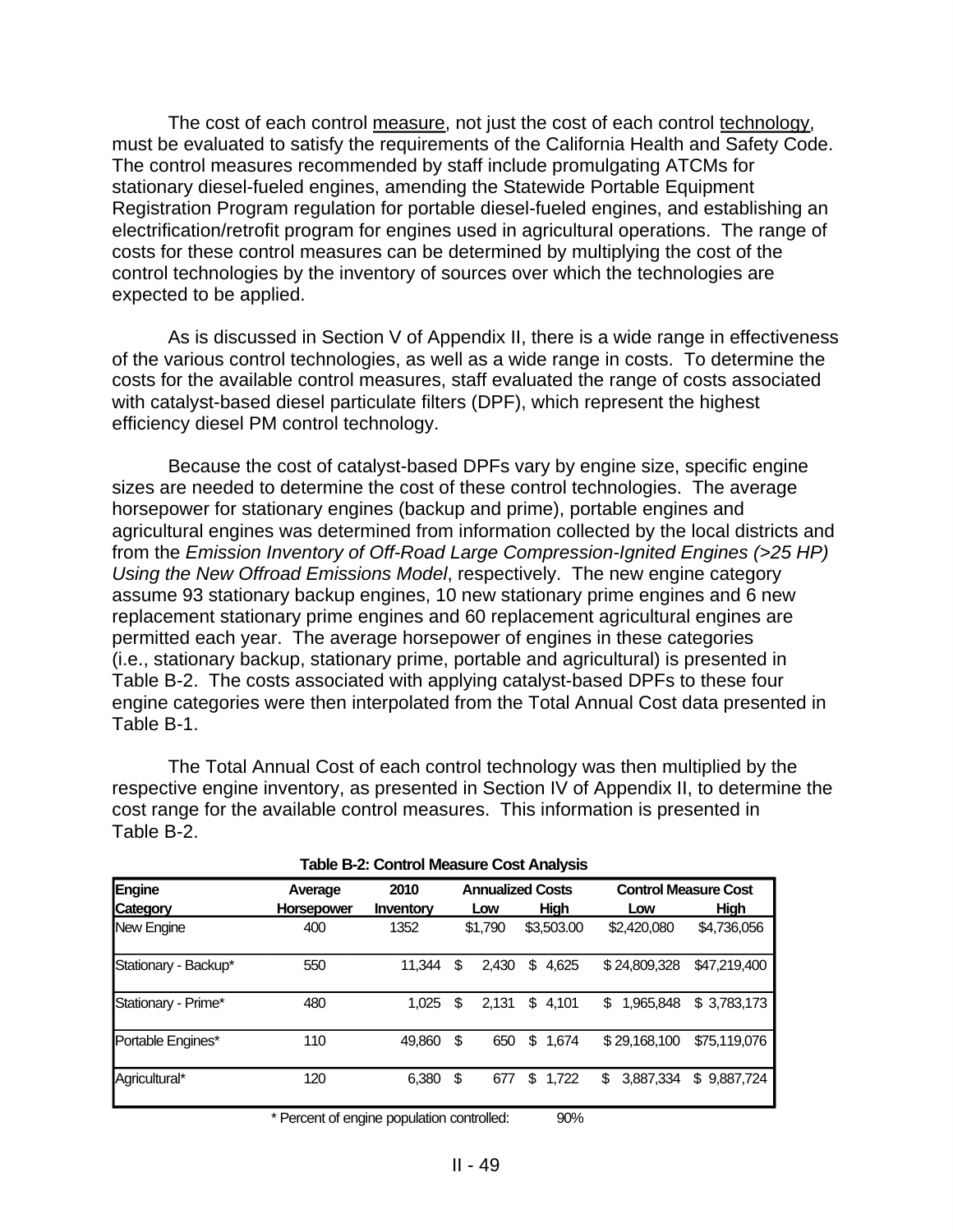The cost of each control measure, not just the cost of each control technology, must be evaluated to satisfy the requirements of the California Health and Safety Code. The control measures recommended by staff include promulgating ATCMs for stationary diesel-fueled engines, amending the Statewide Portable Equipment Registration Program regulation for portable diesel-fueled engines, and establishing an electrification/retrofit program for engines used in agricultural operations. The range of costs for these control measures can be determined by multiplying the cost of the control technologies by the inventory of sources over which the technologies are expected to be applied.

As is discussed in Section V of Appendix II, there is a wide range in effectiveness of the various control technologies, as well as a wide range in costs. To determine the costs for the available control measures, staff evaluated the range of costs associated with catalyst-based diesel particulate filters (DPF), which represent the highest efficiency diesel PM control technology.

Because the cost of catalyst-based DPFs vary by engine size, specific engine sizes are needed to determine the cost of these control technologies. The average horsepower for stationary engines (backup and prime), portable engines and agricultural engines was determined from information collected by the local districts and from the *Emission Inventory of Off-Road Large Compression-Ignited Engines (>25 HP) Using the New Offroad Emissions Model*, respectively. The new engine category assume 93 stationary backup engines, 10 new stationary prime engines and 6 new replacement stationary prime engines and 60 replacement agricultural engines are permitted each year. The average horsepower of engines in these categories (i.e., stationary backup, stationary prime, portable and agricultural) is presented in Table B-2. The costs associated with applying catalyst-based DPFs to these four engine categories were then interpolated from the Total Annual Cost data presented in Table B-1.

The Total Annual Cost of each control technology was then multiplied by the respective engine inventory, as presented in Section IV of Appendix II, to determine the cost range for the available control measures. This information is presented in Table B-2.

**Table B-2: Control Measure Cost Analysis**

| Engine Category | Average Horsepower | 2010 Inventory | Annualized Costs Low | Annualized Costs High | Control Measure Cost Low | Control Measure Cost High |
|---|---|---|---|---|---|---|
| New Engine | 400 | 1352 | $1,790 | $3,503.00 | $2,420,080 | $4,736,056 |
| Stationary - Backup* | 550 | 11,344 | $ 2,430 | $ 4,625 | $ 24,809,328 | $47,219,400 |
| Stationary - Prime* | 480 | 1,025 | $ 2,131 | $ 4,101 | $ 1,965,848 | $ 3,783,173 |
| Portable Engines* | 110 | 49,860 | $ 650 | $ 1,674 | $ 29,168,100 | $75,119,076 |
| Agricultural* | 120 | 6,380 | $ 677 | $ 1,722 | $ 3,887,334 | $ 9,887,724 |

\* Percent of engine population controlled: 90%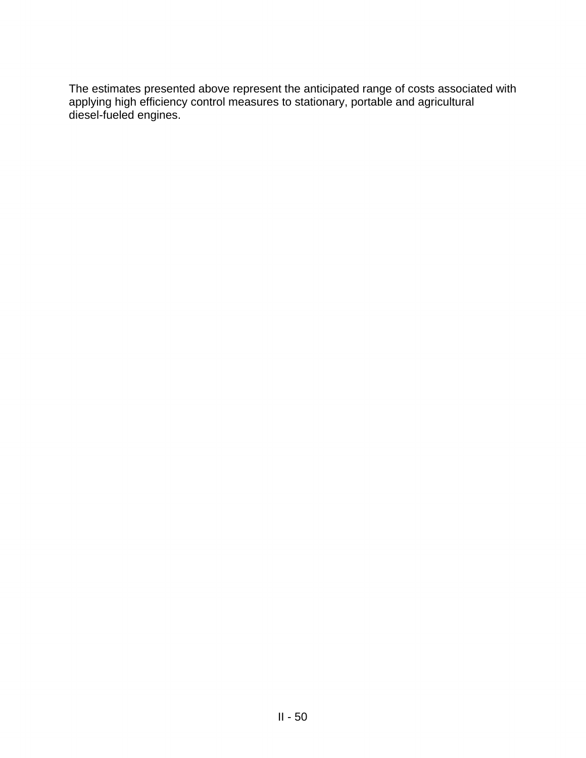The estimates presented above represent the anticipated range of costs associated with applying high efficiency control measures to stationary, portable and agricultural diesel-fueled engines.